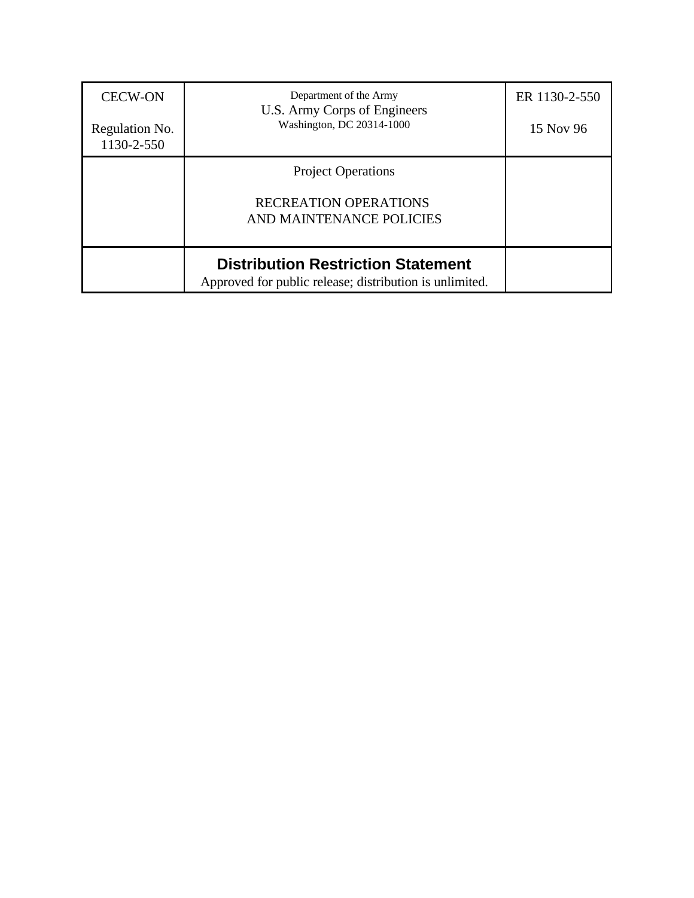| CECW-ON<br><br>Regulation No. 1130-2-550 | Department of the Army<br>U.S. Army Corps of Engineers<br>Washington, DC 20314-1000 | ER 1130-2-550<br><br>15 Nov 96 |
|---|---|---|
| | Project Operations<br><br>RECREATION OPERATIONS<br>AND MAINTENANCE POLICIES | |
| | **Distribution Restriction Statement**<br>Approved for public release; distribution is unlimited. | |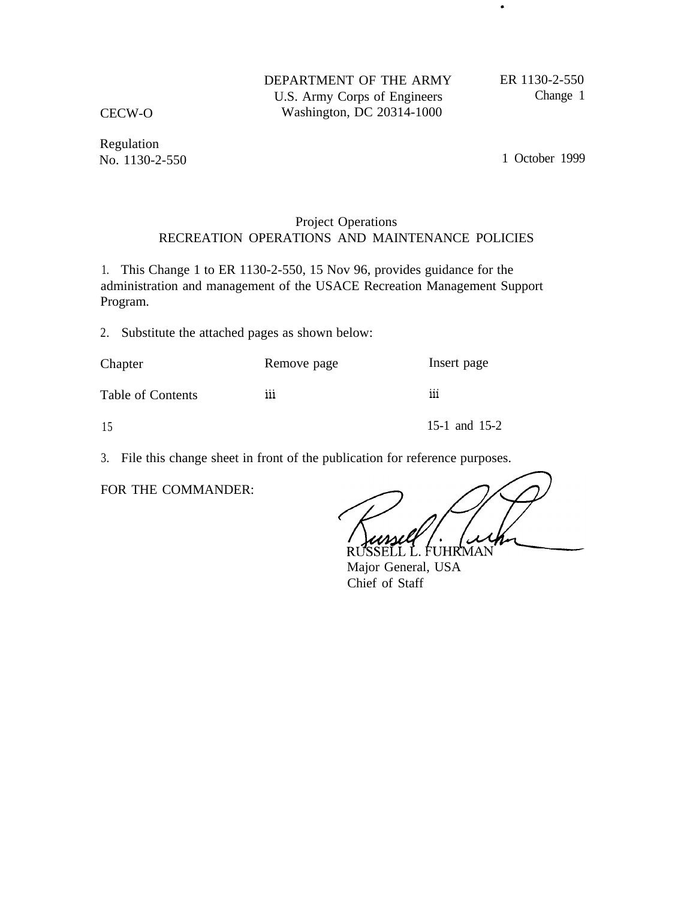CECW-O

DEPARTMENT OF THE ARMY
U.S. Army Corps of Engineers
Washington, DC 20314-1000

ER 1130-2-550
Change 1

Regulation
No. 1130-2-550

1 October 1999

## Project Operations
## RECREATION OPERATIONS AND MAINTENANCE POLICIES

1. This Change 1 to ER 1130-2-550, 15 Nov 96, provides guidance for the administration and management of the USACE Recreation Management Support Program.

2. Substitute the attached pages as shown below:

| Chapter | Remove page | Insert page |
|---|---|---|
| Table of Contents | iii | iii |
| 15 | | 15-1 and 15-2 |

3. File this change sheet in front of the publication for reference purposes.

FOR THE COMMANDER:

RUSSELL L. FUHRMAN
Major General, USA
Chief of Staff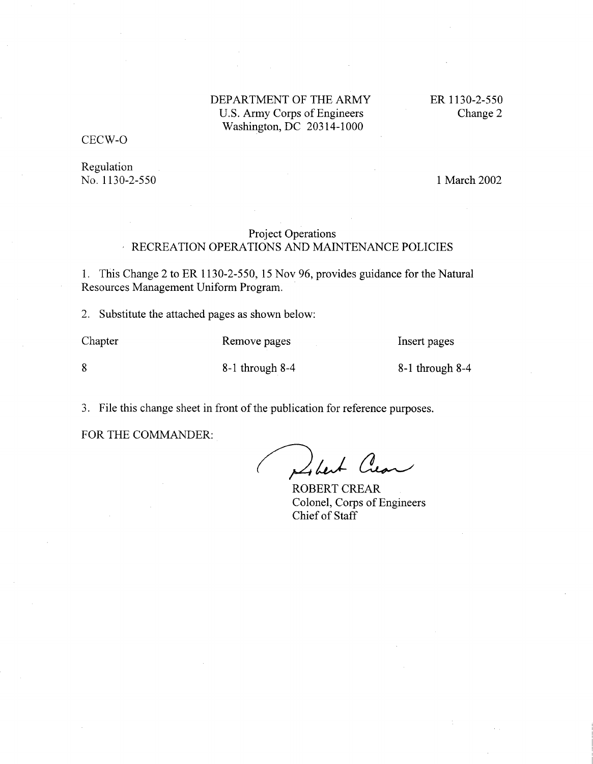DEPARTMENT OF THE ARMY
U.S. Army Corps of Engineers
Washington, DC 20314-1000

ER 1130-2-550
Change 2

CECW-O

Regulation
No. 1130-2-550

1 March 2002

# Project Operations
## RECREATION OPERATIONS AND MAINTENANCE POLICIES

1. This Change 2 to ER 1130-2-550, 15 Nov 96, provides guidance for the Natural Resources Management Uniform Program.

2. Substitute the attached pages as shown below:

| Chapter | Remove pages | Insert pages |
| --- | --- | --- |
| 8 | 8-1 through 8-4 | 8-1 through 8-4 |

3. File this change sheet in front of the publication for reference purposes.

FOR THE COMMANDER:

ROBERT CREAR
Colonel, Corps of Engineers
Chief of Staff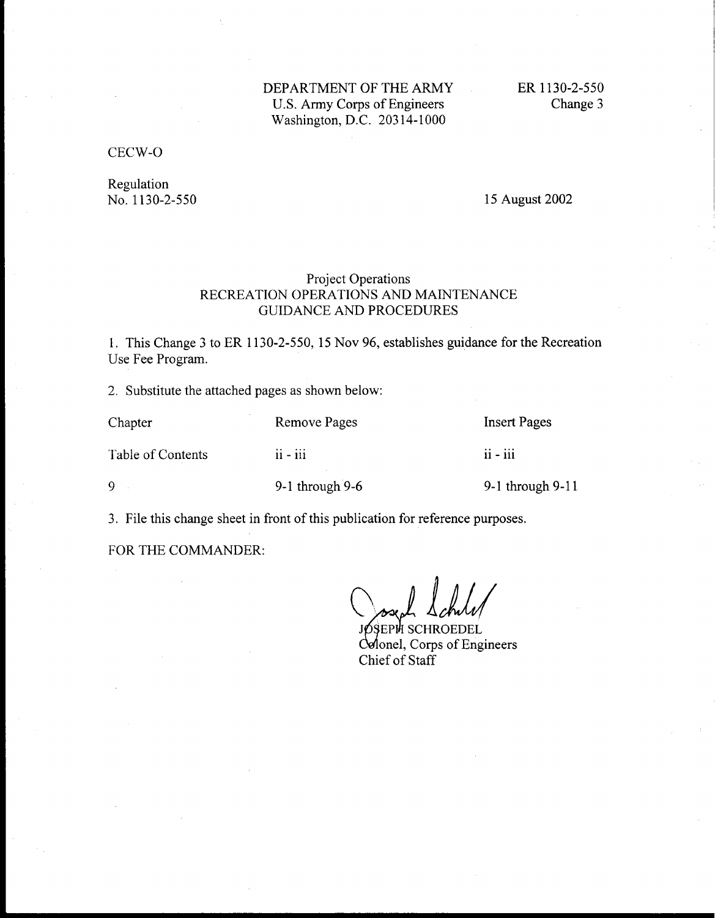DEPARTMENT OF THE ARMY
U.S. Army Corps of Engineers
Washington, D.C. 20314-1000

ER 1130-2-550
Change 3

CECW-O

Regulation
No. 1130-2-550

15 August 2002

# Project Operations
# RECREATION OPERATIONS AND MAINTENANCE GUIDANCE AND PROCEDURES

1. This Change 3 to ER 1130-2-550, 15 Nov 96, establishes guidance for the Recreation Use Fee Program.

2. Substitute the attached pages as shown below:

| Chapter | Remove Pages | Insert Pages |
|---|---|---|
| Table of Contents | ii - iii | ii - iii |
| 9 | 9-1 through 9-6 | 9-1 through 9-11 |

3. File this change sheet in front of this publication for reference purposes.

FOR THE COMMANDER:

JOSEPH SCHROEDEL
Colonel, Corps of Engineers
Chief of Staff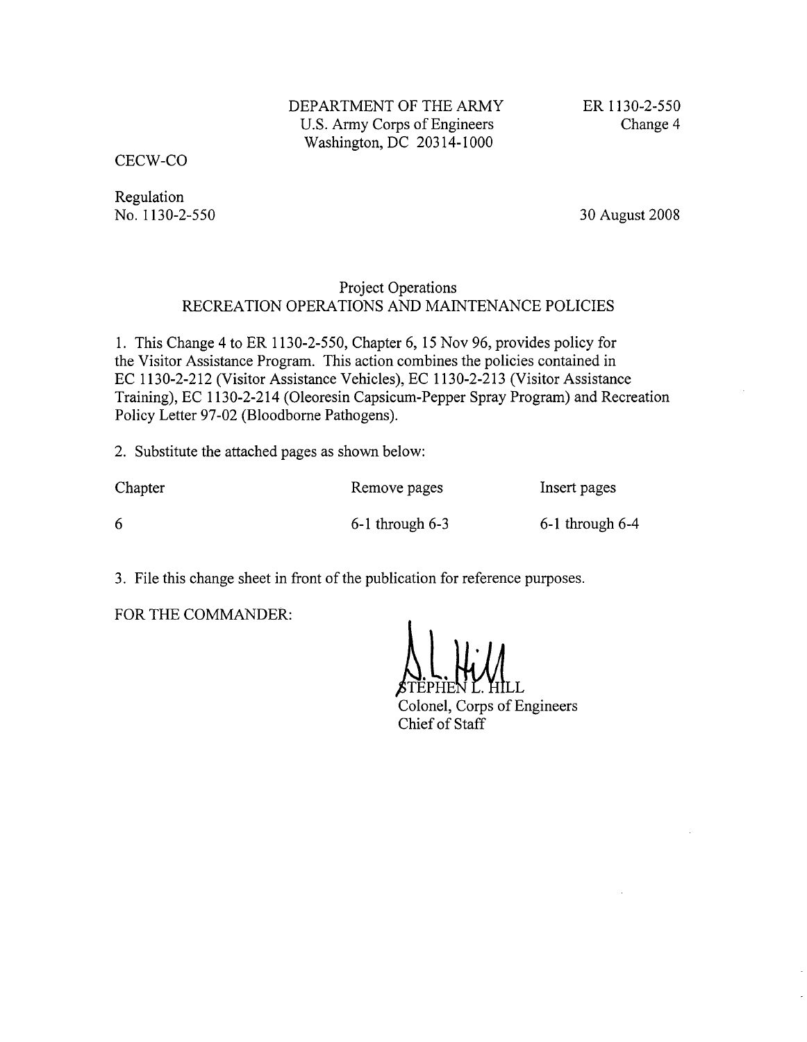DEPARTMENT OF THE ARMY
U.S. Army Corps of Engineers
Washington, DC 20314-1000

ER 1130-2-550
Change 4

CECW-CO

Regulation
No. 1130-2-550

30 August 2008

## Project Operations
## RECREATION OPERATIONS AND MAINTENANCE POLICIES

1. This Change 4 to ER 1130-2-550, Chapter 6, 15 Nov 96, provides policy for the Visitor Assistance Program. This action combines the policies contained in EC 1130-2-212 (Visitor Assistance Vehicles), EC 1130-2-213 (Visitor Assistance Training), EC 1130-2-214 (Oleoresin Capsicum-Pepper Spray Program) and Recreation Policy Letter 97-02 (Bloodborne Pathogens).

2. Substitute the attached pages as shown below:

| Chapter | Remove pages | Insert pages |
|---|---|---|
| 6 | 6-1 through 6-3 | 6-1 through 6-4 |

3. File this change sheet in front of the publication for reference purposes.

FOR THE COMMANDER:

STEPHEN L. HILL
Colonel, Corps of Engineers
Chief of Staff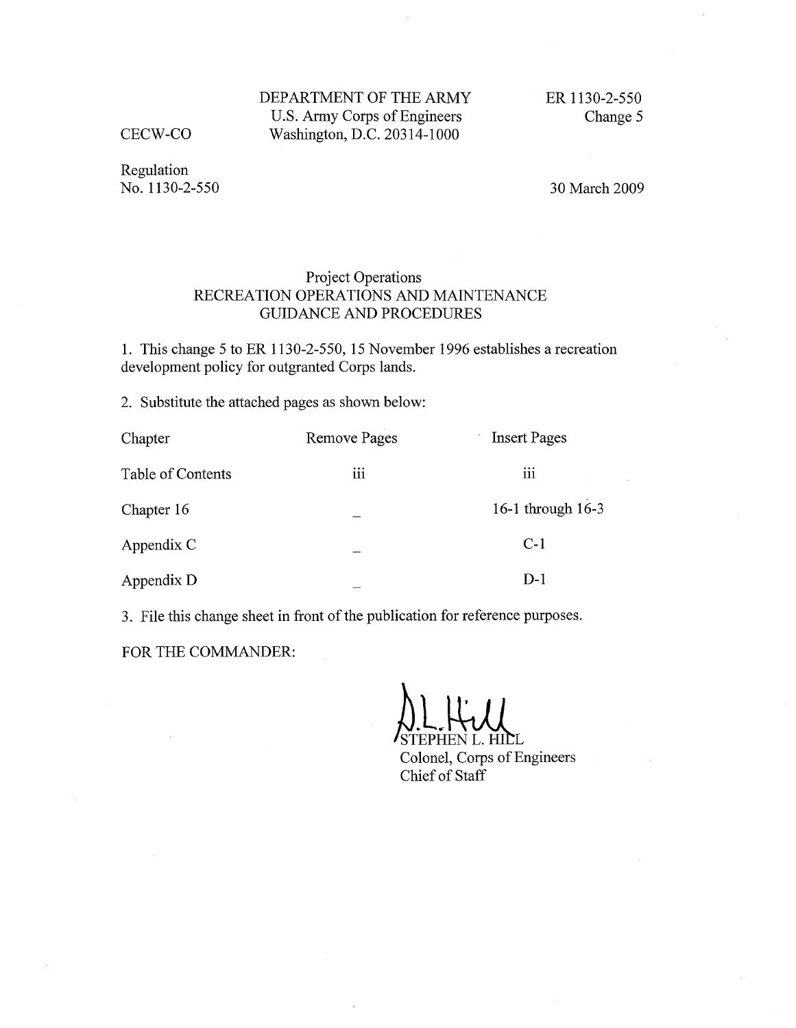CECW-CO

DEPARTMENT OF THE ARMY
U.S. Army Corps of Engineers
Washington, D.C. 20314-1000

ER 1130-2-550
Change 5

Regulation
No. 1130-2-550

30 March 2009

## Project Operations
## RECREATION OPERATIONS AND MAINTENANCE GUIDANCE AND PROCEDURES

1. This change 5 to ER 1130-2-550, 15 November 1996 establishes a recreation development policy for outgranted Corps lands.

2. Substitute the attached pages as shown below:

| Chapter | Remove Pages | Insert Pages |
|---|---|---|
| Table of Contents | iii | iii |
| Chapter 16 | _ | 16-1 through 16-3 |
| Appendix C | _ | C-1 |
| Appendix D | _ | D-1 |

3. File this change sheet in front of the publication for reference purposes.

FOR THE COMMANDER:

STEPHEN L. HILL
Colonel, Corps of Engineers
Chief of Staff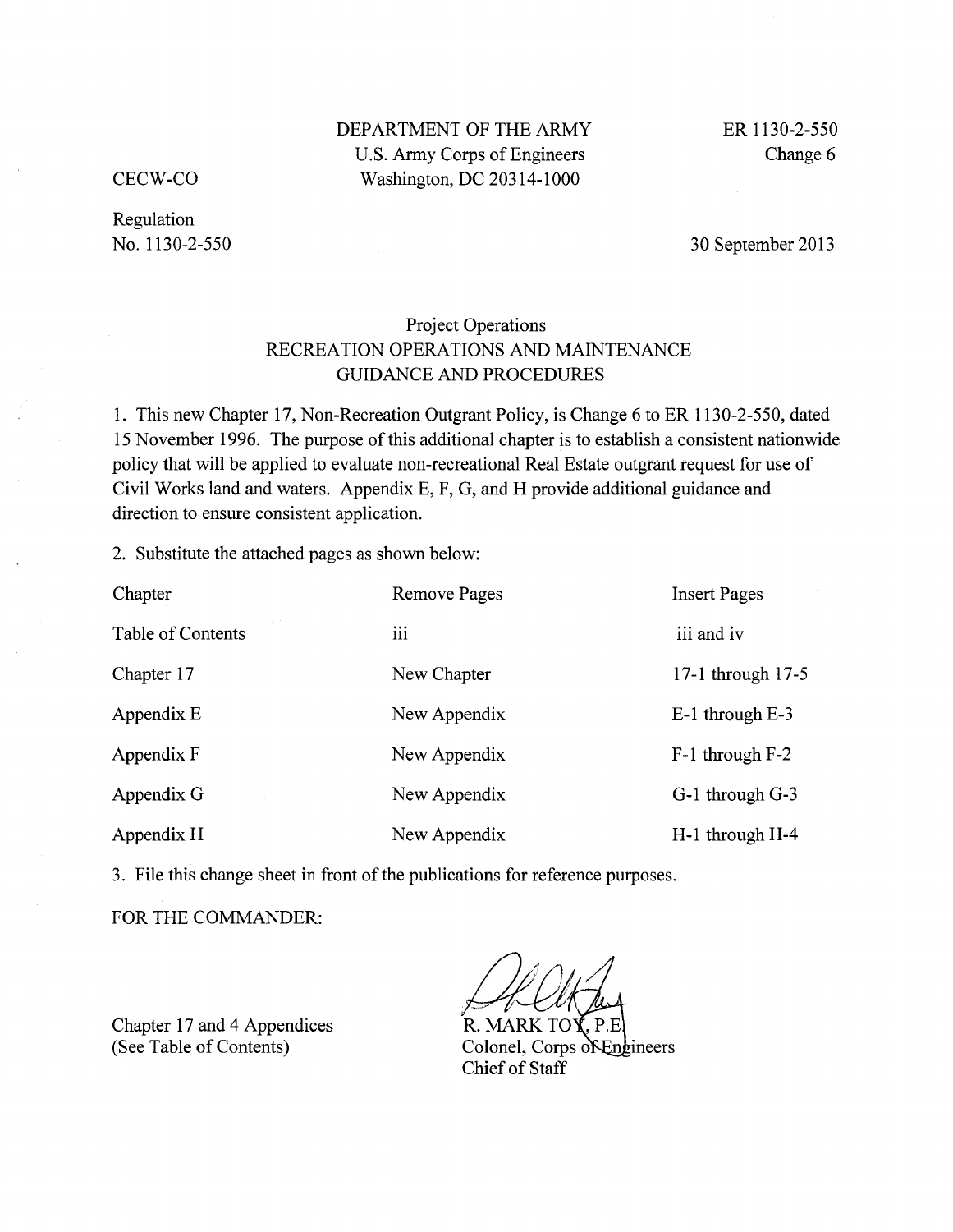DEPARTMENT OF THE ARMY
U.S. Army Corps of Engineers
Washington, DC 20314-1000

ER 1130-2-550
Change 6

CECW-CO

Regulation
No. 1130-2-550

30 September 2013

# Project Operations
# RECREATION OPERATIONS AND MAINTENANCE GUIDANCE AND PROCEDURES

1. This new Chapter 17, Non-Recreation Outgrant Policy, is Change 6 to ER 1130-2-550, dated 15 November 1996. The purpose of this additional chapter is to establish a consistent nationwide policy that will be applied to evaluate non-recreational Real Estate outgrant request for use of Civil Works land and waters. Appendix E, F, G, and H provide additional guidance and direction to ensure consistent application.

2. Substitute the attached pages as shown below:

| Chapter | Remove Pages | Insert Pages |
|---|---|---|
| Table of Contents | iii | iii and iv |
| Chapter 17 | New Chapter | 17-1 through 17-5 |
| Appendix E | New Appendix | E-1 through E-3 |
| Appendix F | New Appendix | F-1 through F-2 |
| Appendix G | New Appendix | G-1 through G-3 |
| Appendix H | New Appendix | H-1 through H-4 |

3. File this change sheet in front of the publications for reference purposes.

FOR THE COMMANDER:

Chapter 17 and 4 Appendices
(See Table of Contents)

R. MARK TOY, P.E.
Colonel, Corps of Engineers
Chief of Staff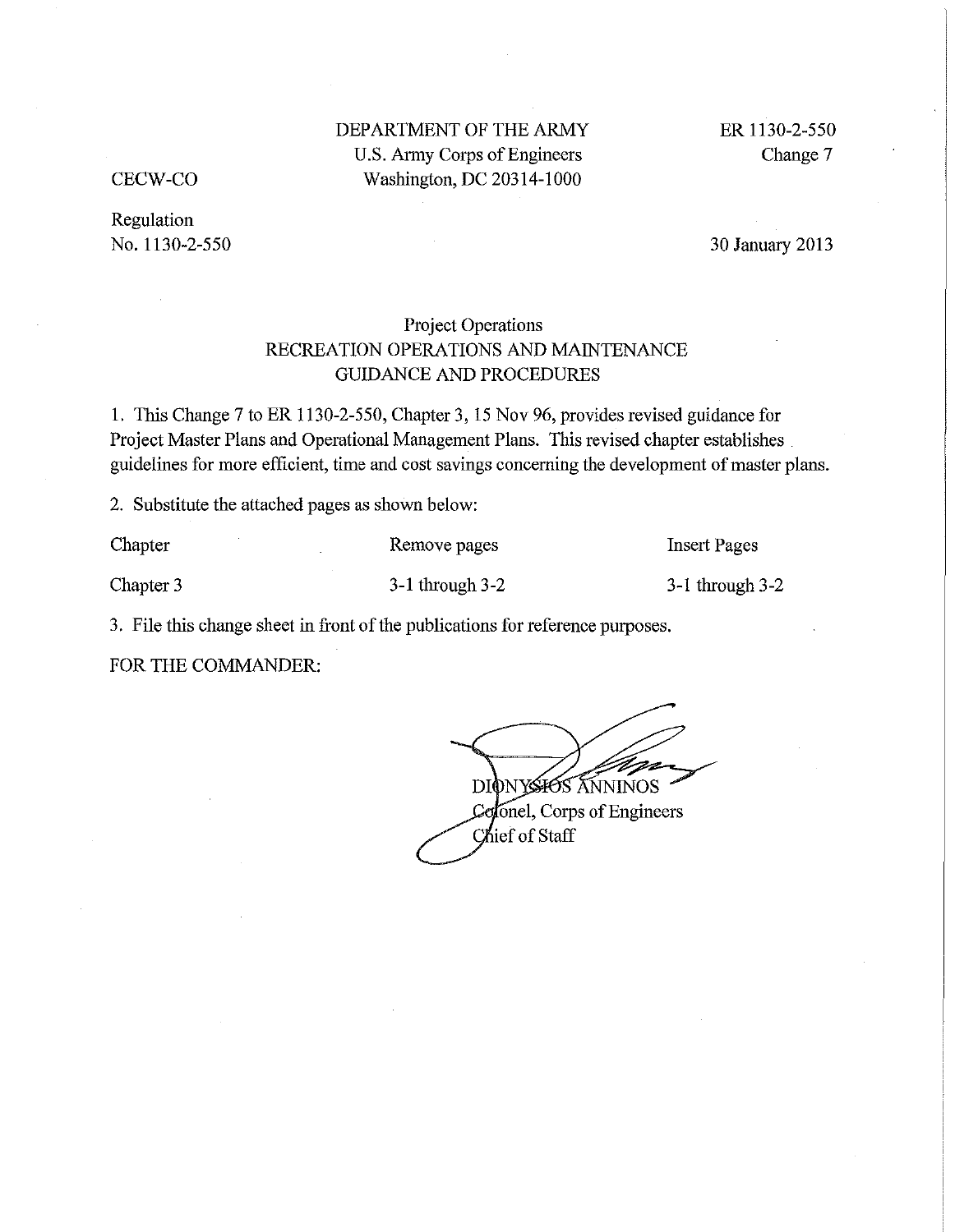CECW-CO

DEPARTMENT OF THE ARMY
U.S. Army Corps of Engineers
Washington, DC 20314-1000

ER 1130-2-550
Change 7

Regulation
No. 1130-2-550

30 January 2013

Project Operations
RECREATION OPERATIONS AND MAINTENANCE
GUIDANCE AND PROCEDURES

1. This Change 7 to ER 1130-2-550, Chapter 3, 15 Nov 96, provides revised guidance for Project Master Plans and Operational Management Plans. This revised chapter establishes guidelines for more efficient, time and cost savings concerning the development of master plans.

2. Substitute the attached pages as shown below:

| Chapter | Remove pages | Insert Pages |
|---|---|---|
| Chapter 3 | 3-1 through 3-2 | 3-1 through 3-2 |

3. File this change sheet in front of the publications for reference purposes.

FOR THE COMMANDER:

DIONYSIOS ANNINOS
Colonel, Corps of Engineers
Chief of Staff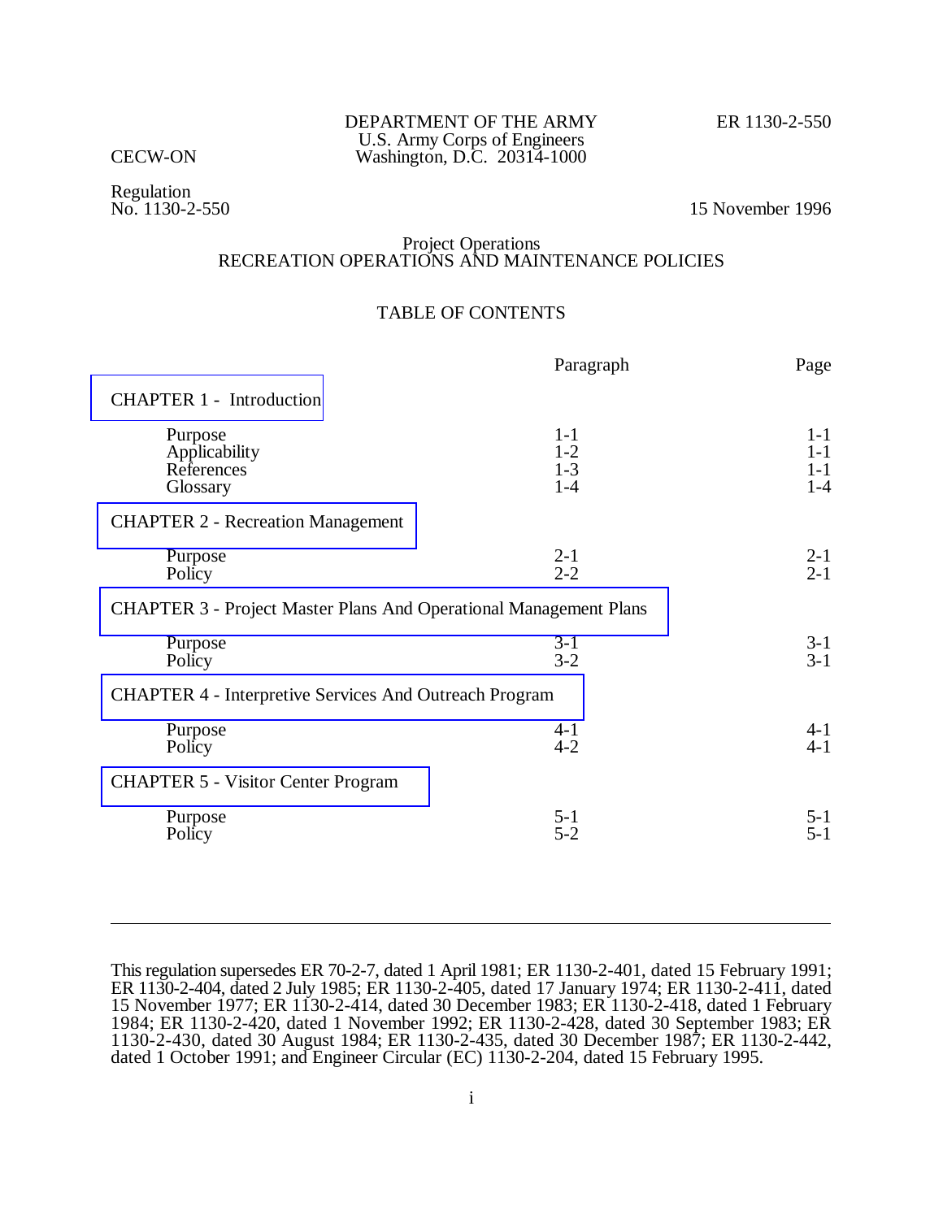DEPARTMENT OF THE ARMY
U.S. Army Corps of Engineers
Washington, D.C. 20314-1000

CECW-ON

ER 1130-2-550

Regulation
No. 1130-2-550

15 November 1996

# Project Operations
# RECREATION OPERATIONS AND MAINTENANCE POLICIES

## TABLE OF CONTENTS

| | Paragraph | Page |
|---|---|---|
| **CHAPTER 1 - Introduction** | | |
| Purpose | 1-1 | 1-1 |
| Applicability | 1-2 | 1-1 |
| References | 1-3 | 1-1 |
| Glossary | 1-4 | 1-4 |
| **CHAPTER 2 - Recreation Management** | | |
| Purpose | 2-1 | 2-1 |
| Policy | 2-2 | 2-1 |
| **CHAPTER 3 - Project Master Plans And Operational Management Plans** | | |
| Purpose | 3-1 | 3-1 |
| Policy | 3-2 | 3-1 |
| **CHAPTER 4 - Interpretive Services And Outreach Program** | | |
| Purpose | 4-1 | 4-1 |
| Policy | 4-2 | 4-1 |
| **CHAPTER 5 - Visitor Center Program** | | |
| Purpose | 5-1 | 5-1 |
| Policy | 5-2 | 5-1 |

---

This regulation supersedes ER 70-2-7, dated 1 April 1981; ER 1130-2-401, dated 15 February 1991; ER 1130-2-404, dated 2 July 1985; ER 1130-2-405, dated 17 January 1974; ER 1130-2-411, dated 15 November 1977; ER 1130-2-414, dated 30 December 1983; ER 1130-2-418, dated 1 February 1984; ER 1130-2-420, dated 1 November 1992; ER 1130-2-428, dated 30 September 1983; ER 1130-2-430, dated 30 August 1984; ER 1130-2-435, dated 30 December 1987; ER 1130-2-442, dated 1 October 1991; and Engineer Circular (EC) 1130-2-204, dated 15 February 1995.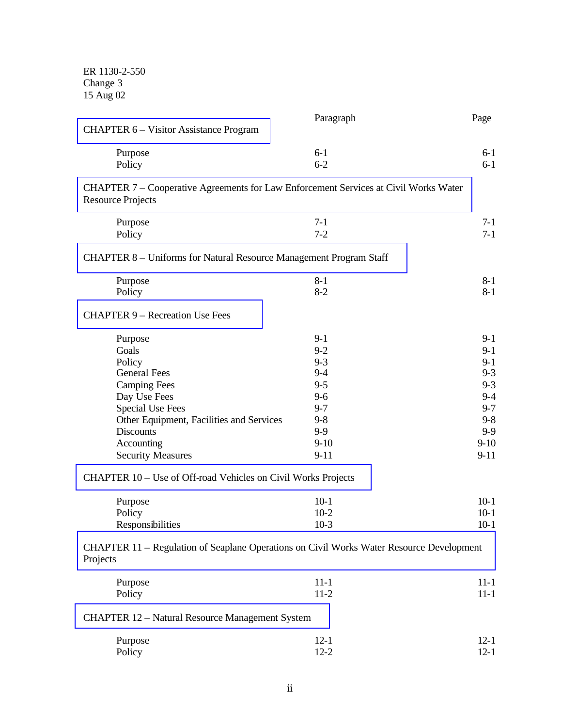ER 1130-2-550
Change 3
15 Aug 02

| | Paragraph | Page |
|---|---|---|
| **CHAPTER 6 – Visitor Assistance Program** | | |
| Purpose | 6-1 | 6-1 |
| Policy | 6-2 | 6-1 |
| **CHAPTER 7 – Cooperative Agreements for Law Enforcement Services at Civil Works Water Resource Projects** | | |
| Purpose | 7-1 | 7-1 |
| Policy | 7-2 | 7-1 |
| **CHAPTER 8 – Uniforms for Natural Resource Management Program Staff** | | |
| Purpose | 8-1 | 8-1 |
| Policy | 8-2 | 8-1 |
| **CHAPTER 9 – Recreation Use Fees** | | |
| Purpose | 9-1 | 9-1 |
| Goals | 9-2 | 9-1 |
| Policy | 9-3 | 9-1 |
| General Fees | 9-4 | 9-3 |
| Camping Fees | 9-5 | 9-3 |
| Day Use Fees | 9-6 | 9-4 |
| Special Use Fees | 9-7 | 9-7 |
| Other Equipment, Facilities and Services | 9-8 | 9-8 |
| Discounts | 9-9 | 9-9 |
| Accounting | 9-10 | 9-10 |
| Security Measures | 9-11 | 9-11 |
| **CHAPTER 10 – Use of Off-road Vehicles on Civil Works Projects** | | |
| Purpose | 10-1 | 10-1 |
| Policy | 10-2 | 10-1 |
| Responsibilities | 10-3 | 10-1 |
| **CHAPTER 11 – Regulation of Seaplane Operations on Civil Works Water Resource Development Projects** | | |
| Purpose | 11-1 | 11-1 |
| Policy | 11-2 | 11-1 |
| **CHAPTER 12 – Natural Resource Management System** | | |
| Purpose | 12-1 | 12-1 |
| Policy | 12-2 | 12-1 |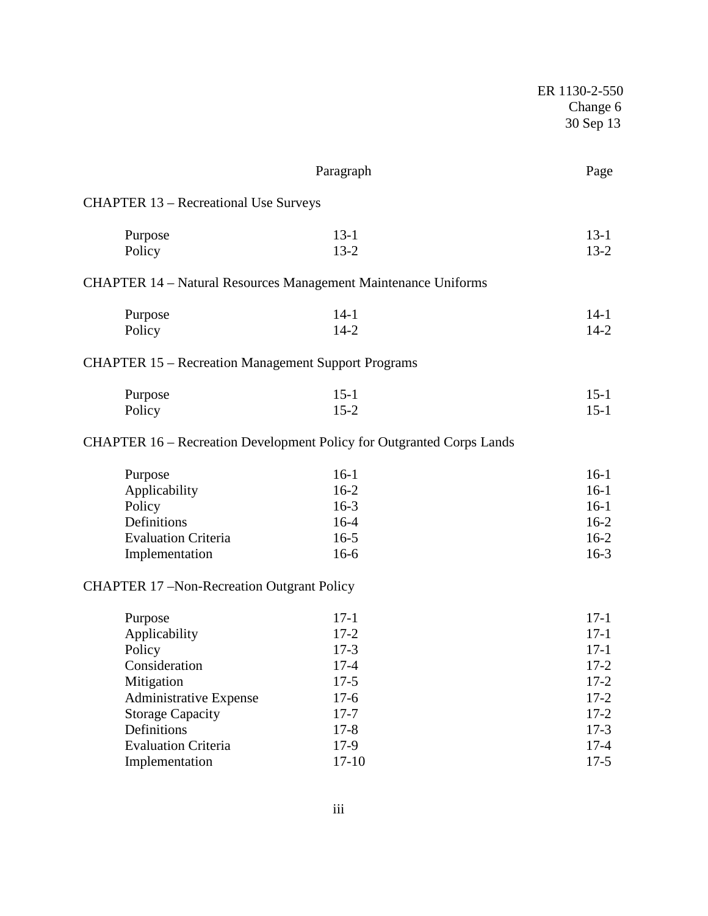| | Paragraph | Page |
|---|---|---|
| CHAPTER 13 – Recreational Use Surveys | | |
| Purpose | 13-1 | 13-1 |
| Policy | 13-2 | 13-2 |
| CHAPTER 14 – Natural Resources Management Maintenance Uniforms | | |
| Purpose | 14-1 | 14-1 |
| Policy | 14-2 | 14-2 |
| CHAPTER 15 – Recreation Management Support Programs | | |
| Purpose | 15-1 | 15-1 |
| Policy | 15-2 | 15-1 |
| CHAPTER 16 – Recreation Development Policy for Outgranted Corps Lands | | |
| Purpose | 16-1 | 16-1 |
| Applicability | 16-2 | 16-1 |
| Policy | 16-3 | 16-1 |
| Definitions | 16-4 | 16-2 |
| Evaluation Criteria | 16-5 | 16-2 |
| Implementation | 16-6 | 16-3 |
| CHAPTER 17 –Non-Recreation Outgrant Policy | | |
| Purpose | 17-1 | 17-1 |
| Applicability | 17-2 | 17-1 |
| Policy | 17-3 | 17-1 |
| Consideration | 17-4 | 17-2 |
| Mitigation | 17-5 | 17-2 |
| Administrative Expense | 17-6 | 17-2 |
| Storage Capacity | 17-7 | 17-2 |
| Definitions | 17-8 | 17-3 |
| Evaluation Criteria | 17-9 | 17-4 |
| Implementation | 17-10 | 17-5 |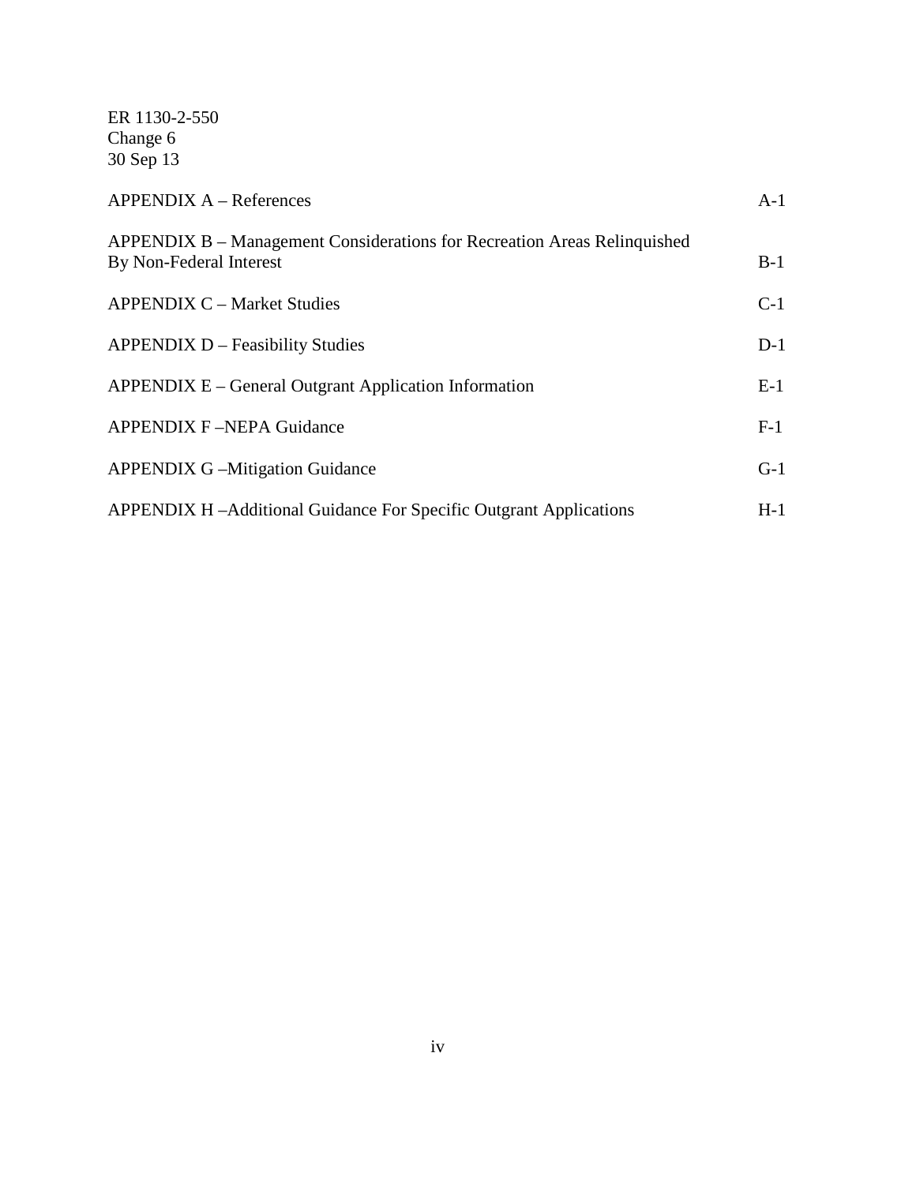| | |
|---|---|
| APPENDIX A – References | A-1 |
| APPENDIX B – Management Considerations for Recreation Areas Relinquished By Non-Federal Interest | B-1 |
| APPENDIX C – Market Studies | C-1 |
| APPENDIX D – Feasibility Studies | D-1 |
| APPENDIX E – General Outgrant Application Information | E-1 |
| APPENDIX F –NEPA Guidance | F-1 |
| APPENDIX G –Mitigation Guidance | G-1 |
| APPENDIX H –Additional Guidance For Specific Outgrant Applications | H-1 |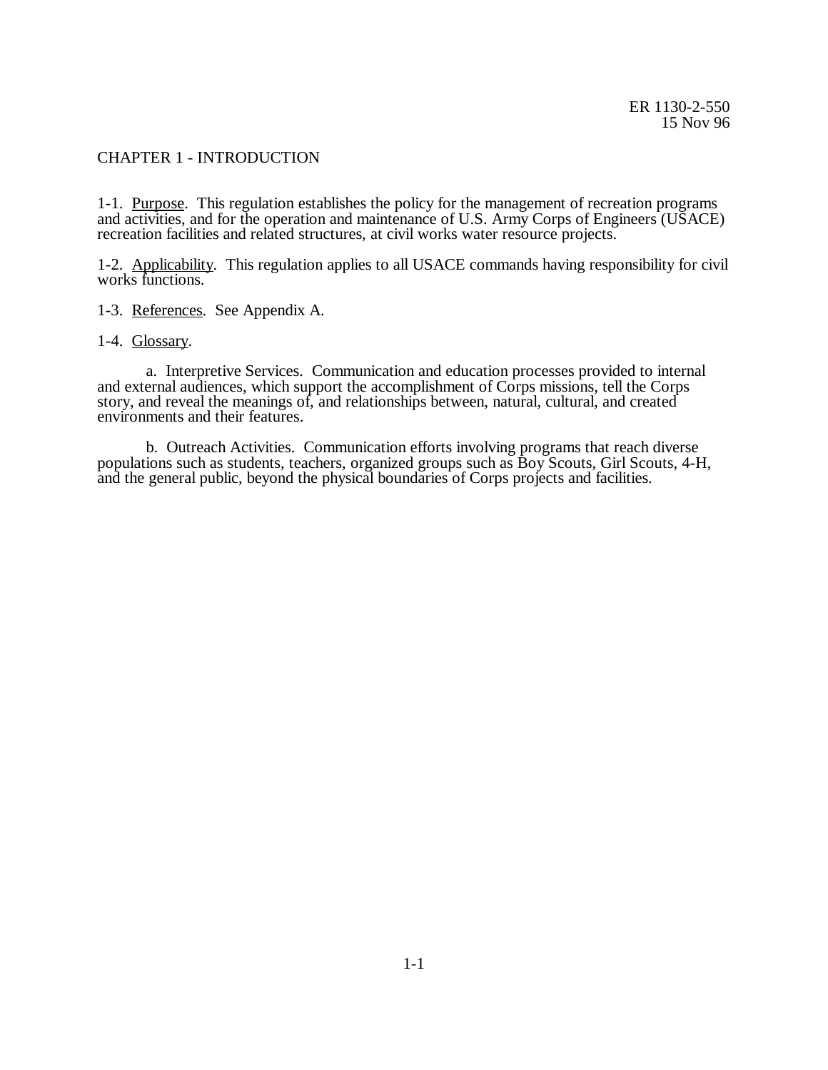# CHAPTER 1 - INTRODUCTION

1-1. Purpose. This regulation establishes the policy for the management of recreation programs and activities, and for the operation and maintenance of U.S. Army Corps of Engineers (USACE) recreation facilities and related structures, at civil works water resource projects.

1-2. Applicability. This regulation applies to all USACE commands having responsibility for civil works functions.

1-3. References. See Appendix A.

1-4. Glossary.

a. Interpretive Services. Communication and education processes provided to internal and external audiences, which support the accomplishment of Corps missions, tell the Corps story, and reveal the meanings of, and relationships between, natural, cultural, and created environments and their features.

b. Outreach Activities. Communication efforts involving programs that reach diverse populations such as students, teachers, organized groups such as Boy Scouts, Girl Scouts, 4-H, and the general public, beyond the physical boundaries of Corps projects and facilities.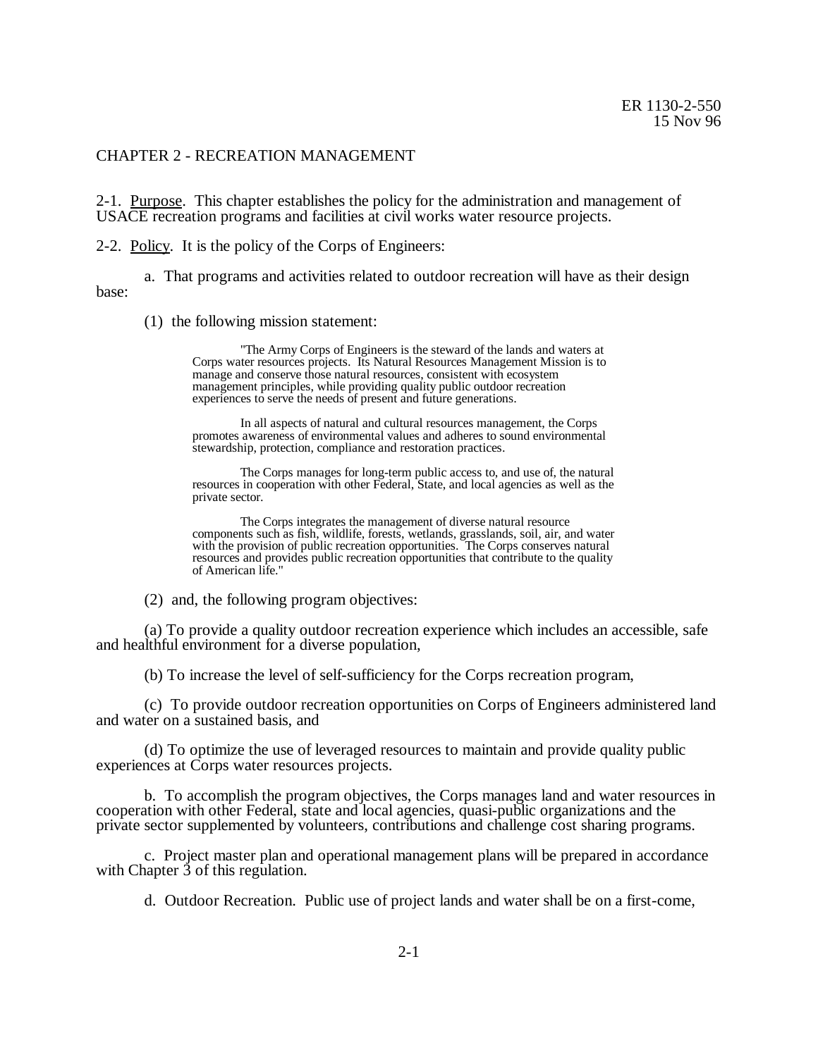## CHAPTER 2 - RECREATION MANAGEMENT

2-1. Purpose. This chapter establishes the policy for the administration and management of USACE recreation programs and facilities at civil works water resource projects.

2-2. Policy. It is the policy of the Corps of Engineers:

a. That programs and activities related to outdoor recreation will have as their design base:

(1) the following mission statement:

> "The Army Corps of Engineers is the steward of the lands and waters at Corps water resources projects. Its Natural Resources Management Mission is to manage and conserve those natural resources, consistent with ecosystem management principles, while providing quality public outdoor recreation experiences to serve the needs of present and future generations.
>
> In all aspects of natural and cultural resources management, the Corps promotes awareness of environmental values and adheres to sound environmental stewardship, protection, compliance and restoration practices.
>
> The Corps manages for long-term public access to, and use of, the natural resources in cooperation with other Federal, State, and local agencies as well as the private sector.
>
> The Corps integrates the management of diverse natural resource components such as fish, wildlife, forests, wetlands, grasslands, soil, air, and water with the provision of public recreation opportunities. The Corps conserves natural resources and provides public recreation opportunities that contribute to the quality of American life."

(2) and, the following program objectives:

(a) To provide a quality outdoor recreation experience which includes an accessible, safe and healthful environment for a diverse population,

(b) To increase the level of self-sufficiency for the Corps recreation program,

(c) To provide outdoor recreation opportunities on Corps of Engineers administered land and water on a sustained basis, and

(d) To optimize the use of leveraged resources to maintain and provide quality public experiences at Corps water resources projects.

b. To accomplish the program objectives, the Corps manages land and water resources in cooperation with other Federal, state and local agencies, quasi-public organizations and the private sector supplemented by volunteers, contributions and challenge cost sharing programs.

c. Project master plan and operational management plans will be prepared in accordance with Chapter 3 of this regulation.

d. Outdoor Recreation. Public use of project lands and water shall be on a first-come,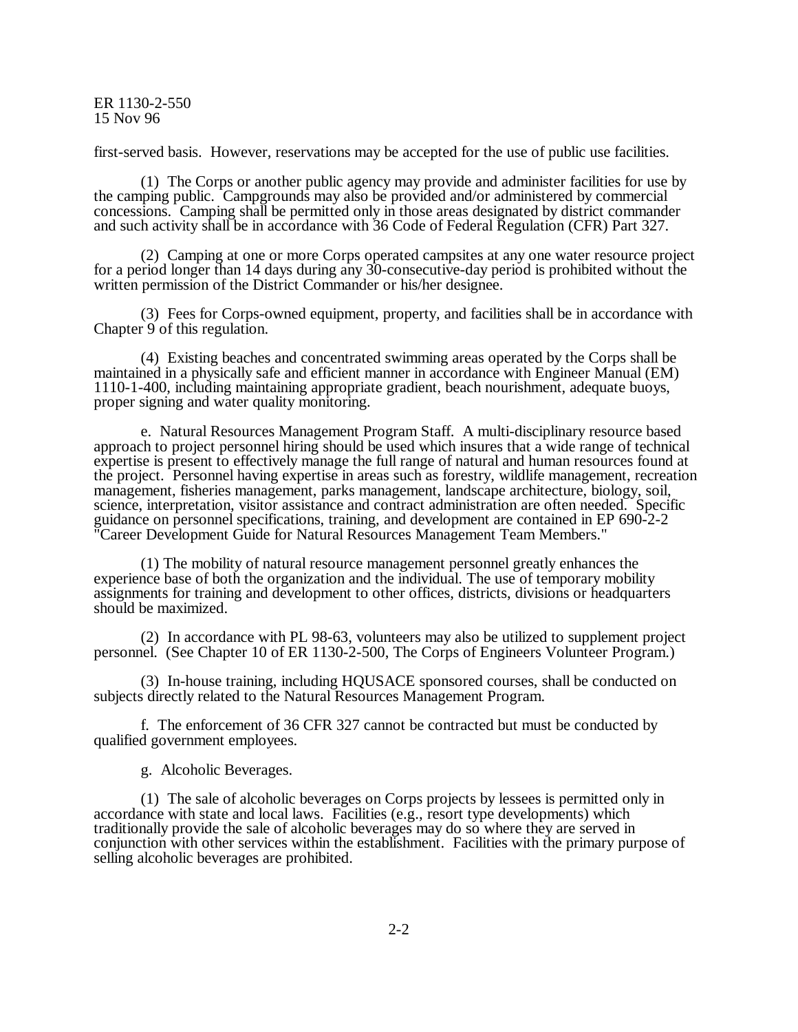first-served basis. However, reservations may be accepted for the use of public use facilities.

(1) The Corps or another public agency may provide and administer facilities for use by the camping public. Campgrounds may also be provided and/or administered by commercial concessions. Camping shall be permitted only in those areas designated by district commander and such activity shall be in accordance with 36 Code of Federal Regulation (CFR) Part 327.

(2) Camping at one or more Corps operated campsites at any one water resource project for a period longer than 14 days during any 30-consecutive-day period is prohibited without the written permission of the District Commander or his/her designee.

(3) Fees for Corps-owned equipment, property, and facilities shall be in accordance with Chapter 9 of this regulation.

(4) Existing beaches and concentrated swimming areas operated by the Corps shall be maintained in a physically safe and efficient manner in accordance with Engineer Manual (EM) 1110-1-400, including maintaining appropriate gradient, beach nourishment, adequate buoys, proper signing and water quality monitoring.

e. Natural Resources Management Program Staff. A multi-disciplinary resource based approach to project personnel hiring should be used which insures that a wide range of technical expertise is present to effectively manage the full range of natural and human resources found at the project. Personnel having expertise in areas such as forestry, wildlife management, recreation management, fisheries management, parks management, landscape architecture, biology, soil, science, interpretation, visitor assistance and contract administration are often needed. Specific guidance on personnel specifications, training, and development are contained in EP 690-2-2 "Career Development Guide for Natural Resources Management Team Members."

(1) The mobility of natural resource management personnel greatly enhances the experience base of both the organization and the individual. The use of temporary mobility assignments for training and development to other offices, districts, divisions or headquarters should be maximized.

(2) In accordance with PL 98-63, volunteers may also be utilized to supplement project personnel. (See Chapter 10 of ER 1130-2-500, The Corps of Engineers Volunteer Program.)

(3) In-house training, including HQUSACE sponsored courses, shall be conducted on subjects directly related to the Natural Resources Management Program.

f. The enforcement of 36 CFR 327 cannot be contracted but must be conducted by qualified government employees.

g. Alcoholic Beverages.

(1) The sale of alcoholic beverages on Corps projects by lessees is permitted only in accordance with state and local laws. Facilities (e.g., resort type developments) which traditionally provide the sale of alcoholic beverages may do so where they are served in conjunction with other services within the establishment. Facilities with the primary purpose of selling alcoholic beverages are prohibited.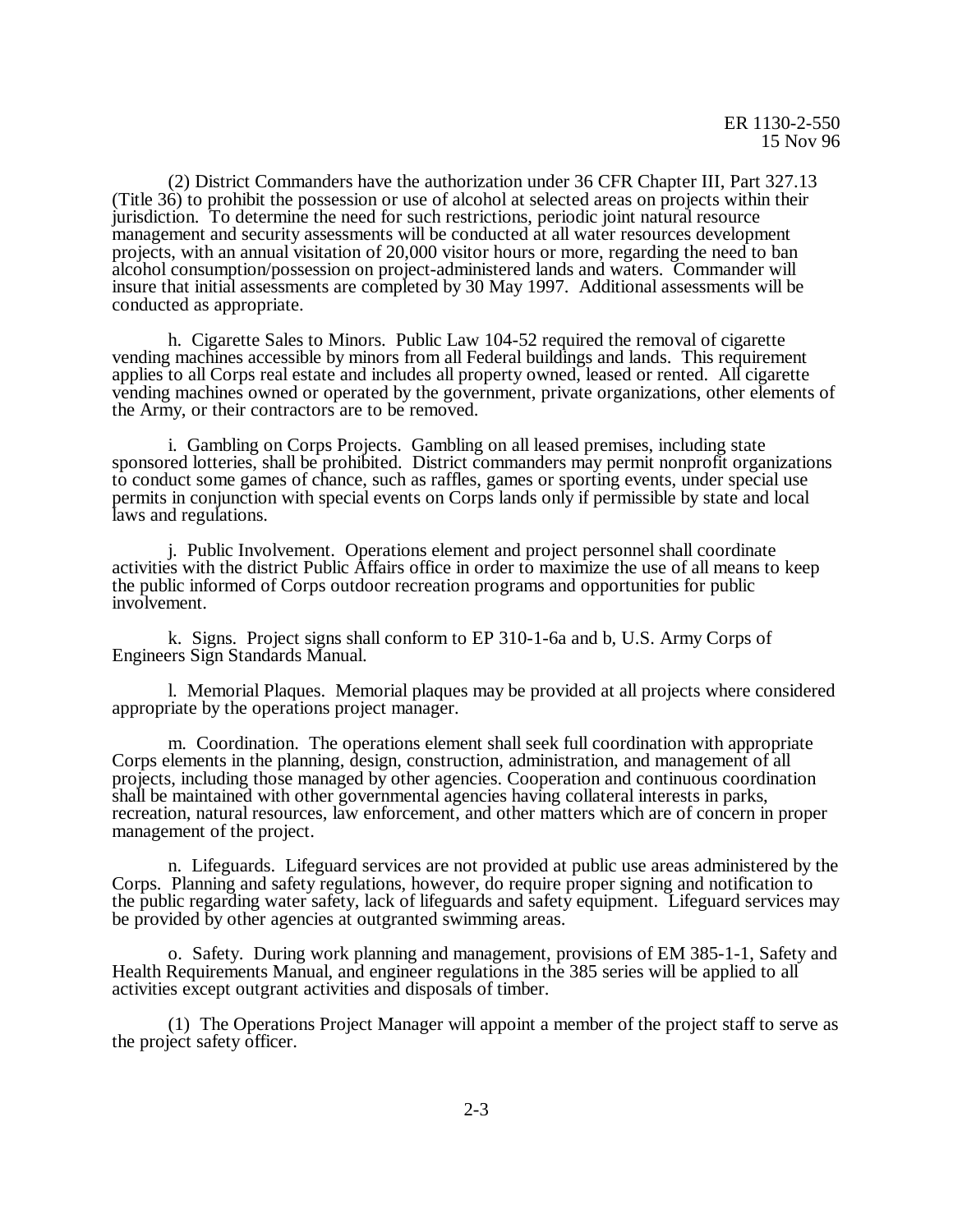(2) District Commanders have the authorization under 36 CFR Chapter III, Part 327.13 (Title 36) to prohibit the possession or use of alcohol at selected areas on projects within their jurisdiction. To determine the need for such restrictions, periodic joint natural resource management and security assessments will be conducted at all water resources development projects, with an annual visitation of 20,000 visitor hours or more, regarding the need to ban alcohol consumption/possession on project-administered lands and waters. Commander will insure that initial assessments are completed by 30 May 1997. Additional assessments will be conducted as appropriate.

h. Cigarette Sales to Minors. Public Law 104-52 required the removal of cigarette vending machines accessible by minors from all Federal buildings and lands. This requirement applies to all Corps real estate and includes all property owned, leased or rented. All cigarette vending machines owned or operated by the government, private organizations, other elements of the Army, or their contractors are to be removed.

i. Gambling on Corps Projects. Gambling on all leased premises, including state sponsored lotteries, shall be prohibited. District commanders may permit nonprofit organizations to conduct some games of chance, such as raffles, games or sporting events, under special use permits in conjunction with special events on Corps lands only if permissible by state and local laws and regulations.

j. Public Involvement. Operations element and project personnel shall coordinate activities with the district Public Affairs office in order to maximize the use of all means to keep the public informed of Corps outdoor recreation programs and opportunities for public involvement.

k. Signs. Project signs shall conform to EP 310-1-6a and b, U.S. Army Corps of Engineers Sign Standards Manual.

l. Memorial Plaques. Memorial plaques may be provided at all projects where considered appropriate by the operations project manager.

m. Coordination. The operations element shall seek full coordination with appropriate Corps elements in the planning, design, construction, administration, and management of all projects, including those managed by other agencies. Cooperation and continuous coordination shall be maintained with other governmental agencies having collateral interests in parks, recreation, natural resources, law enforcement, and other matters which are of concern in proper management of the project.

n. Lifeguards. Lifeguard services are not provided at public use areas administered by the Corps. Planning and safety regulations, however, do require proper signing and notification to the public regarding water safety, lack of lifeguards and safety equipment. Lifeguard services may be provided by other agencies at outgranted swimming areas.

o. Safety. During work planning and management, provisions of EM 385-1-1, Safety and Health Requirements Manual, and engineer regulations in the 385 series will be applied to all activities except outgrant activities and disposals of timber.

(1) The Operations Project Manager will appoint a member of the project staff to serve as the project safety officer.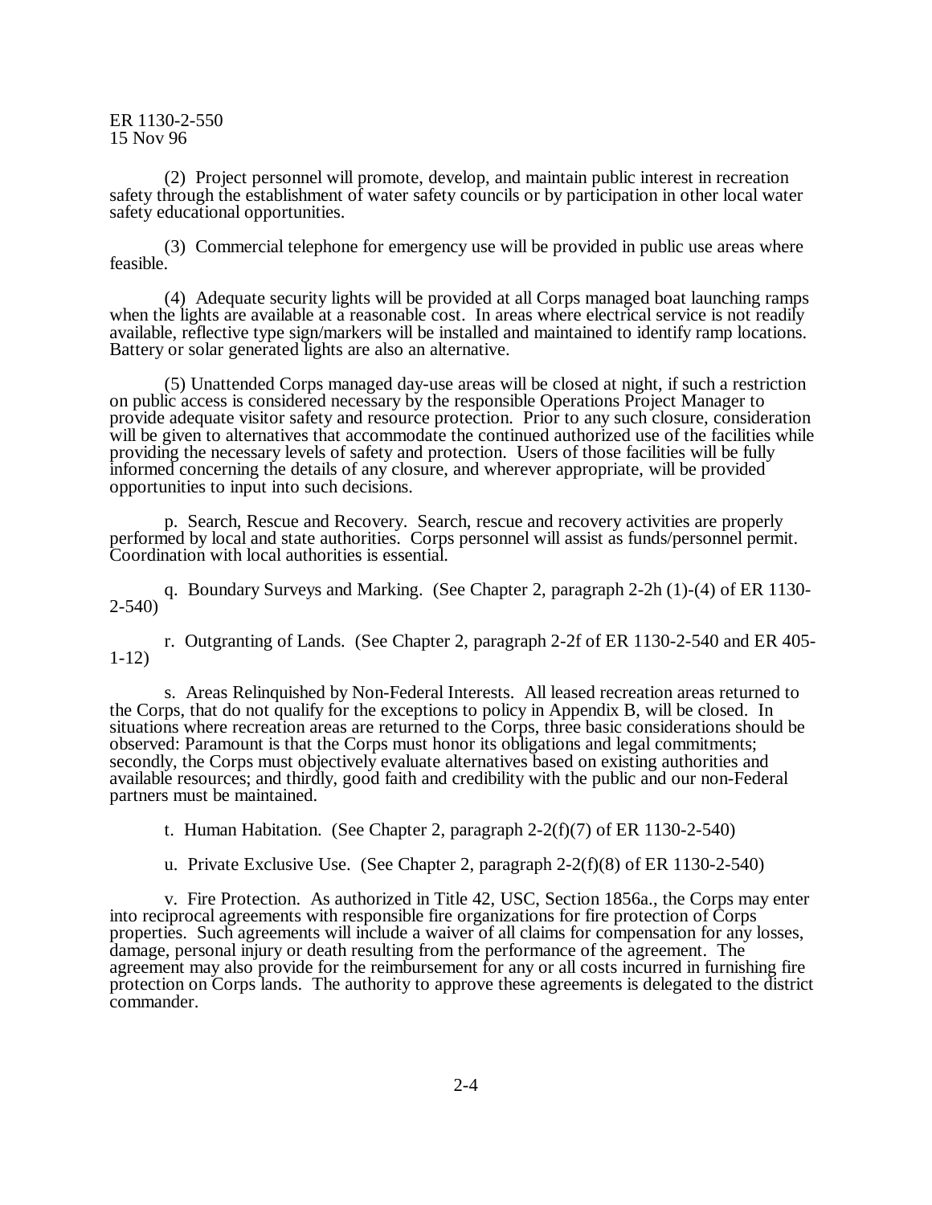(2) Project personnel will promote, develop, and maintain public interest in recreation safety through the establishment of water safety councils or by participation in other local water safety educational opportunities.

(3) Commercial telephone for emergency use will be provided in public use areas where feasible.

(4) Adequate security lights will be provided at all Corps managed boat launching ramps when the lights are available at a reasonable cost. In areas where electrical service is not readily available, reflective type sign/markers will be installed and maintained to identify ramp locations. Battery or solar generated lights are also an alternative.

(5) Unattended Corps managed day-use areas will be closed at night, if such a restriction on public access is considered necessary by the responsible Operations Project Manager to provide adequate visitor safety and resource protection. Prior to any such closure, consideration will be given to alternatives that accommodate the continued authorized use of the facilities while providing the necessary levels of safety and protection. Users of those facilities will be fully informed concerning the details of any closure, and wherever appropriate, will be provided opportunities to input into such decisions.

p. Search, Rescue and Recovery. Search, rescue and recovery activities are properly performed by local and state authorities. Corps personnel will assist as funds/personnel permit. Coordination with local authorities is essential.

q. Boundary Surveys and Marking. (See Chapter 2, paragraph 2-2h (1)-(4) of ER 1130-2-540)

r. Outgranting of Lands. (See Chapter 2, paragraph 2-2f of ER 1130-2-540 and ER 405-1-12)

s. Areas Relinquished by Non-Federal Interests. All leased recreation areas returned to the Corps, that do not qualify for the exceptions to policy in Appendix B, will be closed. In situations where recreation areas are returned to the Corps, three basic considerations should be observed: Paramount is that the Corps must honor its obligations and legal commitments; secondly, the Corps must objectively evaluate alternatives based on existing authorities and available resources; and thirdly, good faith and credibility with the public and our non-Federal partners must be maintained.

t. Human Habitation. (See Chapter 2, paragraph 2-2(f)(7) of ER 1130-2-540)

u. Private Exclusive Use. (See Chapter 2, paragraph 2-2(f)(8) of ER 1130-2-540)

v. Fire Protection. As authorized in Title 42, USC, Section 1856a., the Corps may enter into reciprocal agreements with responsible fire organizations for fire protection of Corps properties. Such agreements will include a waiver of all claims for compensation for any losses, damage, personal injury or death resulting from the performance of the agreement. The agreement may also provide for the reimbursement for any or all costs incurred in furnishing fire protection on Corps lands. The authority to approve these agreements is delegated to the district commander.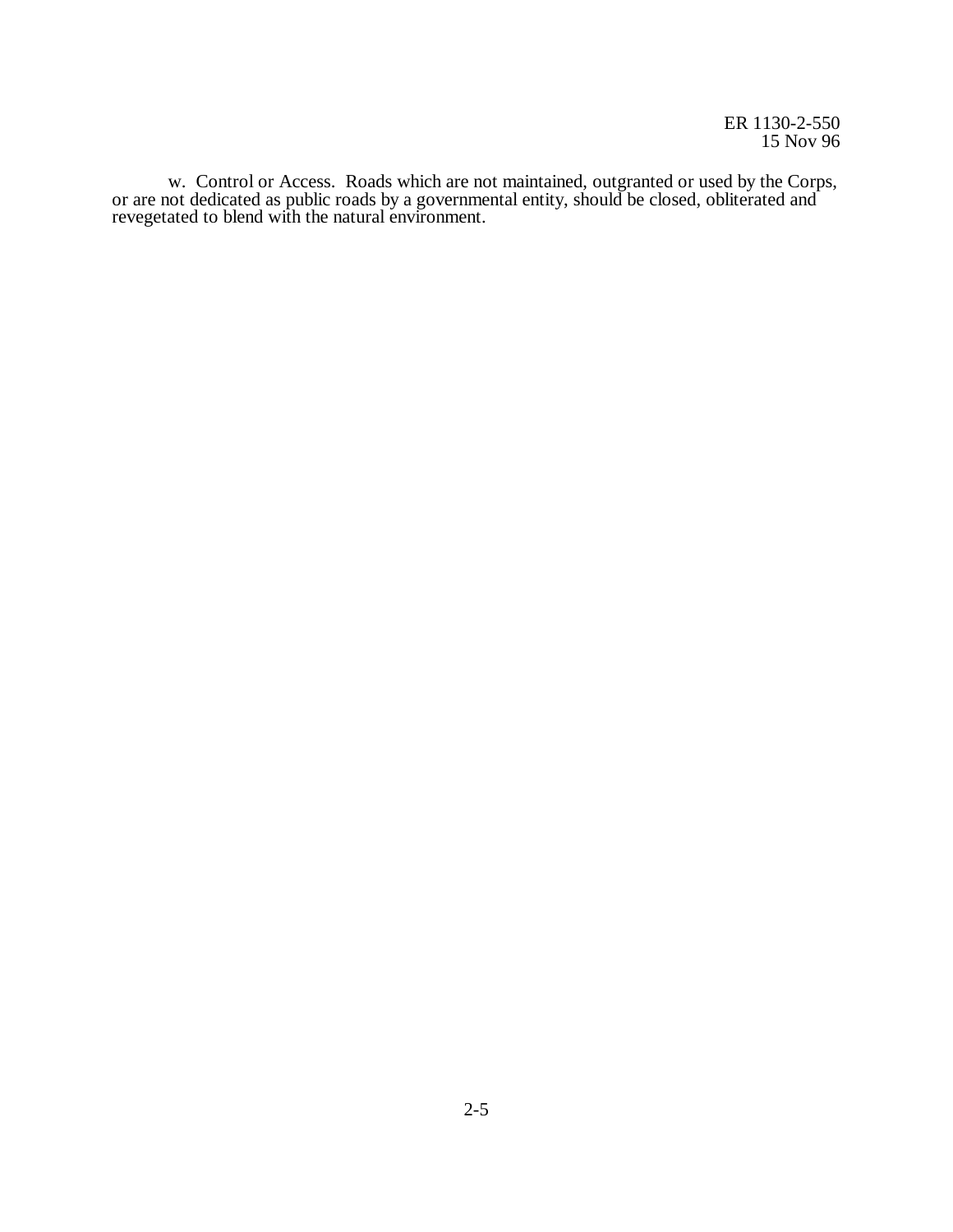w. Control or Access. Roads which are not maintained, outgranted or used by the Corps, or are not dedicated as public roads by a governmental entity, should be closed, obliterated and revegetated to blend with the natural environment.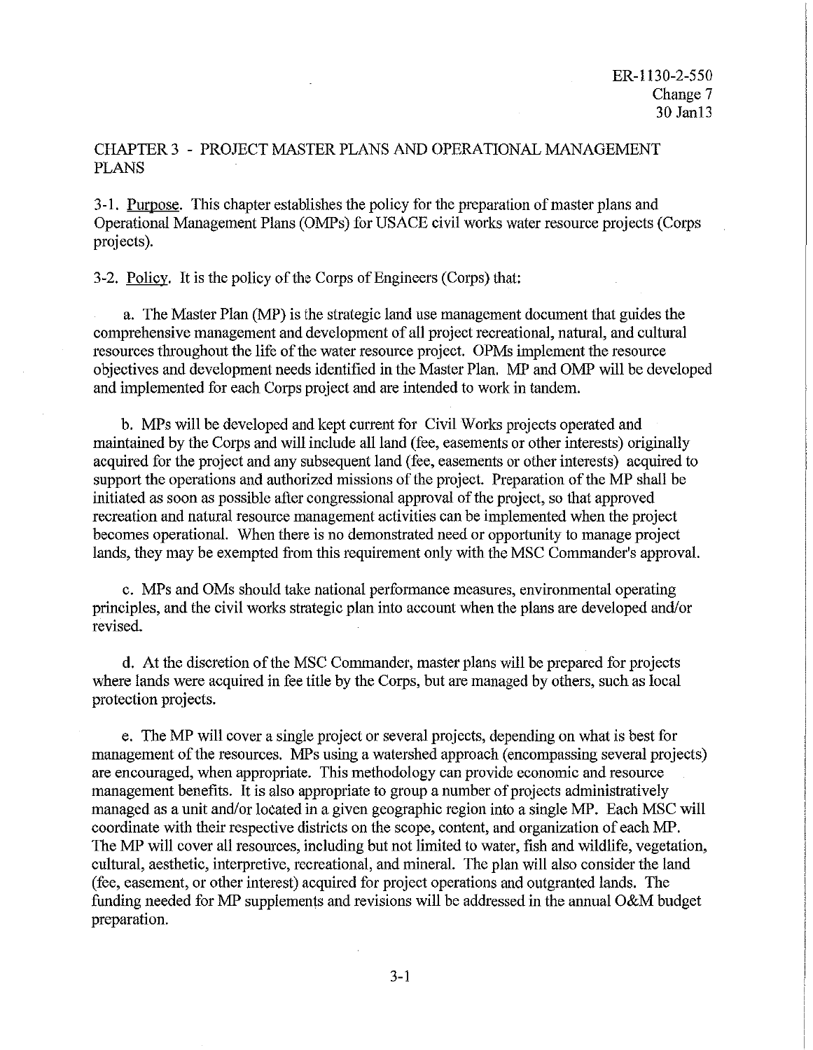# CHAPTER 3 - PROJECT MASTER PLANS AND OPERATIONAL MANAGEMENT PLANS

3-1. Purpose. This chapter establishes the policy for the preparation of master plans and Operational Management Plans (OMPs) for USACE civil works water resource projects (Corps projects).

3-2. Policy. It is the policy of the Corps of Engineers (Corps) that:

a. The Master Plan (MP) is the strategic land use management document that guides the comprehensive management and development of all project recreational, natural, and cultural resources throughout the life of the water resource project. OPMs implement the resource objectives and development needs identified in the Master Plan. MP and OMP will be developed and implemented for each Corps project and are intended to work in tandem.

b. MPs will be developed and kept current for Civil Works projects operated and maintained by the Corps and will include all land (fee, easements or other interests) originally acquired for the project and any subsequent land (fee, easements or other interests) acquired to support the operations and authorized missions of the project. Preparation of the MP shall be initiated as soon as possible after congressional approval of the project, so that approved recreation and natural resource management activities can be implemented when the project becomes operational. When there is no demonstrated need or opportunity to manage project lands, they may be exempted from this requirement only with the MSC Commander's approval.

c. MPs and OMs should take national performance measures, environmental operating principles, and the civil works strategic plan into account when the plans are developed and/or revised.

d. At the discretion of the MSC Commander, master plans will be prepared for projects where lands were acquired in fee title by the Corps, but are managed by others, such as local protection projects.

e. The MP will cover a single project or several projects, depending on what is best for management of the resources. MPs using a watershed approach (encompassing several projects) are encouraged, when appropriate. This methodology can provide economic and resource management benefits. It is also appropriate to group a number of projects administratively managed as a unit and/or located in a given geographic region into a single MP. Each MSC will coordinate with their respective districts on the scope, content, and organization of each MP. The MP will cover all resources, including but not limited to water, fish and wildlife, vegetation, cultural, aesthetic, interpretive, recreational, and mineral. The plan will also consider the land (fee, easement, or other interest) acquired for project operations and outgranted lands. The funding needed for MP supplements and revisions will be addressed in the annual O&M budget preparation.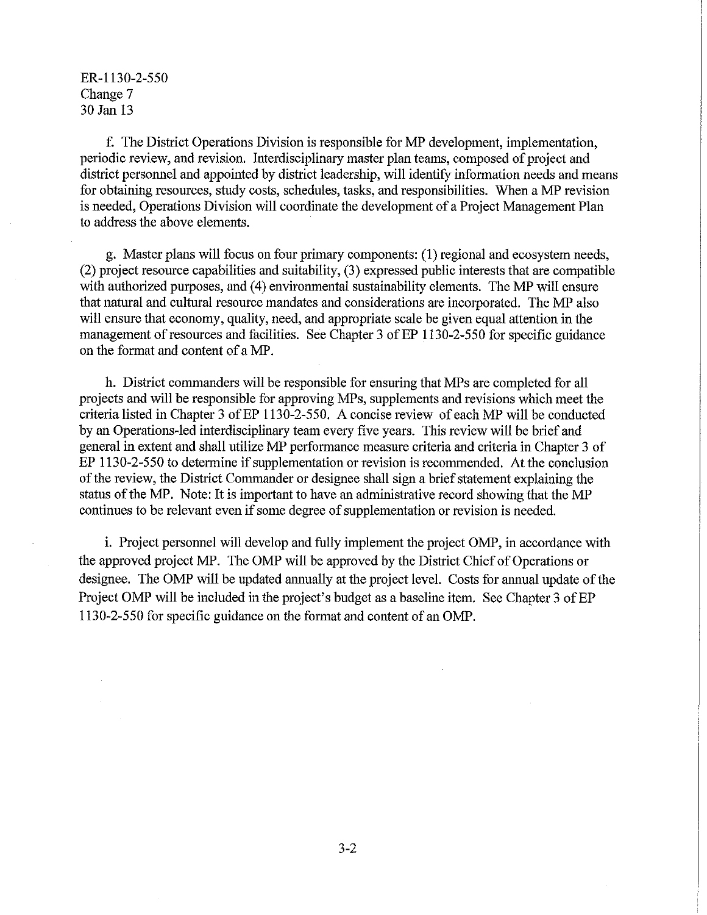f. The District Operations Division is responsible for MP development, implementation, periodic review, and revision. Interdisciplinary master plan teams, composed of project and district personnel and appointed by district leadership, will identify information needs and means for obtaining resources, study costs, schedules, tasks, and responsibilities. When a MP revision is needed, Operations Division will coordinate the development of a Project Management Plan to address the above elements.

g. Master plans will focus on four primary components: (1) regional and ecosystem needs, (2) project resource capabilities and suitability, (3) expressed public interests that are compatible with authorized purposes, and (4) environmental sustainability elements. The MP will ensure that natural and cultural resource mandates and considerations are incorporated. The MP also will ensure that economy, quality, need, and appropriate scale be given equal attention in the management of resources and facilities. See Chapter 3 of EP 1130-2-550 for specific guidance on the format and content of a MP.

h. District commanders will be responsible for ensuring that MPs are completed for all projects and will be responsible for approving MPs, supplements and revisions which meet the criteria listed in Chapter 3 of EP 1130-2-550. A concise review of each MP will be conducted by an Operations-led interdisciplinary team every five years. This review will be brief and general in extent and shall utilize MP performance measure criteria and criteria in Chapter 3 of EP 1130-2-550 to determine if supplementation or revision is recommended. At the conclusion of the review, the District Commander or designee shall sign a brief statement explaining the status of the MP. Note: It is important to have an administrative record showing that the MP continues to be relevant even if some degree of supplementation or revision is needed.

i. Project personnel will develop and fully implement the project OMP, in accordance with the approved project MP. The OMP will be approved by the District Chief of Operations or designee. The OMP will be updated annually at the project level. Costs for annual update of the Project OMP will be included in the project's budget as a baseline item. See Chapter 3 of EP 1130-2-550 for specific guidance on the format and content of an OMP.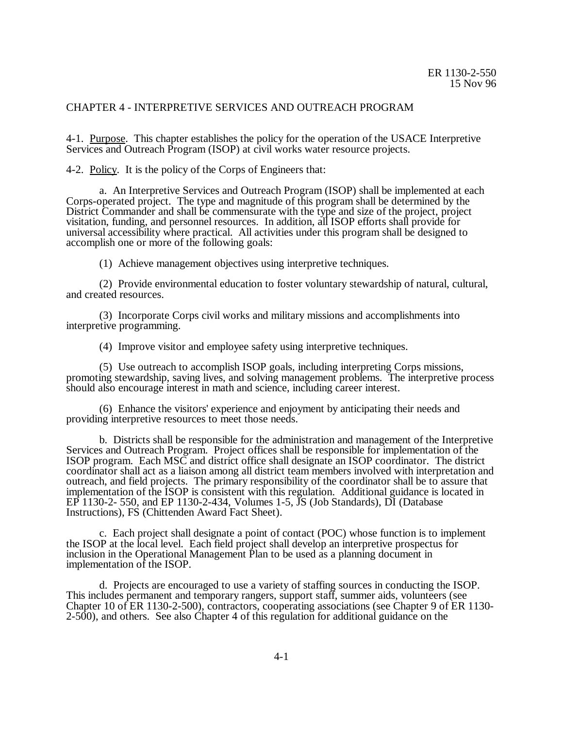# CHAPTER 4 - INTERPRETIVE SERVICES AND OUTREACH PROGRAM

4-1. Purpose. This chapter establishes the policy for the operation of the USACE Interpretive Services and Outreach Program (ISOP) at civil works water resource projects.

4-2. Policy. It is the policy of the Corps of Engineers that:

a. An Interpretive Services and Outreach Program (ISOP) shall be implemented at each Corps-operated project. The type and magnitude of this program shall be determined by the District Commander and shall be commensurate with the type and size of the project, project visitation, funding, and personnel resources. In addition, all ISOP efforts shall provide for universal accessibility where practical. All activities under this program shall be designed to accomplish one or more of the following goals:

(1) Achieve management objectives using interpretive techniques.

(2) Provide environmental education to foster voluntary stewardship of natural, cultural, and created resources.

(3) Incorporate Corps civil works and military missions and accomplishments into interpretive programming.

(4) Improve visitor and employee safety using interpretive techniques.

(5) Use outreach to accomplish ISOP goals, including interpreting Corps missions, promoting stewardship, saving lives, and solving management problems. The interpretive process should also encourage interest in math and science, including career interest.

(6) Enhance the visitors' experience and enjoyment by anticipating their needs and providing interpretive resources to meet those needs.

b. Districts shall be responsible for the administration and management of the Interpretive Services and Outreach Program. Project offices shall be responsible for implementation of the ISOP program. Each MSC and district office shall designate an ISOP coordinator. The district coordinator shall act as a liaison among all district team members involved with interpretation and outreach, and field projects. The primary responsibility of the coordinator shall be to assure that implementation of the ISOP is consistent with this regulation. Additional guidance is located in EP 1130-2- 550, and EP 1130-2-434, Volumes 1-5, JS (Job Standards), DI (Database Instructions), FS (Chittenden Award Fact Sheet).

c. Each project shall designate a point of contact (POC) whose function is to implement the ISOP at the local level. Each field project shall develop an interpretive prospectus for inclusion in the Operational Management Plan to be used as a planning document in implementation of the ISOP.

d. Projects are encouraged to use a variety of staffing sources in conducting the ISOP. This includes permanent and temporary rangers, support staff, summer aids, volunteers (see Chapter 10 of ER 1130-2-500), contractors, cooperating associations (see Chapter 9 of ER 1130-2-500), and others. See also Chapter 4 of this regulation for additional guidance on the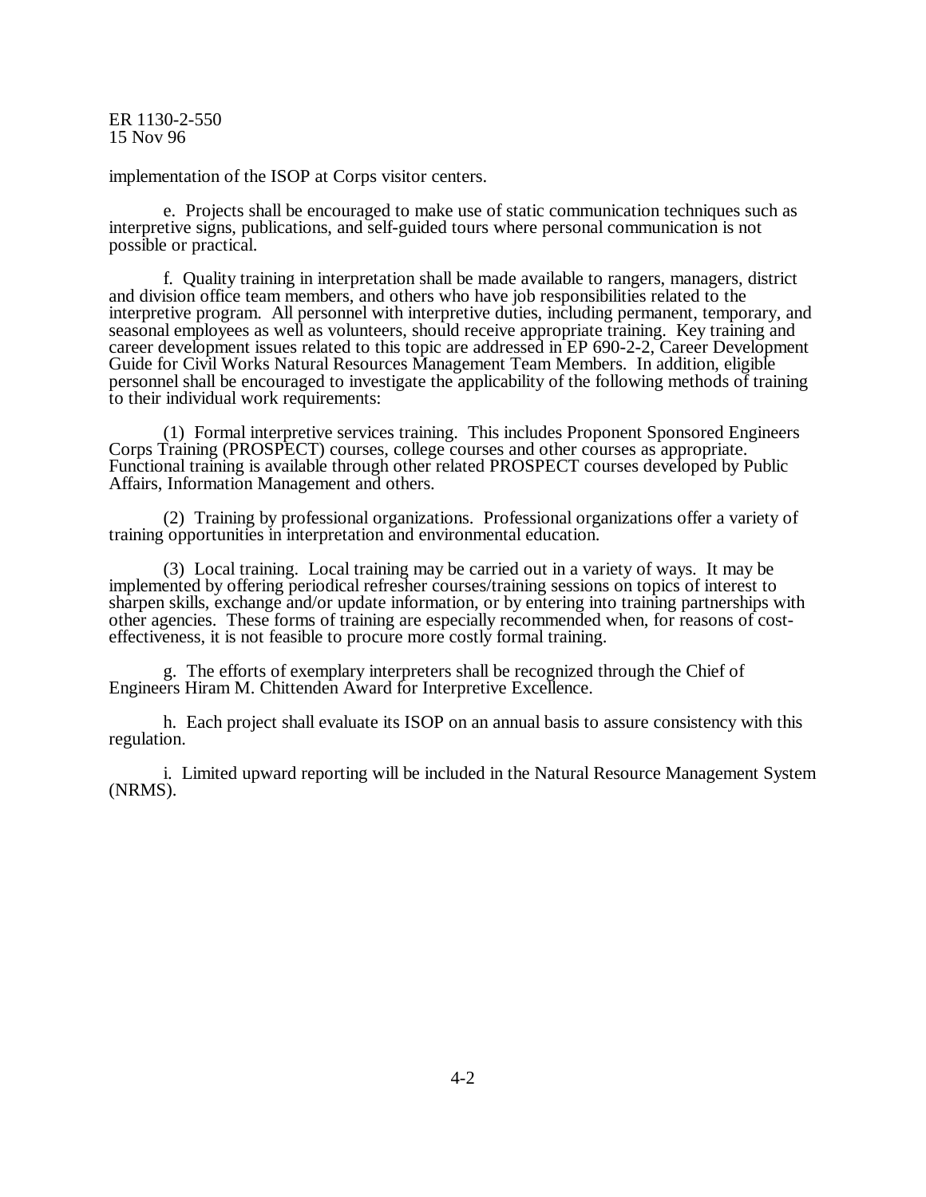implementation of the ISOP at Corps visitor centers.

e. Projects shall be encouraged to make use of static communication techniques such as interpretive signs, publications, and self-guided tours where personal communication is not possible or practical.

f. Quality training in interpretation shall be made available to rangers, managers, district and division office team members, and others who have job responsibilities related to the interpretive program. All personnel with interpretive duties, including permanent, temporary, and seasonal employees as well as volunteers, should receive appropriate training. Key training and career development issues related to this topic are addressed in EP 690-2-2, Career Development Guide for Civil Works Natural Resources Management Team Members. In addition, eligible personnel shall be encouraged to investigate the applicability of the following methods of training to their individual work requirements:

(1) Formal interpretive services training. This includes Proponent Sponsored Engineers Corps Training (PROSPECT) courses, college courses and other courses as appropriate. Functional training is available through other related PROSPECT courses developed by Public Affairs, Information Management and others.

(2) Training by professional organizations. Professional organizations offer a variety of training opportunities in interpretation and environmental education.

(3) Local training. Local training may be carried out in a variety of ways. It may be implemented by offering periodical refresher courses/training sessions on topics of interest to sharpen skills, exchange and/or update information, or by entering into training partnerships with other agencies. These forms of training are especially recommended when, for reasons of cost-effectiveness, it is not feasible to procure more costly formal training.

g. The efforts of exemplary interpreters shall be recognized through the Chief of Engineers Hiram M. Chittenden Award for Interpretive Excellence.

h. Each project shall evaluate its ISOP on an annual basis to assure consistency with this regulation.

i. Limited upward reporting will be included in the Natural Resource Management System (NRMS).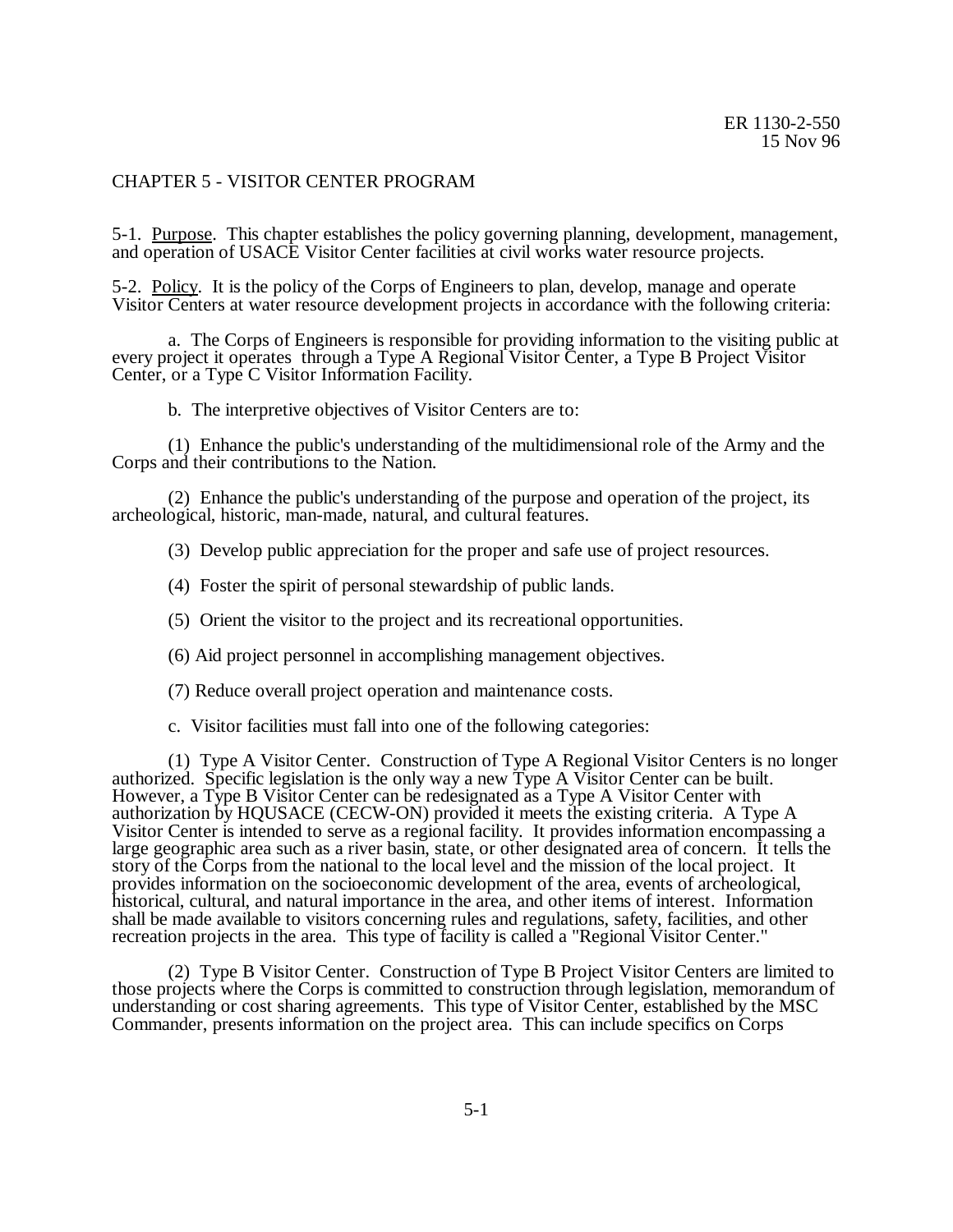## CHAPTER 5 - VISITOR CENTER PROGRAM

5-1. Purpose. This chapter establishes the policy governing planning, development, management, and operation of USACE Visitor Center facilities at civil works water resource projects.

5-2. Policy. It is the policy of the Corps of Engineers to plan, develop, manage and operate Visitor Centers at water resource development projects in accordance with the following criteria:

a. The Corps of Engineers is responsible for providing information to the visiting public at every project it operates through a Type A Regional Visitor Center, a Type B Project Visitor Center, or a Type C Visitor Information Facility.

b. The interpretive objectives of Visitor Centers are to:

(1) Enhance the public's understanding of the multidimensional role of the Army and the Corps and their contributions to the Nation.

(2) Enhance the public's understanding of the purpose and operation of the project, its archeological, historic, man-made, natural, and cultural features.

(3) Develop public appreciation for the proper and safe use of project resources.

(4) Foster the spirit of personal stewardship of public lands.

(5) Orient the visitor to the project and its recreational opportunities.

(6) Aid project personnel in accomplishing management objectives.

(7) Reduce overall project operation and maintenance costs.

c. Visitor facilities must fall into one of the following categories:

(1) Type A Visitor Center. Construction of Type A Regional Visitor Centers is no longer authorized. Specific legislation is the only way a new Type A Visitor Center can be built. However, a Type B Visitor Center can be redesignated as a Type A Visitor Center with authorization by HQUSACE (CECW-ON) provided it meets the existing criteria. A Type A Visitor Center is intended to serve as a regional facility. It provides information encompassing a large geographic area such as a river basin, state, or other designated area of concern. It tells the story of the Corps from the national to the local level and the mission of the local project. It provides information on the socioeconomic development of the area, events of archeological, historical, cultural, and natural importance in the area, and other items of interest. Information shall be made available to visitors concerning rules and regulations, safety, facilities, and other recreation projects in the area. This type of facility is called a "Regional Visitor Center."

(2) Type B Visitor Center. Construction of Type B Project Visitor Centers are limited to those projects where the Corps is committed to construction through legislation, memorandum of understanding or cost sharing agreements. This type of Visitor Center, established by the MSC Commander, presents information on the project area. This can include specifics on Corps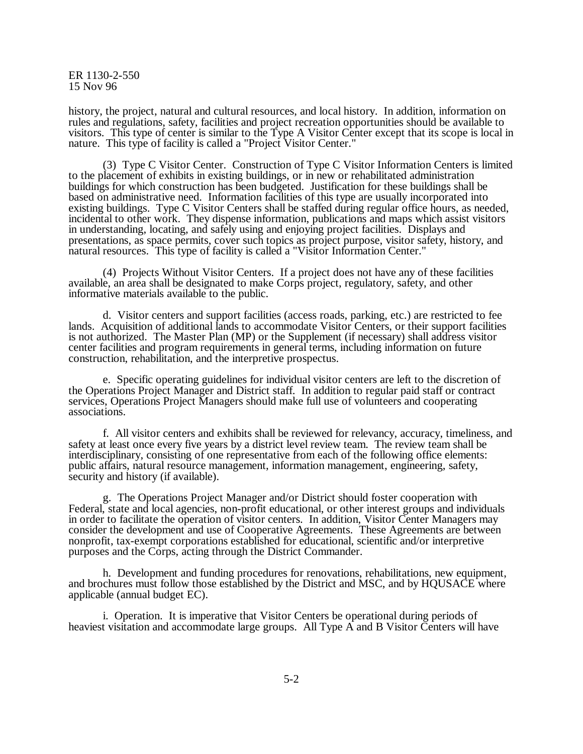history, the project, natural and cultural resources, and local history. In addition, information on rules and regulations, safety, facilities and project recreation opportunities should be available to visitors. This type of center is similar to the Type A Visitor Center except that its scope is local in nature. This type of facility is called a "Project Visitor Center."

(3) Type C Visitor Center. Construction of Type C Visitor Information Centers is limited to the placement of exhibits in existing buildings, or in new or rehabilitated administration buildings for which construction has been budgeted. Justification for these buildings shall be based on administrative need. Information facilities of this type are usually incorporated into existing buildings. Type C Visitor Centers shall be staffed during regular office hours, as needed, incidental to other work. They dispense information, publications and maps which assist visitors in understanding, locating, and safely using and enjoying project facilities. Displays and presentations, as space permits, cover such topics as project purpose, visitor safety, history, and natural resources. This type of facility is called a "Visitor Information Center."

(4) Projects Without Visitor Centers. If a project does not have any of these facilities available, an area shall be designated to make Corps project, regulatory, safety, and other informative materials available to the public.

d. Visitor centers and support facilities (access roads, parking, etc.) are restricted to fee lands. Acquisition of additional lands to accommodate Visitor Centers, or their support facilities is not authorized. The Master Plan (MP) or the Supplement (if necessary) shall address visitor center facilities and program requirements in general terms, including information on future construction, rehabilitation, and the interpretive prospectus.

e. Specific operating guidelines for individual visitor centers are left to the discretion of the Operations Project Manager and District staff. In addition to regular paid staff or contract services, Operations Project Managers should make full use of volunteers and cooperating associations.

f. All visitor centers and exhibits shall be reviewed for relevancy, accuracy, timeliness, and safety at least once every five years by a district level review team. The review team shall be interdisciplinary, consisting of one representative from each of the following office elements: public affairs, natural resource management, information management, engineering, safety, security and history (if available).

g. The Operations Project Manager and/or District should foster cooperation with Federal, state and local agencies, non-profit educational, or other interest groups and individuals in order to facilitate the operation of visitor centers. In addition, Visitor Center Managers may consider the development and use of Cooperative Agreements. These Agreements are between nonprofit, tax-exempt corporations established for educational, scientific and/or interpretive purposes and the Corps, acting through the District Commander.

h. Development and funding procedures for renovations, rehabilitations, new equipment, and brochures must follow those established by the District and MSC, and by HQUSACE where applicable (annual budget EC).

i. Operation. It is imperative that Visitor Centers be operational during periods of heaviest visitation and accommodate large groups. All Type A and B Visitor Centers will have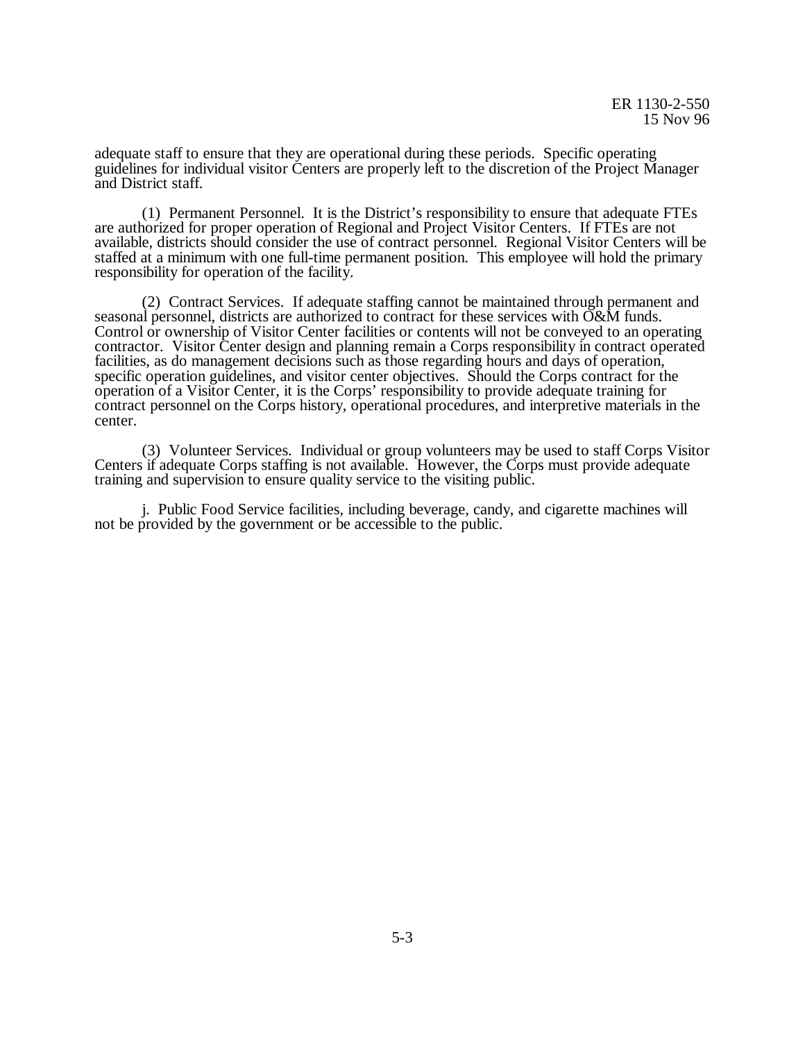adequate staff to ensure that they are operational during these periods. Specific operating guidelines for individual visitor Centers are properly left to the discretion of the Project Manager and District staff.

(1) Permanent Personnel. It is the District's responsibility to ensure that adequate FTEs are authorized for proper operation of Regional and Project Visitor Centers. If FTEs are not available, districts should consider the use of contract personnel. Regional Visitor Centers will be staffed at a minimum with one full-time permanent position. This employee will hold the primary responsibility for operation of the facility.

(2) Contract Services. If adequate staffing cannot be maintained through permanent and seasonal personnel, districts are authorized to contract for these services with O&M funds. Control or ownership of Visitor Center facilities or contents will not be conveyed to an operating contractor. Visitor Center design and planning remain a Corps responsibility in contract operated facilities, as do management decisions such as those regarding hours and days of operation, specific operation guidelines, and visitor center objectives. Should the Corps contract for the operation of a Visitor Center, it is the Corps' responsibility to provide adequate training for contract personnel on the Corps history, operational procedures, and interpretive materials in the center.

(3) Volunteer Services. Individual or group volunteers may be used to staff Corps Visitor Centers if adequate Corps staffing is not available. However, the Corps must provide adequate training and supervision to ensure quality service to the visiting public.

j. Public Food Service facilities, including beverage, candy, and cigarette machines will not be provided by the government or be accessible to the public.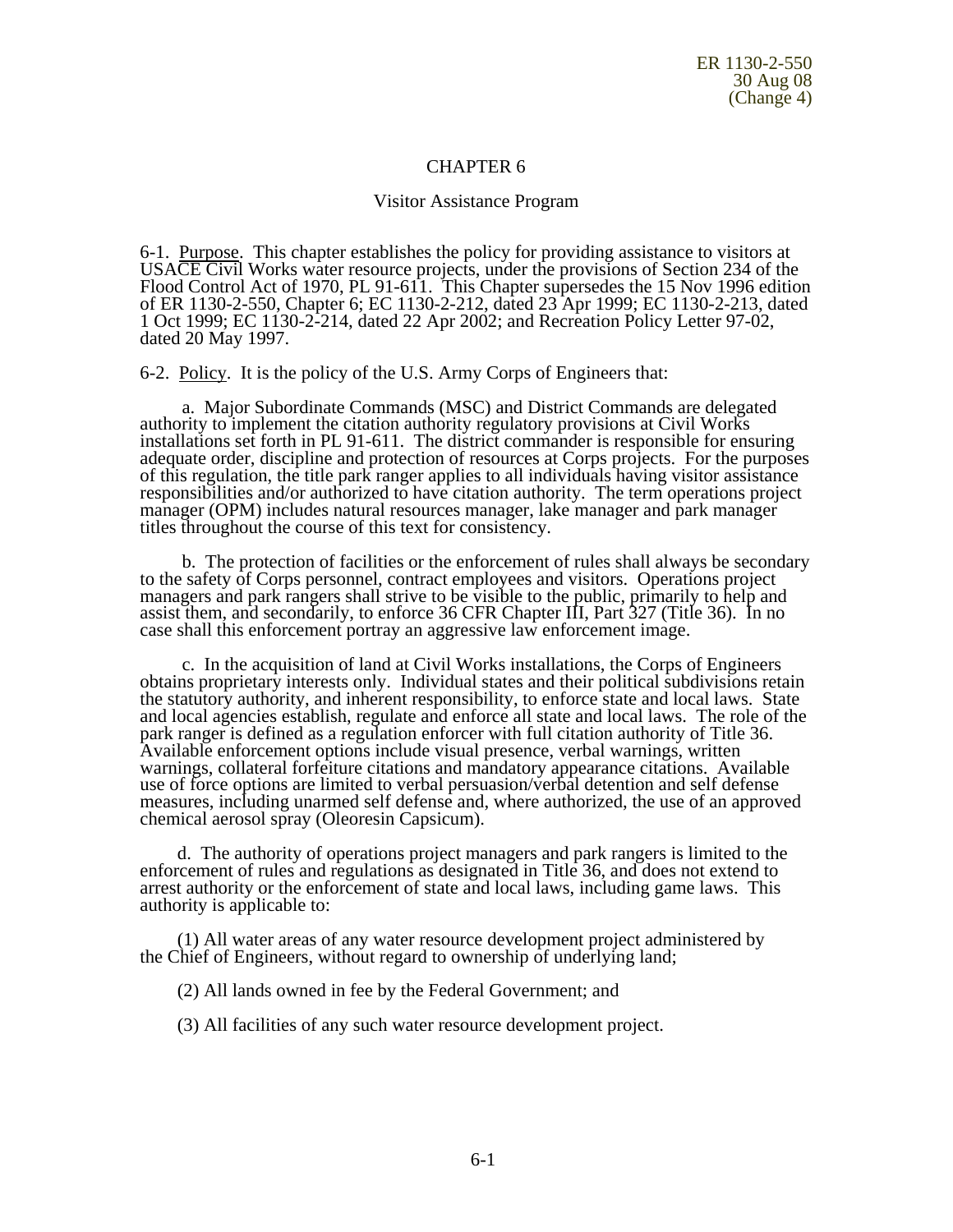# CHAPTER 6

## Visitor Assistance Program

6-1. Purpose. This chapter establishes the policy for providing assistance to visitors at USACE Civil Works water resource projects, under the provisions of Section 234 of the Flood Control Act of 1970, PL 91-611. This Chapter supersedes the 15 Nov 1996 edition of ER 1130-2-550, Chapter 6; EC 1130-2-212, dated 23 Apr 1999; EC 1130-2-213, dated 1 Oct 1999; EC 1130-2-214, dated 22 Apr 2002; and Recreation Policy Letter 97-02, dated 20 May 1997.

6-2. Policy. It is the policy of the U.S. Army Corps of Engineers that:

a. Major Subordinate Commands (MSC) and District Commands are delegated authority to implement the citation authority regulatory provisions at Civil Works installations set forth in PL 91-611. The district commander is responsible for ensuring adequate order, discipline and protection of resources at Corps projects. For the purposes of this regulation, the title park ranger applies to all individuals having visitor assistance responsibilities and/or authorized to have citation authority. The term operations project manager (OPM) includes natural resources manager, lake manager and park manager titles throughout the course of this text for consistency.

b. The protection of facilities or the enforcement of rules shall always be secondary to the safety of Corps personnel, contract employees and visitors. Operations project managers and park rangers shall strive to be visible to the public, primarily to help and assist them, and secondarily, to enforce 36 CFR Chapter III, Part 327 (Title 36). In no case shall this enforcement portray an aggressive law enforcement image.

c. In the acquisition of land at Civil Works installations, the Corps of Engineers obtains proprietary interests only. Individual states and their political subdivisions retain the statutory authority, and inherent responsibility, to enforce state and local laws. State and local agencies establish, regulate and enforce all state and local laws. The role of the park ranger is defined as a regulation enforcer with full citation authority of Title 36. Available enforcement options include visual presence, verbal warnings, written warnings, collateral forfeiture citations and mandatory appearance citations. Available use of force options are limited to verbal persuasion/verbal detention and self defense measures, including unarmed self defense and, where authorized, the use of an approved chemical aerosol spray (Oleoresin Capsicum).

d. The authority of operations project managers and park rangers is limited to the enforcement of rules and regulations as designated in Title 36, and does not extend to arrest authority or the enforcement of state and local laws, including game laws. This authority is applicable to:

(1) All water areas of any water resource development project administered by the Chief of Engineers, without regard to ownership of underlying land;

(2) All lands owned in fee by the Federal Government; and

(3) All facilities of any such water resource development project.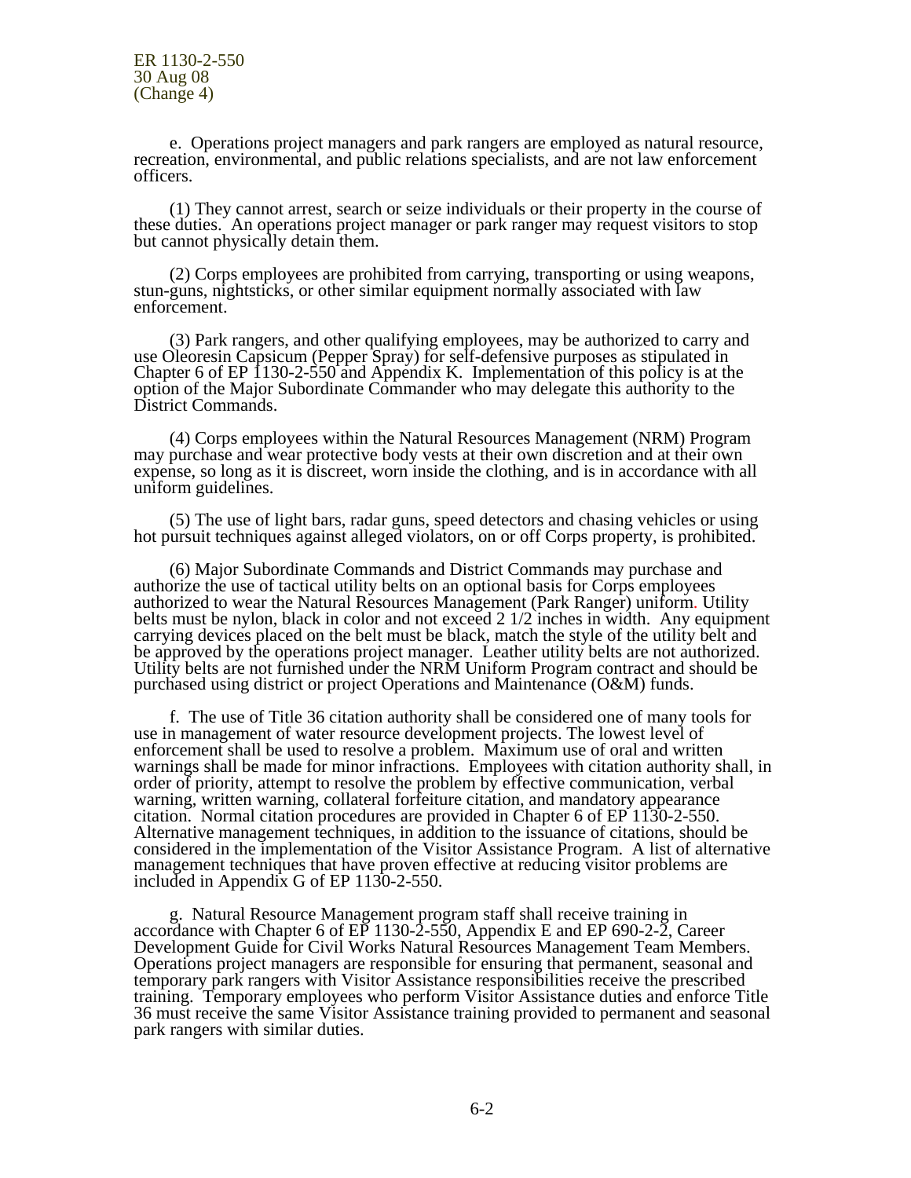e. Operations project managers and park rangers are employed as natural resource, recreation, environmental, and public relations specialists, and are not law enforcement officers.

(1) They cannot arrest, search or seize individuals or their property in the course of these duties. An operations project manager or park ranger may request visitors to stop but cannot physically detain them.

(2) Corps employees are prohibited from carrying, transporting or using weapons, stun-guns, nightsticks, or other similar equipment normally associated with law enforcement.

(3) Park rangers, and other qualifying employees, may be authorized to carry and use Oleoresin Capsicum (Pepper Spray) for self-defensive purposes as stipulated in Chapter 6 of EP 1130-2-550 and Appendix K. Implementation of this policy is at the option of the Major Subordinate Commander who may delegate this authority to the District Commands.

(4) Corps employees within the Natural Resources Management (NRM) Program may purchase and wear protective body vests at their own discretion and at their own expense, so long as it is discreet, worn inside the clothing, and is in accordance with all uniform guidelines.

(5) The use of light bars, radar guns, speed detectors and chasing vehicles or using hot pursuit techniques against alleged violators, on or off Corps property, is prohibited.

(6) Major Subordinate Commands and District Commands may purchase and authorize the use of tactical utility belts on an optional basis for Corps employees authorized to wear the Natural Resources Management (Park Ranger) uniform. Utility belts must be nylon, black in color and not exceed 2 1/2 inches in width. Any equipment carrying devices placed on the belt must be black, match the style of the utility belt and be approved by the operations project manager. Leather utility belts are not authorized. Utility belts are not furnished under the NRM Uniform Program contract and should be purchased using district or project Operations and Maintenance (O&M) funds.

f. The use of Title 36 citation authority shall be considered one of many tools for use in management of water resource development projects. The lowest level of enforcement shall be used to resolve a problem. Maximum use of oral and written warnings shall be made for minor infractions. Employees with citation authority shall, in order of priority, attempt to resolve the problem by effective communication, verbal warning, written warning, collateral forfeiture citation, and mandatory appearance citation. Normal citation procedures are provided in Chapter 6 of EP 1130-2-550. Alternative management techniques, in addition to the issuance of citations, should be considered in the implementation of the Visitor Assistance Program. A list of alternative management techniques that have proven effective at reducing visitor problems are included in Appendix G of EP 1130-2-550.

g. Natural Resource Management program staff shall receive training in accordance with Chapter 6 of EP 1130-2-550, Appendix E and EP 690-2-2, Career Development Guide for Civil Works Natural Resources Management Team Members. Operations project managers are responsible for ensuring that permanent, seasonal and temporary park rangers with Visitor Assistance responsibilities receive the prescribed training. Temporary employees who perform Visitor Assistance duties and enforce Title 36 must receive the same Visitor Assistance training provided to permanent and seasonal park rangers with similar duties.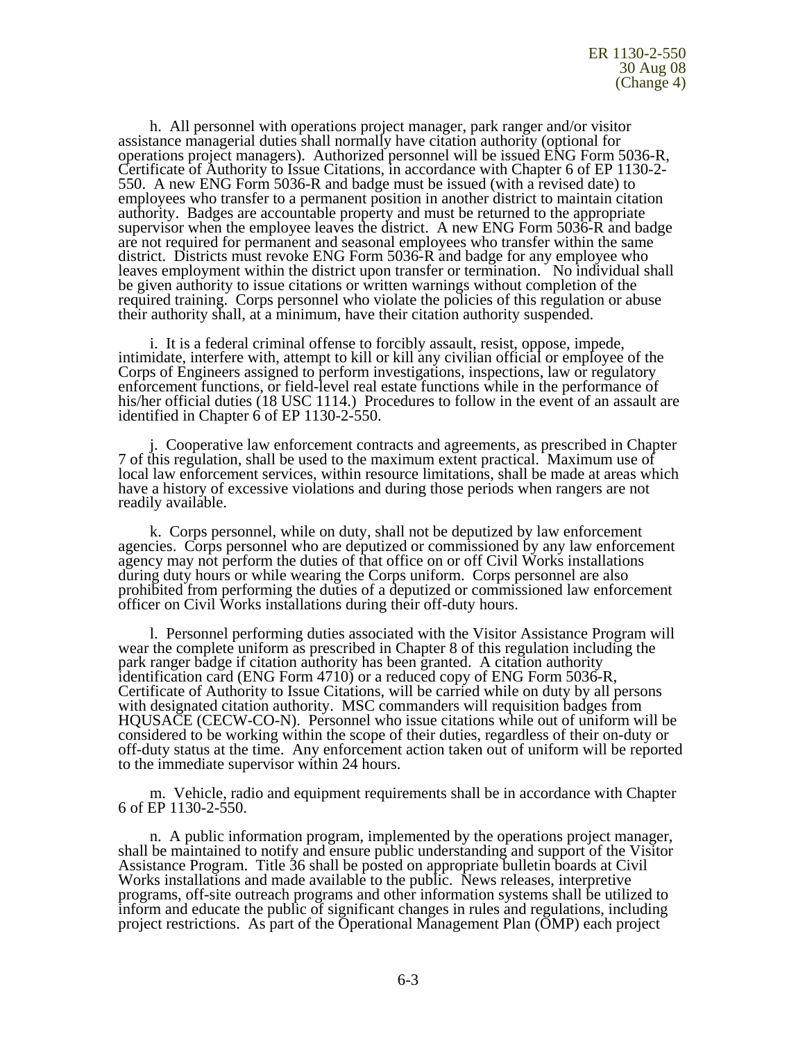h. All personnel with operations project manager, park ranger and/or visitor assistance managerial duties shall normally have citation authority (optional for operations project managers). Authorized personnel will be issued ENG Form 5036-R, Certificate of Authority to Issue Citations, in accordance with Chapter 6 of EP 1130-2-550. A new ENG Form 5036-R and badge must be issued (with a revised date) to employees who transfer to a permanent position in another district to maintain citation authority. Badges are accountable property and must be returned to the appropriate supervisor when the employee leaves the district. A new ENG Form 5036-R and badge are not required for permanent and seasonal employees who transfer within the same district. Districts must revoke ENG Form 5036-R and badge for any employee who leaves employment within the district upon transfer or termination. No individual shall be given authority to issue citations or written warnings without completion of the required training. Corps personnel who violate the policies of this regulation or abuse their authority shall, at a minimum, have their citation authority suspended.

i. It is a federal criminal offense to forcibly assault, resist, oppose, impede, intimidate, interfere with, attempt to kill or kill any civilian official or employee of the Corps of Engineers assigned to perform investigations, inspections, law or regulatory enforcement functions, or field-level real estate functions while in the performance of his/her official duties (18 USC 1114.) Procedures to follow in the event of an assault are identified in Chapter 6 of EP 1130-2-550.

j. Cooperative law enforcement contracts and agreements, as prescribed in Chapter 7 of this regulation, shall be used to the maximum extent practical. Maximum use of local law enforcement services, within resource limitations, shall be made at areas which have a history of excessive violations and during those periods when rangers are not readily available.

k. Corps personnel, while on duty, shall not be deputized by law enforcement agencies. Corps personnel who are deputized or commissioned by any law enforcement agency may not perform the duties of that office on or off Civil Works installations during duty hours or while wearing the Corps uniform. Corps personnel are also prohibited from performing the duties of a deputized or commissioned law enforcement officer on Civil Works installations during their off-duty hours.

l. Personnel performing duties associated with the Visitor Assistance Program will wear the complete uniform as prescribed in Chapter 8 of this regulation including the park ranger badge if citation authority has been granted. A citation authority identification card (ENG Form 4710) or a reduced copy of ENG Form 5036-R, Certificate of Authority to Issue Citations, will be carried while on duty by all persons with designated citation authority. MSC commanders will requisition badges from HQUSACE (CECW-CO-N). Personnel who issue citations while out of uniform will be considered to be working within the scope of their duties, regardless of their on-duty or off-duty status at the time. Any enforcement action taken out of uniform will be reported to the immediate supervisor within 24 hours.

m. Vehicle, radio and equipment requirements shall be in accordance with Chapter 6 of EP 1130-2-550.

n. A public information program, implemented by the operations project manager, shall be maintained to notify and ensure public understanding and support of the Visitor Assistance Program. Title 36 shall be posted on appropriate bulletin boards at Civil Works installations and made available to the public. News releases, interpretive programs, off-site outreach programs and other information systems shall be utilized to inform and educate the public of significant changes in rules and regulations, including project restrictions. As part of the Operational Management Plan (OMP) each project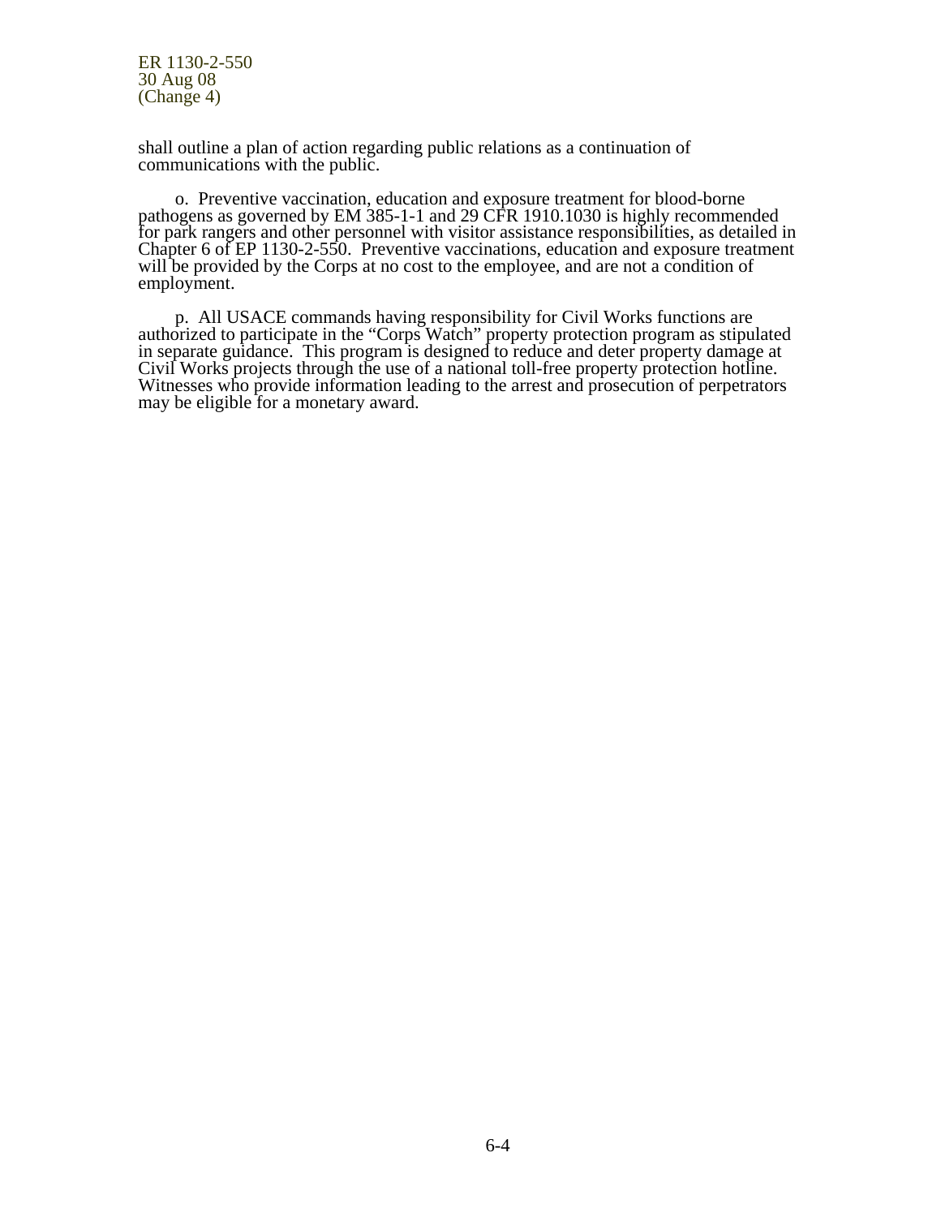shall outline a plan of action regarding public relations as a continuation of communications with the public.

o. Preventive vaccination, education and exposure treatment for blood-borne pathogens as governed by EM 385-1-1 and 29 CFR 1910.1030 is highly recommended for park rangers and other personnel with visitor assistance responsibilities, as detailed in Chapter 6 of EP 1130-2-550. Preventive vaccinations, education and exposure treatment will be provided by the Corps at no cost to the employee, and are not a condition of employment.

p. All USACE commands having responsibility for Civil Works functions are authorized to participate in the "Corps Watch" property protection program as stipulated in separate guidance. This program is designed to reduce and deter property damage at Civil Works projects through the use of a national toll-free property protection hotline. Witnesses who provide information leading to the arrest and prosecution of perpetrators may be eligible for a monetary award.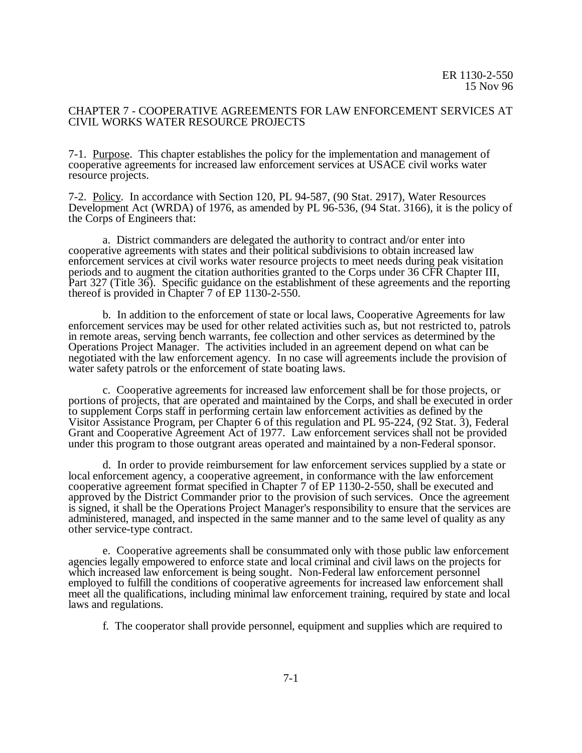## CHAPTER 7 - COOPERATIVE AGREEMENTS FOR LAW ENFORCEMENT SERVICES AT CIVIL WORKS WATER RESOURCE PROJECTS

7-1. Purpose. This chapter establishes the policy for the implementation and management of cooperative agreements for increased law enforcement services at USACE civil works water resource projects.

7-2. Policy. In accordance with Section 120, PL 94-587, (90 Stat. 2917), Water Resources Development Act (WRDA) of 1976, as amended by PL 96-536, (94 Stat. 3166), it is the policy of the Corps of Engineers that:

a. District commanders are delegated the authority to contract and/or enter into cooperative agreements with states and their political subdivisions to obtain increased law enforcement services at civil works water resource projects to meet needs during peak visitation periods and to augment the citation authorities granted to the Corps under 36 CFR Chapter III, Part 327 (Title 36). Specific guidance on the establishment of these agreements and the reporting thereof is provided in Chapter 7 of EP 1130-2-550.

b. In addition to the enforcement of state or local laws, Cooperative Agreements for law enforcement services may be used for other related activities such as, but not restricted to, patrols in remote areas, serving bench warrants, fee collection and other services as determined by the Operations Project Manager. The activities included in an agreement depend on what can be negotiated with the law enforcement agency. In no case will agreements include the provision of water safety patrols or the enforcement of state boating laws.

c. Cooperative agreements for increased law enforcement shall be for those projects, or portions of projects, that are operated and maintained by the Corps, and shall be executed in order to supplement Corps staff in performing certain law enforcement activities as defined by the Visitor Assistance Program, per Chapter 6 of this regulation and PL 95-224, (92 Stat. 3), Federal Grant and Cooperative Agreement Act of 1977. Law enforcement services shall not be provided under this program to those outgrant areas operated and maintained by a non-Federal sponsor.

d. In order to provide reimbursement for law enforcement services supplied by a state or local enforcement agency, a cooperative agreement, in conformance with the law enforcement cooperative agreement format specified in Chapter 7 of EP 1130-2-550, shall be executed and approved by the District Commander prior to the provision of such services. Once the agreement is signed, it shall be the Operations Project Manager's responsibility to ensure that the services are administered, managed, and inspected in the same manner and to the same level of quality as any other service-type contract.

e. Cooperative agreements shall be consummated only with those public law enforcement agencies legally empowered to enforce state and local criminal and civil laws on the projects for which increased law enforcement is being sought. Non-Federal law enforcement personnel employed to fulfill the conditions of cooperative agreements for increased law enforcement shall meet all the qualifications, including minimal law enforcement training, required by state and local laws and regulations.

f. The cooperator shall provide personnel, equipment and supplies which are required to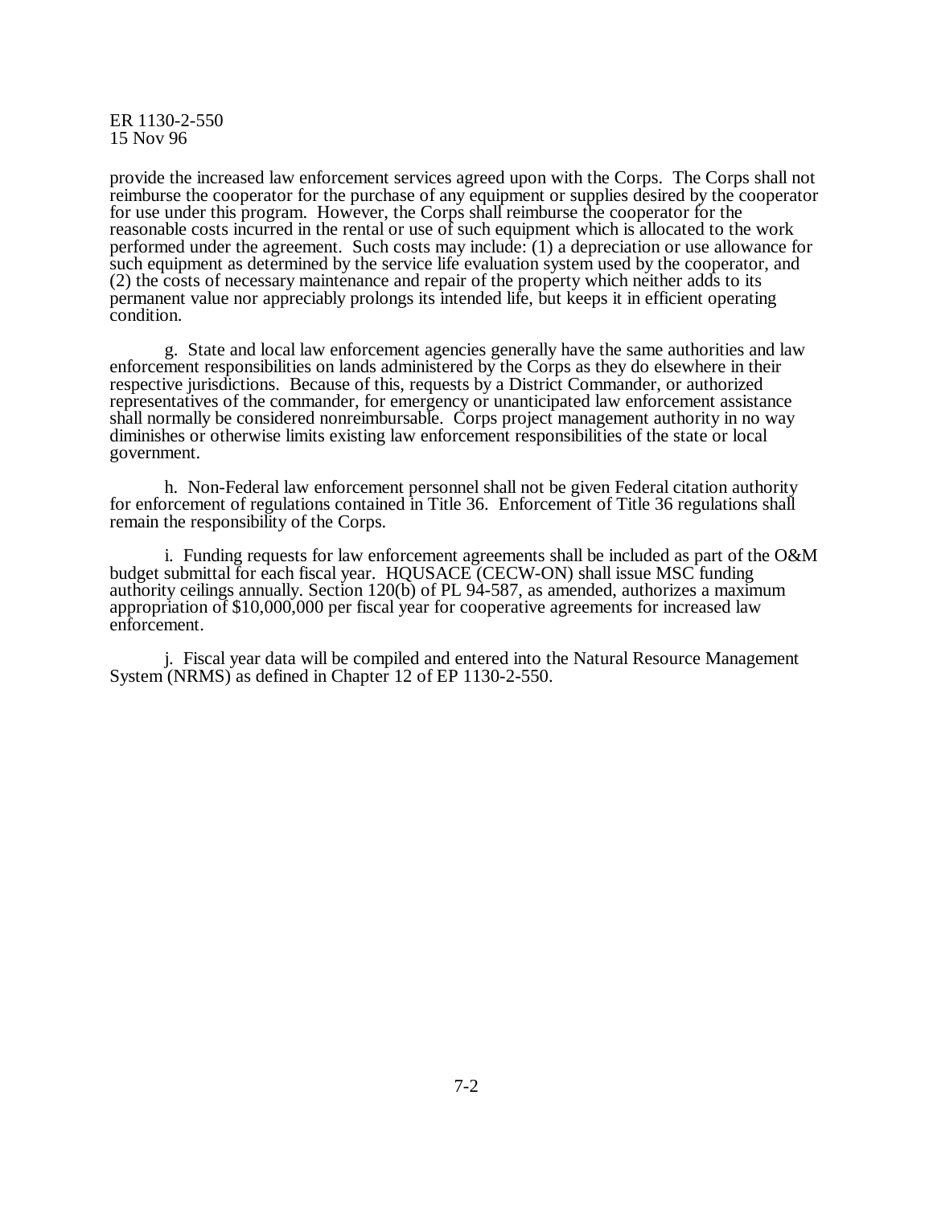provide the increased law enforcement services agreed upon with the Corps. The Corps shall not reimburse the cooperator for the purchase of any equipment or supplies desired by the cooperator for use under this program. However, the Corps shall reimburse the cooperator for the reasonable costs incurred in the rental or use of such equipment which is allocated to the work performed under the agreement. Such costs may include: (1) a depreciation or use allowance for such equipment as determined by the service life evaluation system used by the cooperator, and (2) the costs of necessary maintenance and repair of the property which neither adds to its permanent value nor appreciably prolongs its intended life, but keeps it in efficient operating condition.

g. State and local law enforcement agencies generally have the same authorities and law enforcement responsibilities on lands administered by the Corps as they do elsewhere in their respective jurisdictions. Because of this, requests by a District Commander, or authorized representatives of the commander, for emergency or unanticipated law enforcement assistance shall normally be considered nonreimbursable. Corps project management authority in no way diminishes or otherwise limits existing law enforcement responsibilities of the state or local government.

h. Non-Federal law enforcement personnel shall not be given Federal citation authority for enforcement of regulations contained in Title 36. Enforcement of Title 36 regulations shall remain the responsibility of the Corps.

i. Funding requests for law enforcement agreements shall be included as part of the O&M budget submittal for each fiscal year. HQUSACE (CECW-ON) shall issue MSC funding authority ceilings annually. Section 120(b) of PL 94-587, as amended, authorizes a maximum appropriation of $10,000,000 per fiscal year for cooperative agreements for increased law enforcement.

j. Fiscal year data will be compiled and entered into the Natural Resource Management System (NRMS) as defined in Chapter 12 of EP 1130-2-550.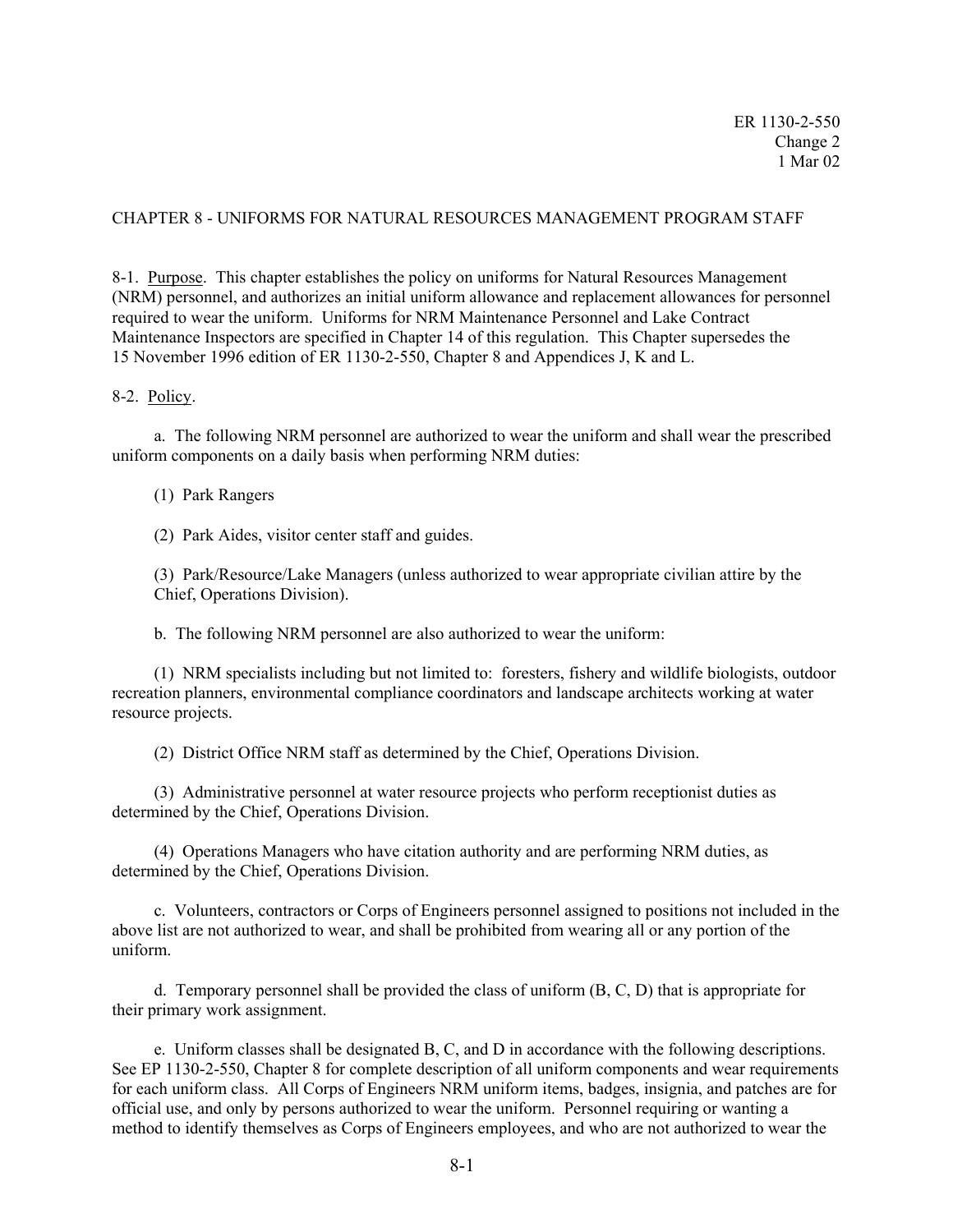## CHAPTER 8 - UNIFORMS FOR NATURAL RESOURCES MANAGEMENT PROGRAM STAFF

8-1. Purpose. This chapter establishes the policy on uniforms for Natural Resources Management (NRM) personnel, and authorizes an initial uniform allowance and replacement allowances for personnel required to wear the uniform. Uniforms for NRM Maintenance Personnel and Lake Contract Maintenance Inspectors are specified in Chapter 14 of this regulation. This Chapter supersedes the 15 November 1996 edition of ER 1130-2-550, Chapter 8 and Appendices J, K and L.

8-2. Policy.

a. The following NRM personnel are authorized to wear the uniform and shall wear the prescribed uniform components on a daily basis when performing NRM duties:

(1) Park Rangers

(2) Park Aides, visitor center staff and guides.

(3) Park/Resource/Lake Managers (unless authorized to wear appropriate civilian attire by the Chief, Operations Division).

b. The following NRM personnel are also authorized to wear the uniform:

(1) NRM specialists including but not limited to: foresters, fishery and wildlife biologists, outdoor recreation planners, environmental compliance coordinators and landscape architects working at water resource projects.

(2) District Office NRM staff as determined by the Chief, Operations Division.

(3) Administrative personnel at water resource projects who perform receptionist duties as determined by the Chief, Operations Division.

(4) Operations Managers who have citation authority and are performing NRM duties, as determined by the Chief, Operations Division.

c. Volunteers, contractors or Corps of Engineers personnel assigned to positions not included in the above list are not authorized to wear, and shall be prohibited from wearing all or any portion of the uniform.

d. Temporary personnel shall be provided the class of uniform (B, C, D) that is appropriate for their primary work assignment.

e. Uniform classes shall be designated B, C, and D in accordance with the following descriptions. See EP 1130-2-550, Chapter 8 for complete description of all uniform components and wear requirements for each uniform class. All Corps of Engineers NRM uniform items, badges, insignia, and patches are for official use, and only by persons authorized to wear the uniform. Personnel requiring or wanting a method to identify themselves as Corps of Engineers employees, and who are not authorized to wear the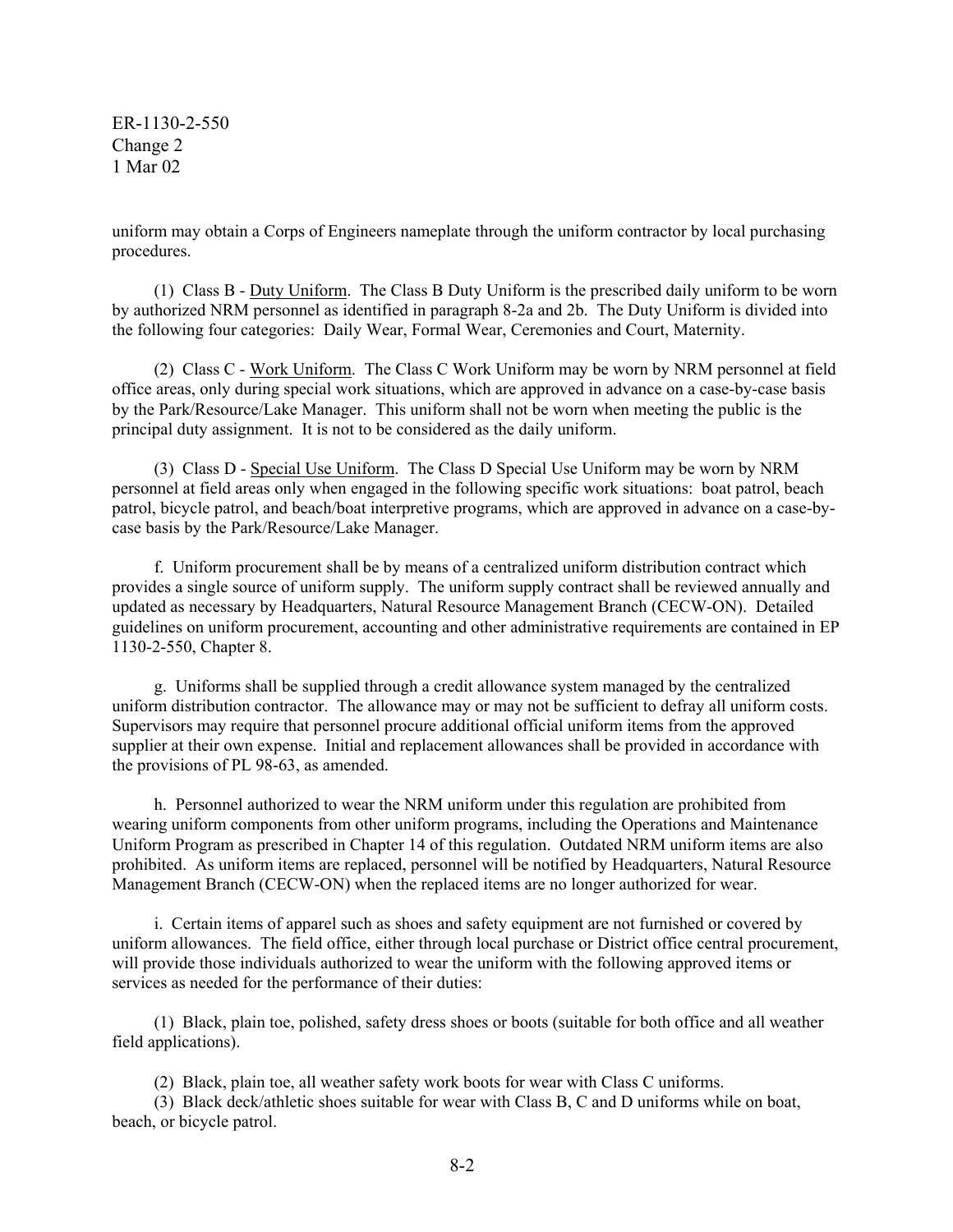uniform may obtain a Corps of Engineers nameplate through the uniform contractor by local purchasing procedures.

(1) Class B - Duty Uniform. The Class B Duty Uniform is the prescribed daily uniform to be worn by authorized NRM personnel as identified in paragraph 8-2a and 2b. The Duty Uniform is divided into the following four categories: Daily Wear, Formal Wear, Ceremonies and Court, Maternity.

(2) Class C - Work Uniform. The Class C Work Uniform may be worn by NRM personnel at field office areas, only during special work situations, which are approved in advance on a case-by-case basis by the Park/Resource/Lake Manager. This uniform shall not be worn when meeting the public is the principal duty assignment. It is not to be considered as the daily uniform.

(3) Class D - Special Use Uniform. The Class D Special Use Uniform may be worn by NRM personnel at field areas only when engaged in the following specific work situations: boat patrol, beach patrol, bicycle patrol, and beach/boat interpretive programs, which are approved in advance on a case-by-case basis by the Park/Resource/Lake Manager.

f. Uniform procurement shall be by means of a centralized uniform distribution contract which provides a single source of uniform supply. The uniform supply contract shall be reviewed annually and updated as necessary by Headquarters, Natural Resource Management Branch (CECW-ON). Detailed guidelines on uniform procurement, accounting and other administrative requirements are contained in EP 1130-2-550, Chapter 8.

g. Uniforms shall be supplied through a credit allowance system managed by the centralized uniform distribution contractor. The allowance may or may not be sufficient to defray all uniform costs. Supervisors may require that personnel procure additional official uniform items from the approved supplier at their own expense. Initial and replacement allowances shall be provided in accordance with the provisions of PL 98-63, as amended.

h. Personnel authorized to wear the NRM uniform under this regulation are prohibited from wearing uniform components from other uniform programs, including the Operations and Maintenance Uniform Program as prescribed in Chapter 14 of this regulation. Outdated NRM uniform items are also prohibited. As uniform items are replaced, personnel will be notified by Headquarters, Natural Resource Management Branch (CECW-ON) when the replaced items are no longer authorized for wear.

i. Certain items of apparel such as shoes and safety equipment are not furnished or covered by uniform allowances. The field office, either through local purchase or District office central procurement, will provide those individuals authorized to wear the uniform with the following approved items or services as needed for the performance of their duties:

(1) Black, plain toe, polished, safety dress shoes or boots (suitable for both office and all weather field applications).

(2) Black, plain toe, all weather safety work boots for wear with Class C uniforms.

(3) Black deck/athletic shoes suitable for wear with Class B, C and D uniforms while on boat, beach, or bicycle patrol.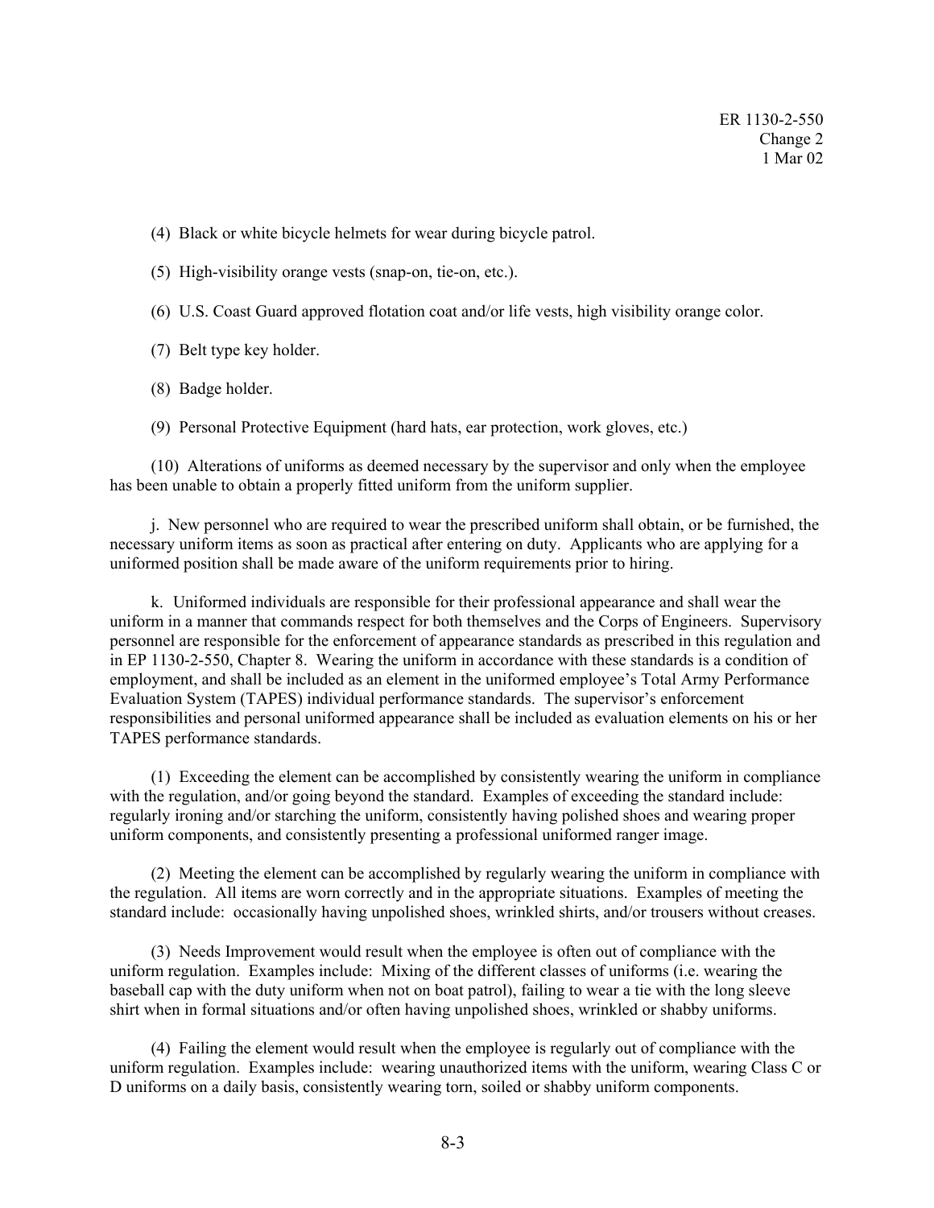(4) Black or white bicycle helmets for wear during bicycle patrol.

(5) High-visibility orange vests (snap-on, tie-on, etc.).

(6) U.S. Coast Guard approved flotation coat and/or life vests, high visibility orange color.

(7) Belt type key holder.

(8) Badge holder.

(9) Personal Protective Equipment (hard hats, ear protection, work gloves, etc.)

(10) Alterations of uniforms as deemed necessary by the supervisor and only when the employee has been unable to obtain a properly fitted uniform from the uniform supplier.

j. New personnel who are required to wear the prescribed uniform shall obtain, or be furnished, the necessary uniform items as soon as practical after entering on duty. Applicants who are applying for a uniformed position shall be made aware of the uniform requirements prior to hiring.

k. Uniformed individuals are responsible for their professional appearance and shall wear the uniform in a manner that commands respect for both themselves and the Corps of Engineers. Supervisory personnel are responsible for the enforcement of appearance standards as prescribed in this regulation and in EP 1130-2-550, Chapter 8. Wearing the uniform in accordance with these standards is a condition of employment, and shall be included as an element in the uniformed employee's Total Army Performance Evaluation System (TAPES) individual performance standards. The supervisor's enforcement responsibilities and personal uniformed appearance shall be included as evaluation elements on his or her TAPES performance standards.

(1) Exceeding the element can be accomplished by consistently wearing the uniform in compliance with the regulation, and/or going beyond the standard. Examples of exceeding the standard include: regularly ironing and/or starching the uniform, consistently having polished shoes and wearing proper uniform components, and consistently presenting a professional uniformed ranger image.

(2) Meeting the element can be accomplished by regularly wearing the uniform in compliance with the regulation. All items are worn correctly and in the appropriate situations. Examples of meeting the standard include: occasionally having unpolished shoes, wrinkled shirts, and/or trousers without creases.

(3) Needs Improvement would result when the employee is often out of compliance with the uniform regulation. Examples include: Mixing of the different classes of uniforms (i.e. wearing the baseball cap with the duty uniform when not on boat patrol), failing to wear a tie with the long sleeve shirt when in formal situations and/or often having unpolished shoes, wrinkled or shabby uniforms.

(4) Failing the element would result when the employee is regularly out of compliance with the uniform regulation. Examples include: wearing unauthorized items with the uniform, wearing Class C or D uniforms on a daily basis, consistently wearing torn, soiled or shabby uniform components.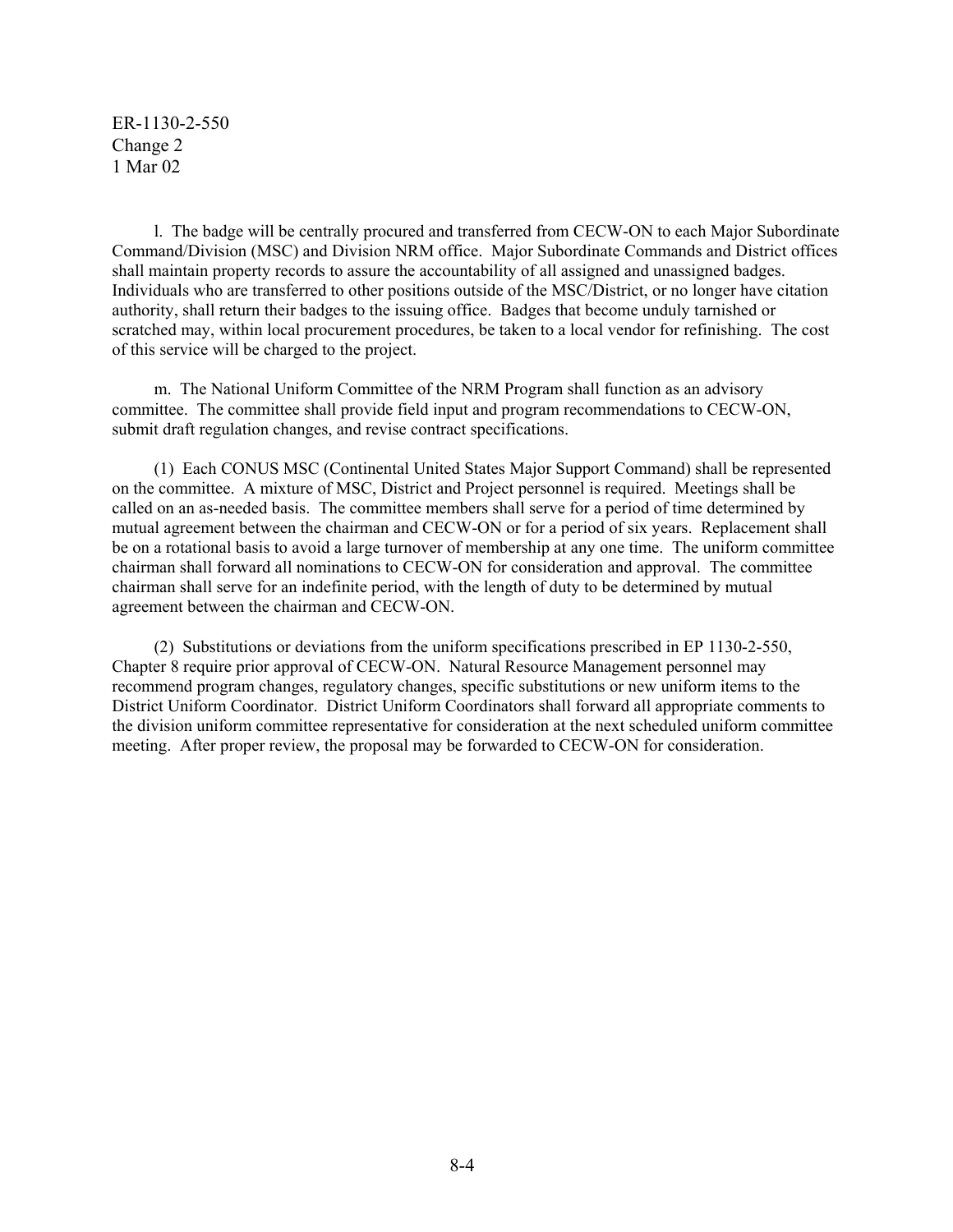l. The badge will be centrally procured and transferred from CECW-ON to each Major Subordinate Command/Division (MSC) and Division NRM office. Major Subordinate Commands and District offices shall maintain property records to assure the accountability of all assigned and unassigned badges. Individuals who are transferred to other positions outside of the MSC/District, or no longer have citation authority, shall return their badges to the issuing office. Badges that become unduly tarnished or scratched may, within local procurement procedures, be taken to a local vendor for refinishing. The cost of this service will be charged to the project.

m. The National Uniform Committee of the NRM Program shall function as an advisory committee. The committee shall provide field input and program recommendations to CECW-ON, submit draft regulation changes, and revise contract specifications.

(1) Each CONUS MSC (Continental United States Major Support Command) shall be represented on the committee. A mixture of MSC, District and Project personnel is required. Meetings shall be called on an as-needed basis. The committee members shall serve for a period of time determined by mutual agreement between the chairman and CECW-ON or for a period of six years. Replacement shall be on a rotational basis to avoid a large turnover of membership at any one time. The uniform committee chairman shall forward all nominations to CECW-ON for consideration and approval. The committee chairman shall serve for an indefinite period, with the length of duty to be determined by mutual agreement between the chairman and CECW-ON.

(2) Substitutions or deviations from the uniform specifications prescribed in EP 1130-2-550, Chapter 8 require prior approval of CECW-ON. Natural Resource Management personnel may recommend program changes, regulatory changes, specific substitutions or new uniform items to the District Uniform Coordinator. District Uniform Coordinators shall forward all appropriate comments to the division uniform committee representative for consideration at the next scheduled uniform committee meeting. After proper review, the proposal may be forwarded to CECW-ON for consideration.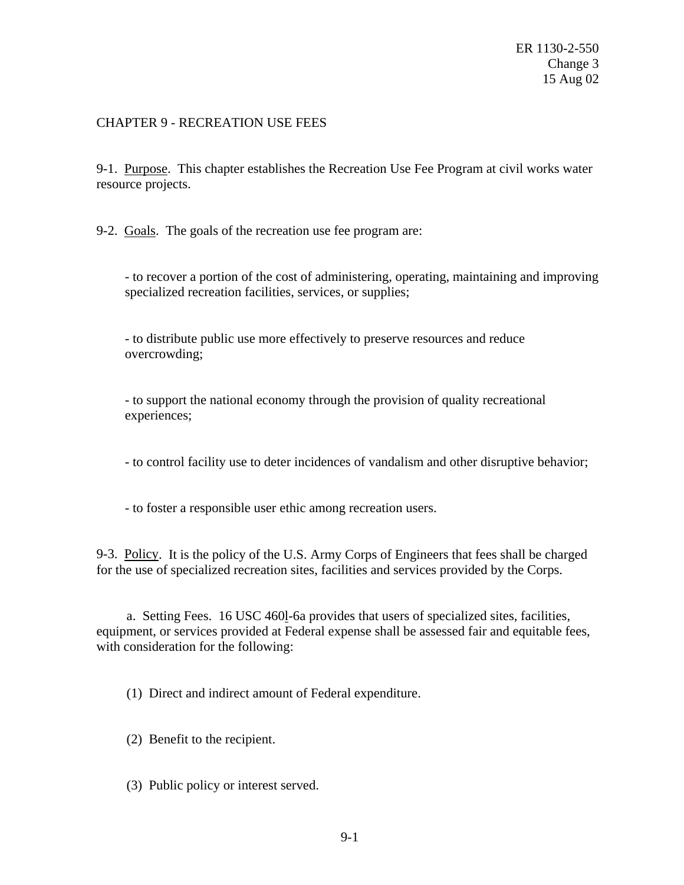# CHAPTER 9 - RECREATION USE FEES

9-1. Purpose. This chapter establishes the Recreation Use Fee Program at civil works water resource projects.

9-2. Goals. The goals of the recreation use fee program are:

- to recover a portion of the cost of administering, operating, maintaining and improving specialized recreation facilities, services, or supplies;

- to distribute public use more effectively to preserve resources and reduce overcrowding;

- to support the national economy through the provision of quality recreational experiences;

- to control facility use to deter incidences of vandalism and other disruptive behavior;

- to foster a responsible user ethic among recreation users.

9-3. Policy. It is the policy of the U.S. Army Corps of Engineers that fees shall be charged for the use of specialized recreation sites, facilities and services provided by the Corps.

a. Setting Fees. 16 USC 460l-6a provides that users of specialized sites, facilities, equipment, or services provided at Federal expense shall be assessed fair and equitable fees, with consideration for the following:

(1) Direct and indirect amount of Federal expenditure.

(2) Benefit to the recipient.

(3) Public policy or interest served.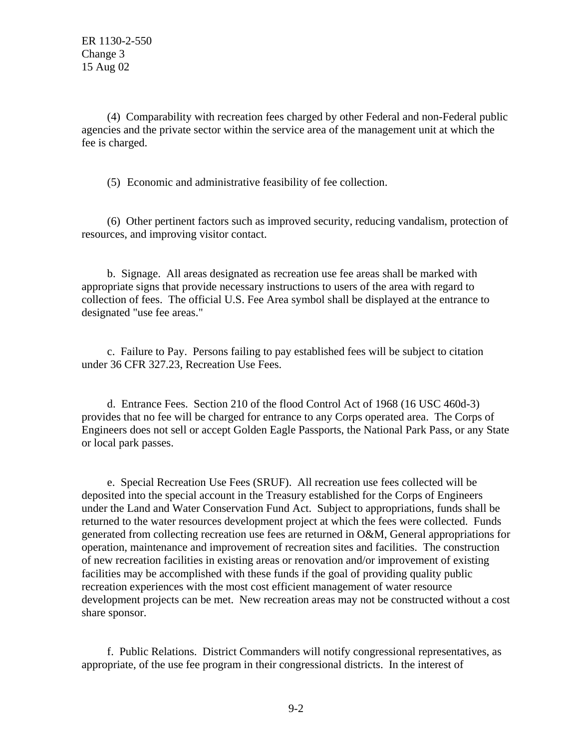(4) Comparability with recreation fees charged by other Federal and non-Federal public agencies and the private sector within the service area of the management unit at which the fee is charged.

(5) Economic and administrative feasibility of fee collection.

(6) Other pertinent factors such as improved security, reducing vandalism, protection of resources, and improving visitor contact.

b. Signage. All areas designated as recreation use fee areas shall be marked with appropriate signs that provide necessary instructions to users of the area with regard to collection of fees. The official U.S. Fee Area symbol shall be displayed at the entrance to designated "use fee areas."

c. Failure to Pay. Persons failing to pay established fees will be subject to citation under 36 CFR 327.23, Recreation Use Fees.

d. Entrance Fees. Section 210 of the flood Control Act of 1968 (16 USC 460d-3) provides that no fee will be charged for entrance to any Corps operated area. The Corps of Engineers does not sell or accept Golden Eagle Passports, the National Park Pass, or any State or local park passes.

e. Special Recreation Use Fees (SRUF). All recreation use fees collected will be deposited into the special account in the Treasury established for the Corps of Engineers under the Land and Water Conservation Fund Act. Subject to appropriations, funds shall be returned to the water resources development project at which the fees were collected. Funds generated from collecting recreation use fees are returned in O&M, General appropriations for operation, maintenance and improvement of recreation sites and facilities. The construction of new recreation facilities in existing areas or renovation and/or improvement of existing facilities may be accomplished with these funds if the goal of providing quality public recreation experiences with the most cost efficient management of water resource development projects can be met. New recreation areas may not be constructed without a cost share sponsor.

f. Public Relations. District Commanders will notify congressional representatives, as appropriate, of the use fee program in their congressional districts. In the interest of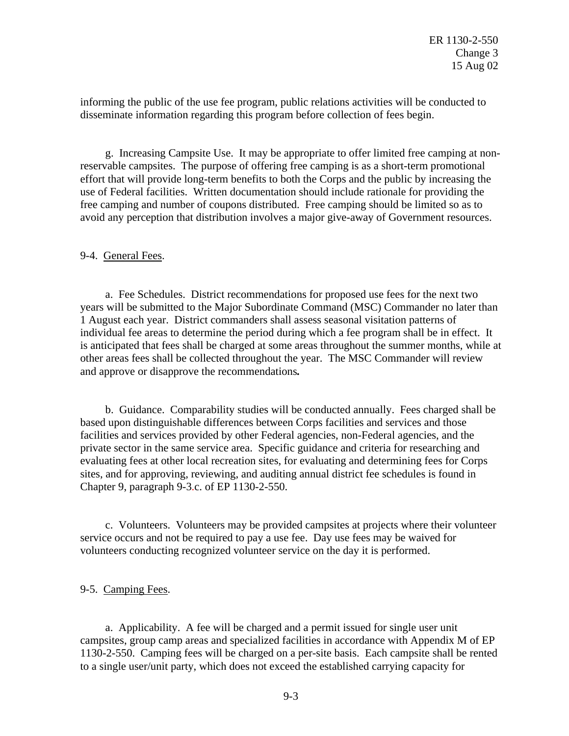informing the public of the use fee program, public relations activities will be conducted to disseminate information regarding this program before collection of fees begin.

g. Increasing Campsite Use. It may be appropriate to offer limited free camping at non-reservable campsites. The purpose of offering free camping is as a short-term promotional effort that will provide long-term benefits to both the Corps and the public by increasing the use of Federal facilities. Written documentation should include rationale for providing the free camping and number of coupons distributed. Free camping should be limited so as to avoid any perception that distribution involves a major give-away of Government resources.

9-4. General Fees.

a. Fee Schedules. District recommendations for proposed use fees for the next two years will be submitted to the Major Subordinate Command (MSC) Commander no later than 1 August each year. District commanders shall assess seasonal visitation patterns of individual fee areas to determine the period during which a fee program shall be in effect. It is anticipated that fees shall be charged at some areas throughout the summer months, while at other areas fees shall be collected throughout the year. The MSC Commander will review and approve or disapprove the recommendations**.**

b. Guidance. Comparability studies will be conducted annually. Fees charged shall be based upon distinguishable differences between Corps facilities and services and those facilities and services provided by other Federal agencies, non-Federal agencies, and the private sector in the same service area. Specific guidance and criteria for researching and evaluating fees at other local recreation sites, for evaluating and determining fees for Corps sites, and for approving, reviewing, and auditing annual district fee schedules is found in Chapter 9, paragraph 9-3.c. of EP 1130-2-550.

c. Volunteers. Volunteers may be provided campsites at projects where their volunteer service occurs and not be required to pay a use fee. Day use fees may be waived for volunteers conducting recognized volunteer service on the day it is performed.

9-5. Camping Fees.

a. Applicability. A fee will be charged and a permit issued for single user unit campsites, group camp areas and specialized facilities in accordance with Appendix M of EP 1130-2-550. Camping fees will be charged on a per-site basis. Each campsite shall be rented to a single user/unit party, which does not exceed the established carrying capacity for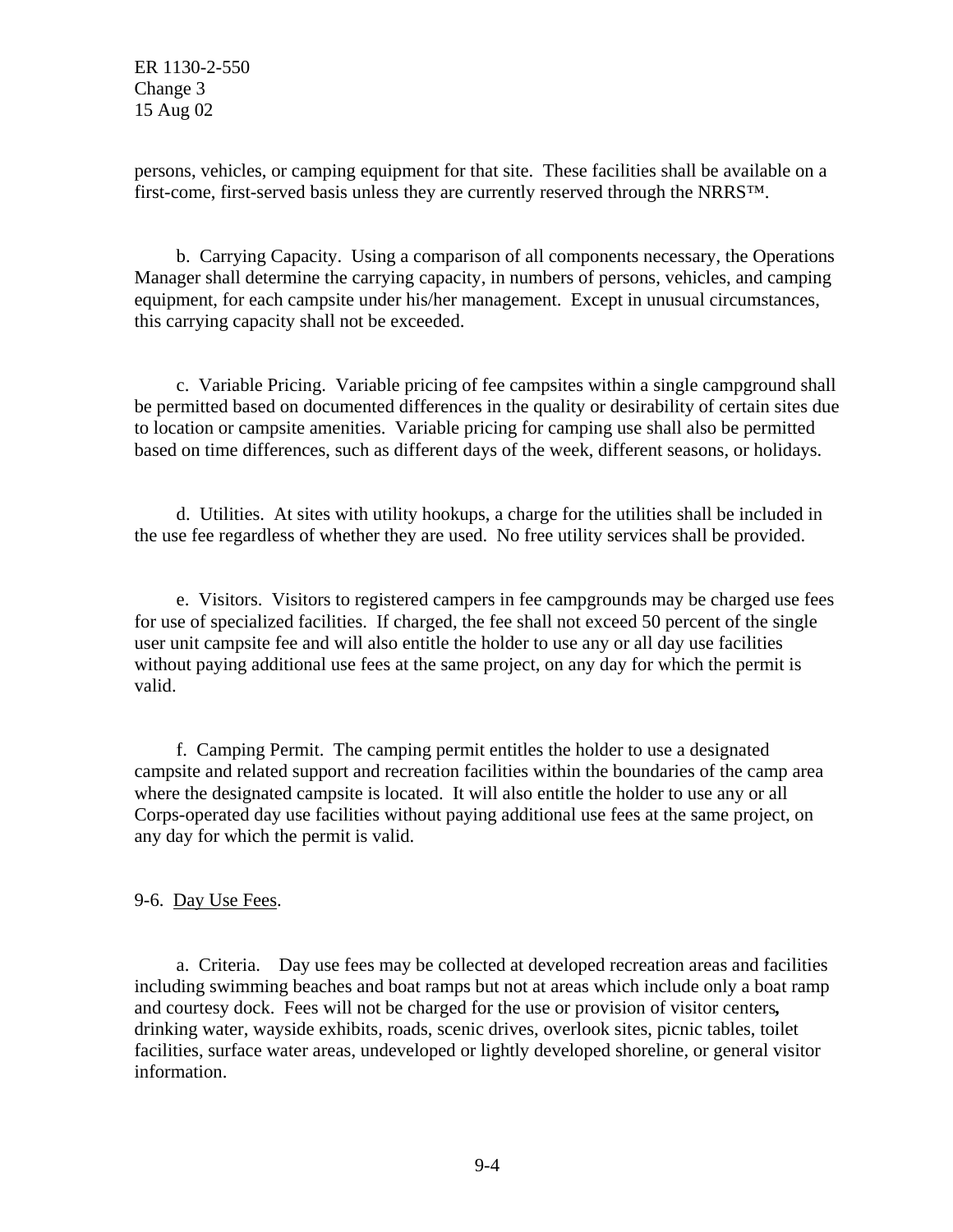persons, vehicles, or camping equipment for that site. These facilities shall be available on a first-come, first-served basis unless they are currently reserved through the NRRS™.

b. Carrying Capacity. Using a comparison of all components necessary, the Operations Manager shall determine the carrying capacity, in numbers of persons, vehicles, and camping equipment, for each campsite under his/her management. Except in unusual circumstances, this carrying capacity shall not be exceeded.

c. Variable Pricing. Variable pricing of fee campsites within a single campground shall be permitted based on documented differences in the quality or desirability of certain sites due to location or campsite amenities. Variable pricing for camping use shall also be permitted based on time differences, such as different days of the week, different seasons, or holidays.

d. Utilities. At sites with utility hookups, a charge for the utilities shall be included in the use fee regardless of whether they are used. No free utility services shall be provided.

e. Visitors. Visitors to registered campers in fee campgrounds may be charged use fees for use of specialized facilities. If charged, the fee shall not exceed 50 percent of the single user unit campsite fee and will also entitle the holder to use any or all day use facilities without paying additional use fees at the same project, on any day for which the permit is valid.

f. Camping Permit. The camping permit entitles the holder to use a designated campsite and related support and recreation facilities within the boundaries of the camp area where the designated campsite is located. It will also entitle the holder to use any or all Corps-operated day use facilities without paying additional use fees at the same project, on any day for which the permit is valid.

9-6. Day Use Fees.

a. Criteria. Day use fees may be collected at developed recreation areas and facilities including swimming beaches and boat ramps but not at areas which include only a boat ramp and courtesy dock. Fees will not be charged for the use or provision of visitor centers, drinking water, wayside exhibits, roads, scenic drives, overlook sites, picnic tables, toilet facilities, surface water areas, undeveloped or lightly developed shoreline, or general visitor information.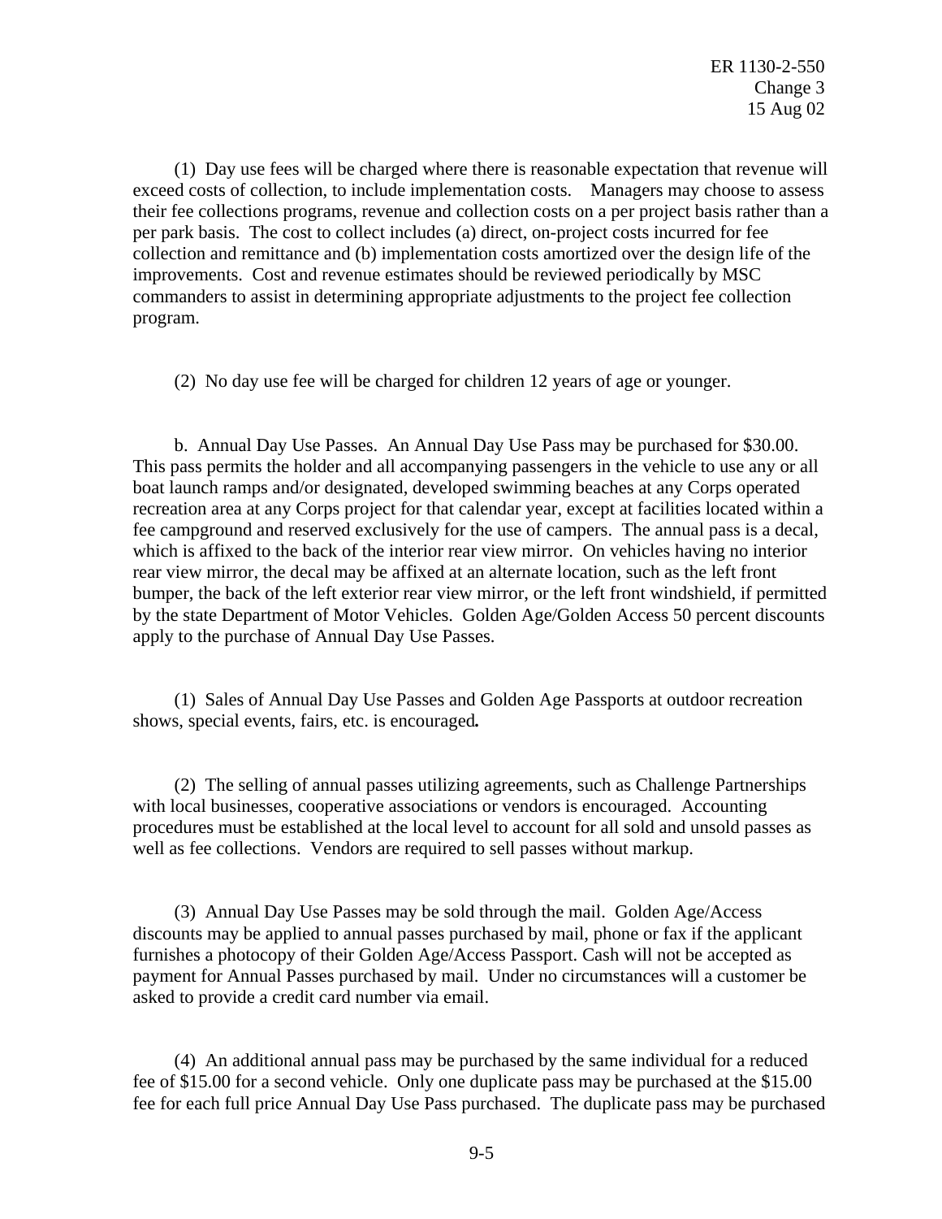(1) Day use fees will be charged where there is reasonable expectation that revenue will exceed costs of collection, to include implementation costs. Managers may choose to assess their fee collections programs, revenue and collection costs on a per project basis rather than a per park basis. The cost to collect includes (a) direct, on-project costs incurred for fee collection and remittance and (b) implementation costs amortized over the design life of the improvements. Cost and revenue estimates should be reviewed periodically by MSC commanders to assist in determining appropriate adjustments to the project fee collection program.

(2) No day use fee will be charged for children 12 years of age or younger.

b. Annual Day Use Passes. An Annual Day Use Pass may be purchased for $30.00. This pass permits the holder and all accompanying passengers in the vehicle to use any or all boat launch ramps and/or designated, developed swimming beaches at any Corps operated recreation area at any Corps project for that calendar year, except at facilities located within a fee campground and reserved exclusively for the use of campers. The annual pass is a decal, which is affixed to the back of the interior rear view mirror. On vehicles having no interior rear view mirror, the decal may be affixed at an alternate location, such as the left front bumper, the back of the left exterior rear view mirror, or the left front windshield, if permitted by the state Department of Motor Vehicles. Golden Age/Golden Access 50 percent discounts apply to the purchase of Annual Day Use Passes.

(1) Sales of Annual Day Use Passes and Golden Age Passports at outdoor recreation shows, special events, fairs, etc. is encouraged**.**

(2) The selling of annual passes utilizing agreements, such as Challenge Partnerships with local businesses, cooperative associations or vendors is encouraged. Accounting procedures must be established at the local level to account for all sold and unsold passes as well as fee collections. Vendors are required to sell passes without markup.

(3) Annual Day Use Passes may be sold through the mail. Golden Age/Access discounts may be applied to annual passes purchased by mail, phone or fax if the applicant furnishes a photocopy of their Golden Age/Access Passport. Cash will not be accepted as payment for Annual Passes purchased by mail. Under no circumstances will a customer be asked to provide a credit card number via email.

(4) An additional annual pass may be purchased by the same individual for a reduced fee of $15.00 for a second vehicle. Only one duplicate pass may be purchased at the $15.00 fee for each full price Annual Day Use Pass purchased. The duplicate pass may be purchased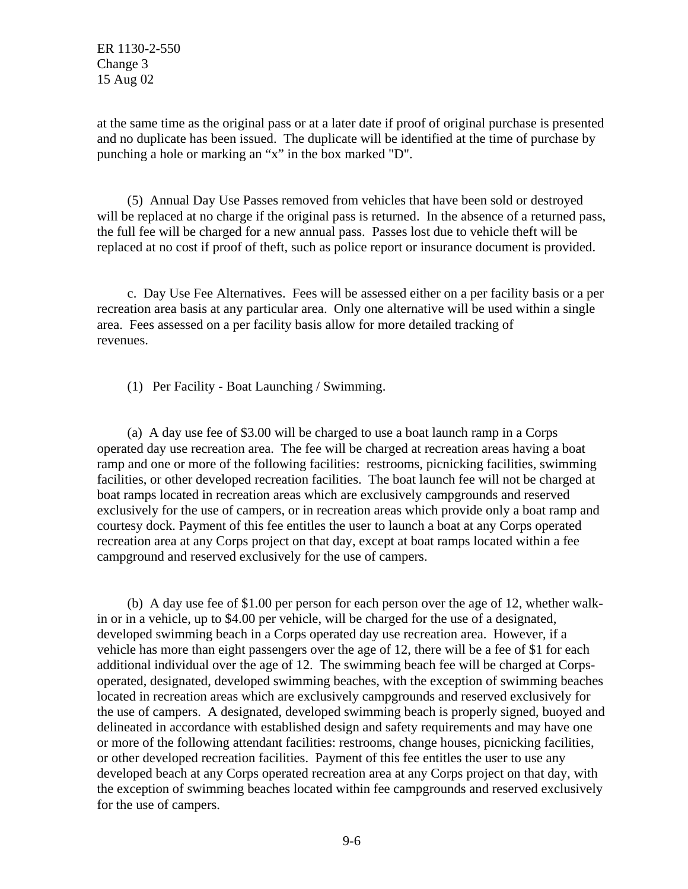at the same time as the original pass or at a later date if proof of original purchase is presented and no duplicate has been issued. The duplicate will be identified at the time of purchase by punching a hole or marking an “x” in the box marked "D".

(5) Annual Day Use Passes removed from vehicles that have been sold or destroyed will be replaced at no charge if the original pass is returned. In the absence of a returned pass, the full fee will be charged for a new annual pass. Passes lost due to vehicle theft will be replaced at no cost if proof of theft, such as police report or insurance document is provided.

c. Day Use Fee Alternatives. Fees will be assessed either on a per facility basis or a per recreation area basis at any particular area. Only one alternative will be used within a single area. Fees assessed on a per facility basis allow for more detailed tracking of revenues.

(1) Per Facility - Boat Launching / Swimming.

(a) A day use fee of $3.00 will be charged to use a boat launch ramp in a Corps operated day use recreation area. The fee will be charged at recreation areas having a boat ramp and one or more of the following facilities: restrooms, picnicking facilities, swimming facilities, or other developed recreation facilities. The boat launch fee will not be charged at boat ramps located in recreation areas which are exclusively campgrounds and reserved exclusively for the use of campers, or in recreation areas which provide only a boat ramp and courtesy dock. Payment of this fee entitles the user to launch a boat at any Corps operated recreation area at any Corps project on that day, except at boat ramps located within a fee campground and reserved exclusively for the use of campers.

(b) A day use fee of $1.00 per person for each person over the age of 12, whether walk-in or in a vehicle, up to $4.00 per vehicle, will be charged for the use of a designated, developed swimming beach in a Corps operated day use recreation area. However, if a vehicle has more than eight passengers over the age of 12, there will be a fee of $1 for each additional individual over the age of 12. The swimming beach fee will be charged at Corps-operated, designated, developed swimming beaches, with the exception of swimming beaches located in recreation areas which are exclusively campgrounds and reserved exclusively for the use of campers. A designated, developed swimming beach is properly signed, buoyed and delineated in accordance with established design and safety requirements and may have one or more of the following attendant facilities: restrooms, change houses, picnicking facilities, or other developed recreation facilities. Payment of this fee entitles the user to use any developed beach at any Corps operated recreation area at any Corps project on that day, with the exception of swimming beaches located within fee campgrounds and reserved exclusively for the use of campers.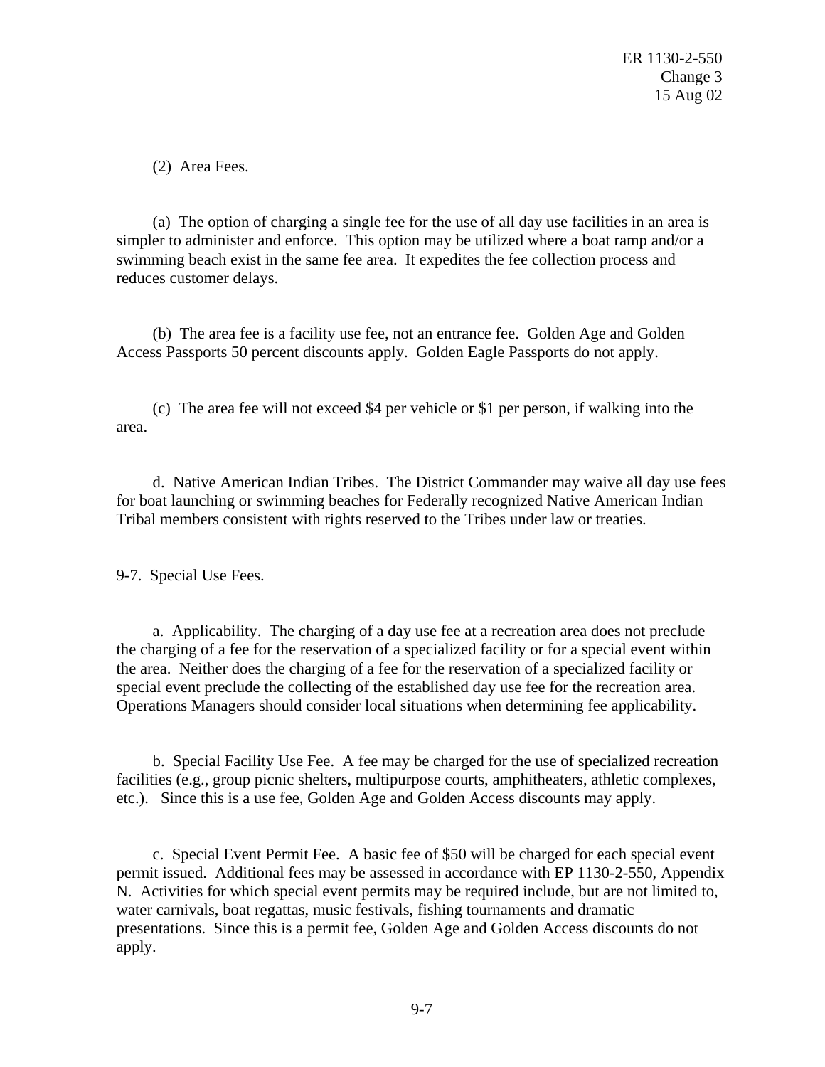(2) Area Fees.

(a) The option of charging a single fee for the use of all day use facilities in an area is simpler to administer and enforce. This option may be utilized where a boat ramp and/or a swimming beach exist in the same fee area. It expedites the fee collection process and reduces customer delays.

(b) The area fee is a facility use fee, not an entrance fee. Golden Age and Golden Access Passports 50 percent discounts apply. Golden Eagle Passports do not apply.

(c) The area fee will not exceed $4 per vehicle or $1 per person, if walking into the area.

d. Native American Indian Tribes. The District Commander may waive all day use fees for boat launching or swimming beaches for Federally recognized Native American Indian Tribal members consistent with rights reserved to the Tribes under law or treaties.

9-7. Special Use Fees.

a. Applicability. The charging of a day use fee at a recreation area does not preclude the charging of a fee for the reservation of a specialized facility or for a special event within the area. Neither does the charging of a fee for the reservation of a specialized facility or special event preclude the collecting of the established day use fee for the recreation area. Operations Managers should consider local situations when determining fee applicability.

b. Special Facility Use Fee. A fee may be charged for the use of specialized recreation facilities (e.g., group picnic shelters, multipurpose courts, amphitheaters, athletic complexes, etc.). Since this is a use fee, Golden Age and Golden Access discounts may apply.

c. Special Event Permit Fee. A basic fee of $50 will be charged for each special event permit issued. Additional fees may be assessed in accordance with EP 1130-2-550, Appendix N. Activities for which special event permits may be required include, but are not limited to, water carnivals, boat regattas, music festivals, fishing tournaments and dramatic presentations. Since this is a permit fee, Golden Age and Golden Access discounts do not apply.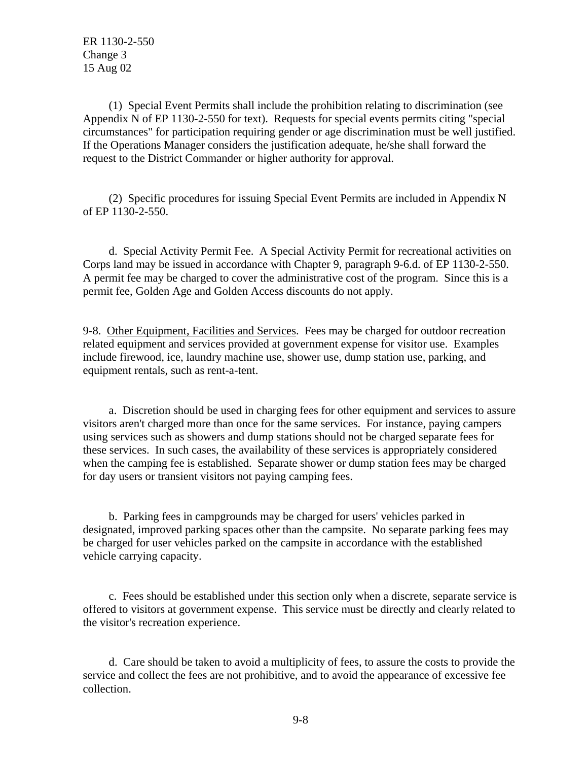(1) Special Event Permits shall include the prohibition relating to discrimination (see Appendix N of EP 1130-2-550 for text). Requests for special events permits citing "special circumstances" for participation requiring gender or age discrimination must be well justified. If the Operations Manager considers the justification adequate, he/she shall forward the request to the District Commander or higher authority for approval.

(2) Specific procedures for issuing Special Event Permits are included in Appendix N of EP 1130-2-550.

d. Special Activity Permit Fee. A Special Activity Permit for recreational activities on Corps land may be issued in accordance with Chapter 9, paragraph 9-6.d. of EP 1130-2-550. A permit fee may be charged to cover the administrative cost of the program. Since this is a permit fee, Golden Age and Golden Access discounts do not apply.

9-8. Other Equipment, Facilities and Services. Fees may be charged for outdoor recreation related equipment and services provided at government expense for visitor use. Examples include firewood, ice, laundry machine use, shower use, dump station use, parking, and equipment rentals, such as rent-a-tent.

a. Discretion should be used in charging fees for other equipment and services to assure visitors aren't charged more than once for the same services. For instance, paying campers using services such as showers and dump stations should not be charged separate fees for these services. In such cases, the availability of these services is appropriately considered when the camping fee is established. Separate shower or dump station fees may be charged for day users or transient visitors not paying camping fees.

b. Parking fees in campgrounds may be charged for users' vehicles parked in designated, improved parking spaces other than the campsite. No separate parking fees may be charged for user vehicles parked on the campsite in accordance with the established vehicle carrying capacity.

c. Fees should be established under this section only when a discrete, separate service is offered to visitors at government expense. This service must be directly and clearly related to the visitor's recreation experience.

d. Care should be taken to avoid a multiplicity of fees, to assure the costs to provide the service and collect the fees are not prohibitive, and to avoid the appearance of excessive fee collection.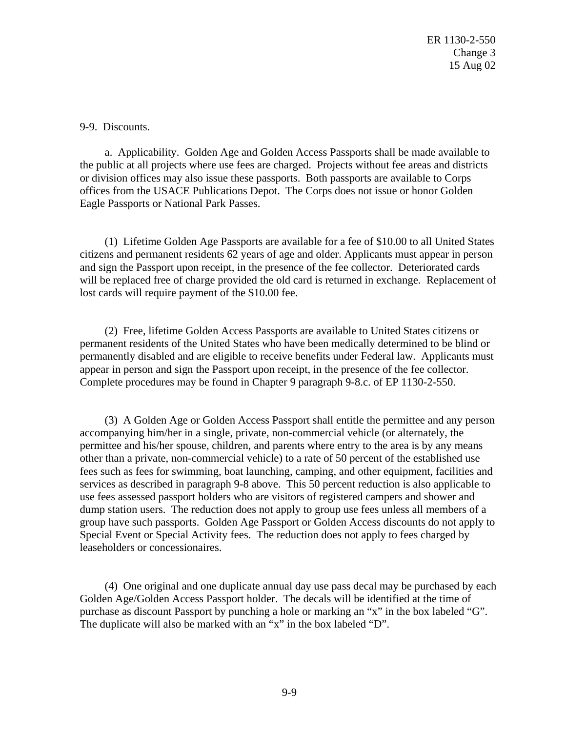9-9. Discounts.

a. Applicability. Golden Age and Golden Access Passports shall be made available to the public at all projects where use fees are charged. Projects without fee areas and districts or division offices may also issue these passports. Both passports are available to Corps offices from the USACE Publications Depot. The Corps does not issue or honor Golden Eagle Passports or National Park Passes.

(1) Lifetime Golden Age Passports are available for a fee of $10.00 to all United States citizens and permanent residents 62 years of age and older. Applicants must appear in person and sign the Passport upon receipt, in the presence of the fee collector. Deteriorated cards will be replaced free of charge provided the old card is returned in exchange. Replacement of lost cards will require payment of the $10.00 fee.

(2) Free, lifetime Golden Access Passports are available to United States citizens or permanent residents of the United States who have been medically determined to be blind or permanently disabled and are eligible to receive benefits under Federal law. Applicants must appear in person and sign the Passport upon receipt, in the presence of the fee collector. Complete procedures may be found in Chapter 9 paragraph 9-8.c. of EP 1130-2-550.

(3) A Golden Age or Golden Access Passport shall entitle the permittee and any person accompanying him/her in a single, private, non-commercial vehicle (or alternately, the permittee and his/her spouse, children, and parents where entry to the area is by any means other than a private, non-commercial vehicle) to a rate of 50 percent of the established use fees such as fees for swimming, boat launching, camping, and other equipment, facilities and services as described in paragraph 9-8 above. This 50 percent reduction is also applicable to use fees assessed passport holders who are visitors of registered campers and shower and dump station users. The reduction does not apply to group use fees unless all members of a group have such passports. Golden Age Passport or Golden Access discounts do not apply to Special Event or Special Activity fees. The reduction does not apply to fees charged by leaseholders or concessionaires.

(4) One original and one duplicate annual day use pass decal may be purchased by each Golden Age/Golden Access Passport holder. The decals will be identified at the time of purchase as discount Passport by punching a hole or marking an "x" in the box labeled "G". The duplicate will also be marked with an "x" in the box labeled "D".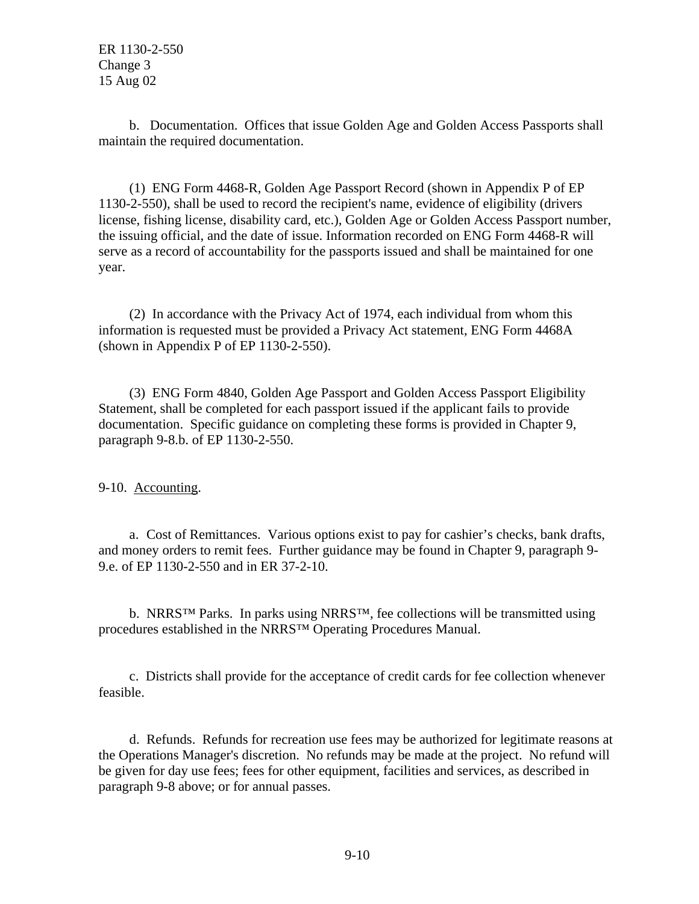b. Documentation. Offices that issue Golden Age and Golden Access Passports shall maintain the required documentation.

(1) ENG Form 4468-R, Golden Age Passport Record (shown in Appendix P of EP 1130-2-550), shall be used to record the recipient's name, evidence of eligibility (drivers license, fishing license, disability card, etc.), Golden Age or Golden Access Passport number, the issuing official, and the date of issue. Information recorded on ENG Form 4468-R will serve as a record of accountability for the passports issued and shall be maintained for one year.

(2) In accordance with the Privacy Act of 1974, each individual from whom this information is requested must be provided a Privacy Act statement, ENG Form 4468A (shown in Appendix P of EP 1130-2-550).

(3) ENG Form 4840, Golden Age Passport and Golden Access Passport Eligibility Statement, shall be completed for each passport issued if the applicant fails to provide documentation. Specific guidance on completing these forms is provided in Chapter 9, paragraph 9-8.b. of EP 1130-2-550.

9-10. <u>Accounting</u>.

a. Cost of Remittances. Various options exist to pay for cashier's checks, bank drafts, and money orders to remit fees. Further guidance may be found in Chapter 9, paragraph 9-9.e. of EP 1130-2-550 and in ER 37-2-10.

b. NRRS™ Parks. In parks using NRRS™, fee collections will be transmitted using procedures established in the NRRS™ Operating Procedures Manual.

c. Districts shall provide for the acceptance of credit cards for fee collection whenever feasible.

d. Refunds. Refunds for recreation use fees may be authorized for legitimate reasons at the Operations Manager's discretion. No refunds may be made at the project. No refund will be given for day use fees; fees for other equipment, facilities and services, as described in paragraph 9-8 above; or for annual passes.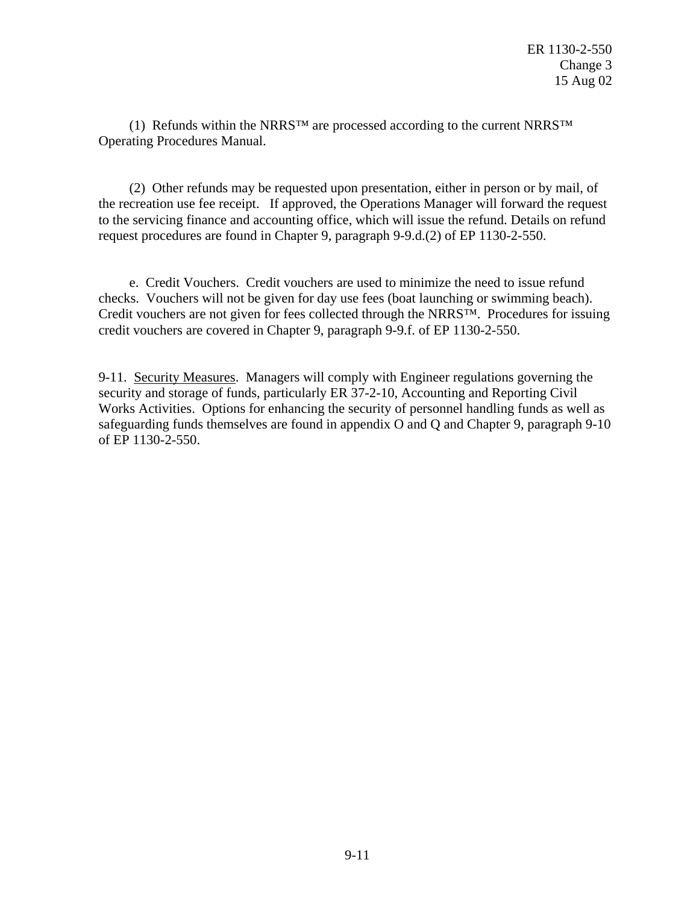(1) Refunds within the NRRS™ are processed according to the current NRRS™ Operating Procedures Manual.

(2) Other refunds may be requested upon presentation, either in person or by mail, of the recreation use fee receipt. If approved, the Operations Manager will forward the request to the servicing finance and accounting office, which will issue the refund. Details on refund request procedures are found in Chapter 9, paragraph 9-9.d.(2) of EP 1130-2-550.

e. Credit Vouchers. Credit vouchers are used to minimize the need to issue refund checks. Vouchers will not be given for day use fees (boat launching or swimming beach). Credit vouchers are not given for fees collected through the NRRS™. Procedures for issuing credit vouchers are covered in Chapter 9, paragraph 9-9.f. of EP 1130-2-550.

9-11. Security Measures. Managers will comply with Engineer regulations governing the security and storage of funds, particularly ER 37-2-10, Accounting and Reporting Civil Works Activities. Options for enhancing the security of personnel handling funds as well as safeguarding funds themselves are found in appendix O and Q and Chapter 9, paragraph 9-10 of EP 1130-2-550.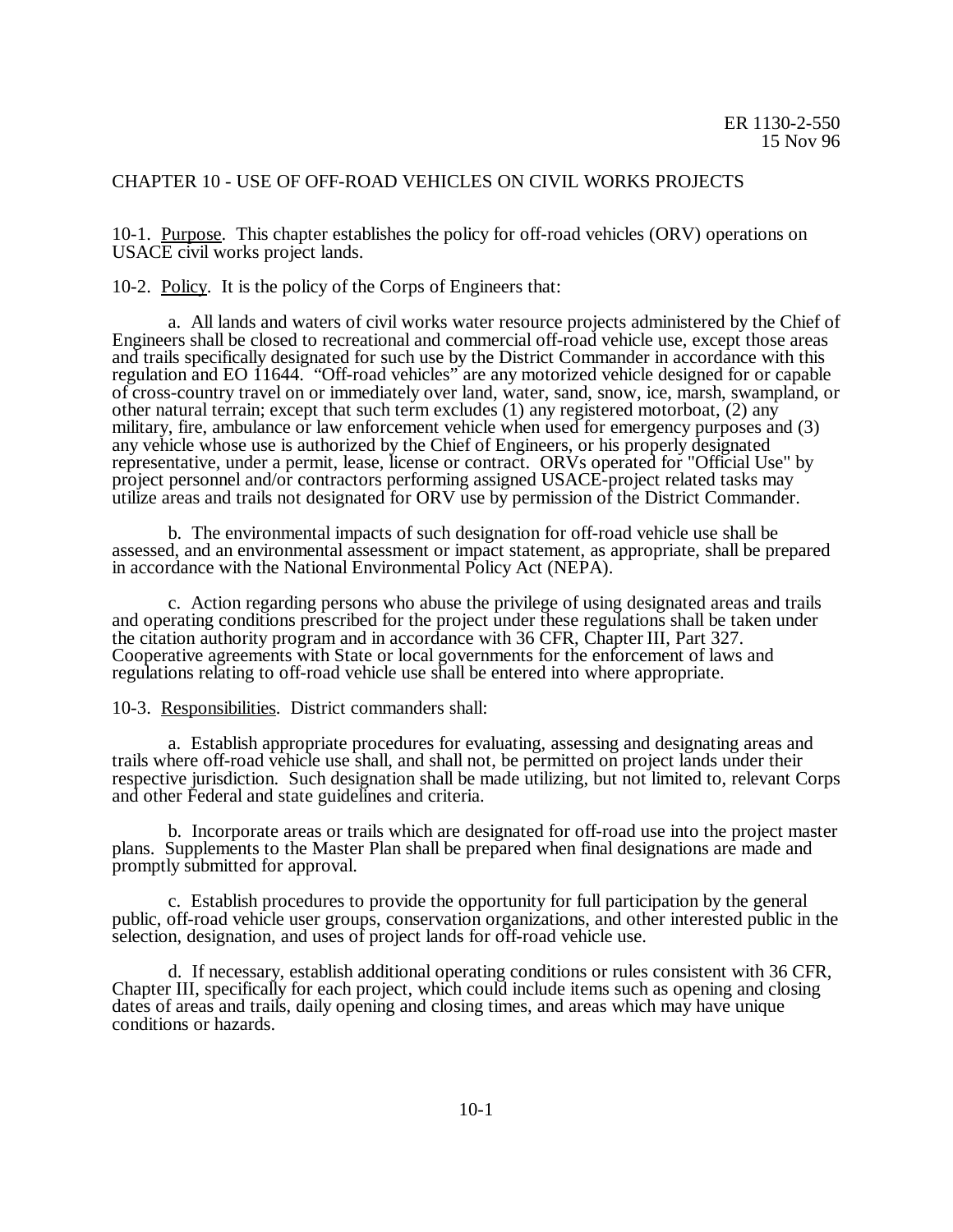## CHAPTER 10 - USE OF OFF-ROAD VEHICLES ON CIVIL WORKS PROJECTS

10-1. Purpose. This chapter establishes the policy for off-road vehicles (ORV) operations on USACE civil works project lands.

10-2. Policy. It is the policy of the Corps of Engineers that:

a. All lands and waters of civil works water resource projects administered by the Chief of Engineers shall be closed to recreational and commercial off-road vehicle use, except those areas and trails specifically designated for such use by the District Commander in accordance with this regulation and EO 11644. "Off-road vehicles" are any motorized vehicle designed for or capable of cross-country travel on or immediately over land, water, sand, snow, ice, marsh, swampland, or other natural terrain; except that such term excludes (1) any registered motorboat, (2) any military, fire, ambulance or law enforcement vehicle when used for emergency purposes and (3) any vehicle whose use is authorized by the Chief of Engineers, or his properly designated representative, under a permit, lease, license or contract. ORVs operated for "Official Use" by project personnel and/or contractors performing assigned USACE-project related tasks may utilize areas and trails not designated for ORV use by permission of the District Commander.

b. The environmental impacts of such designation for off-road vehicle use shall be assessed, and an environmental assessment or impact statement, as appropriate, shall be prepared in accordance with the National Environmental Policy Act (NEPA).

c. Action regarding persons who abuse the privilege of using designated areas and trails and operating conditions prescribed for the project under these regulations shall be taken under the citation authority program and in accordance with 36 CFR, Chapter III, Part 327. Cooperative agreements with State or local governments for the enforcement of laws and regulations relating to off-road vehicle use shall be entered into where appropriate.

10-3. Responsibilities. District commanders shall:

a. Establish appropriate procedures for evaluating, assessing and designating areas and trails where off-road vehicle use shall, and shall not, be permitted on project lands under their respective jurisdiction. Such designation shall be made utilizing, but not limited to, relevant Corps and other Federal and state guidelines and criteria.

b. Incorporate areas or trails which are designated for off-road use into the project master plans. Supplements to the Master Plan shall be prepared when final designations are made and promptly submitted for approval.

c. Establish procedures to provide the opportunity for full participation by the general public, off-road vehicle user groups, conservation organizations, and other interested public in the selection, designation, and uses of project lands for off-road vehicle use.

d. If necessary, establish additional operating conditions or rules consistent with 36 CFR, Chapter III, specifically for each project, which could include items such as opening and closing dates of areas and trails, daily opening and closing times, and areas which may have unique conditions or hazards.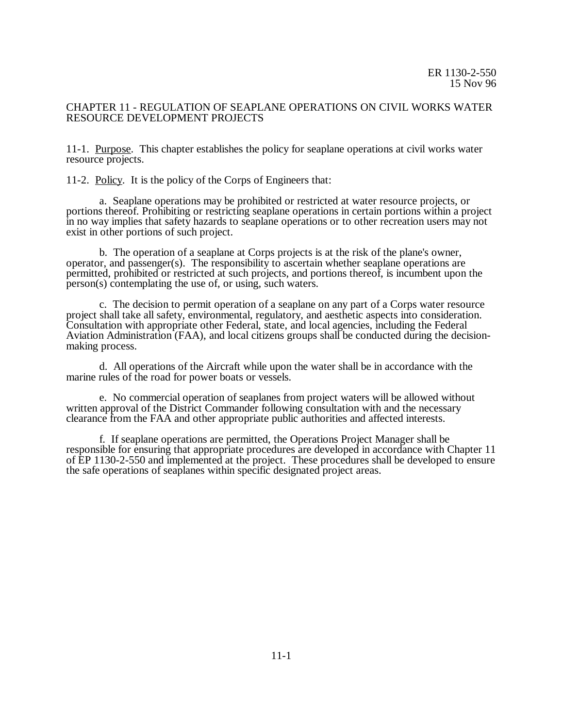# CHAPTER 11 - REGULATION OF SEAPLANE OPERATIONS ON CIVIL WORKS WATER RESOURCE DEVELOPMENT PROJECTS

11-1. Purpose. This chapter establishes the policy for seaplane operations at civil works water resource projects.

11-2. Policy. It is the policy of the Corps of Engineers that:

a. Seaplane operations may be prohibited or restricted at water resource projects, or portions thereof. Prohibiting or restricting seaplane operations in certain portions within a project in no way implies that safety hazards to seaplane operations or to other recreation users may not exist in other portions of such project.

b. The operation of a seaplane at Corps projects is at the risk of the plane's owner, operator, and passenger(s). The responsibility to ascertain whether seaplane operations are permitted, prohibited or restricted at such projects, and portions thereof, is incumbent upon the person(s) contemplating the use of, or using, such waters.

c. The decision to permit operation of a seaplane on any part of a Corps water resource project shall take all safety, environmental, regulatory, and aesthetic aspects into consideration. Consultation with appropriate other Federal, state, and local agencies, including the Federal Aviation Administration (FAA), and local citizens groups shall be conducted during the decision-making process.

d. All operations of the Aircraft while upon the water shall be in accordance with the marine rules of the road for power boats or vessels.

e. No commercial operation of seaplanes from project waters will be allowed without written approval of the District Commander following consultation with and the necessary clearance from the FAA and other appropriate public authorities and affected interests.

f. If seaplane operations are permitted, the Operations Project Manager shall be responsible for ensuring that appropriate procedures are developed in accordance with Chapter 11 of EP 1130-2-550 and implemented at the project. These procedures shall be developed to ensure the safe operations of seaplanes within specific designated project areas.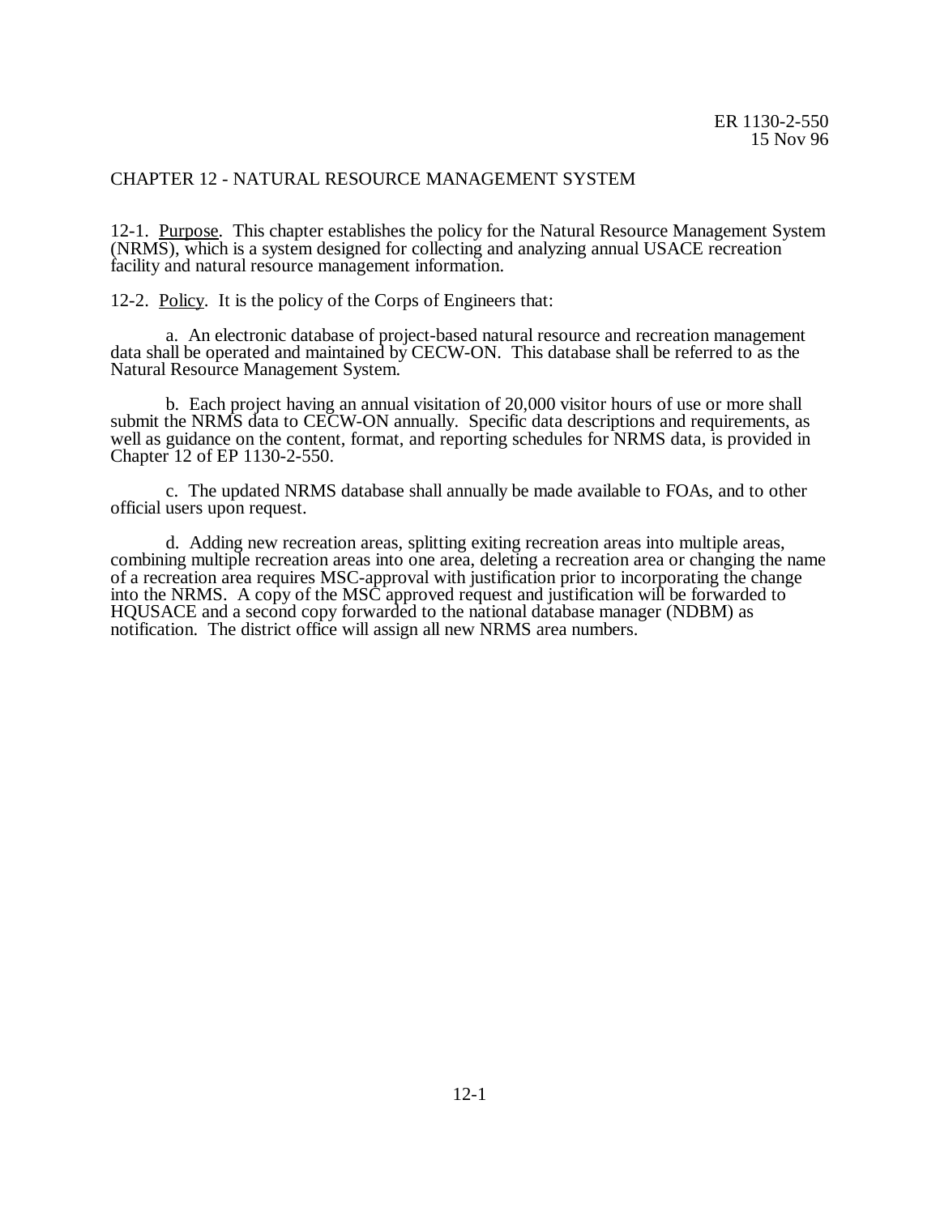## CHAPTER 12 - NATURAL RESOURCE MANAGEMENT SYSTEM

12-1. Purpose. This chapter establishes the policy for the Natural Resource Management System (NRMS), which is a system designed for collecting and analyzing annual USACE recreation facility and natural resource management information.

12-2. Policy. It is the policy of the Corps of Engineers that:

a. An electronic database of project-based natural resource and recreation management data shall be operated and maintained by CECW-ON. This database shall be referred to as the Natural Resource Management System.

b. Each project having an annual visitation of 20,000 visitor hours of use or more shall submit the NRMS data to CECW-ON annually. Specific data descriptions and requirements, as well as guidance on the content, format, and reporting schedules for NRMS data, is provided in Chapter 12 of EP 1130-2-550.

c. The updated NRMS database shall annually be made available to FOAs, and to other official users upon request.

d. Adding new recreation areas, splitting exiting recreation areas into multiple areas, combining multiple recreation areas into one area, deleting a recreation area or changing the name of a recreation area requires MSC-approval with justification prior to incorporating the change into the NRMS. A copy of the MSC approved request and justification will be forwarded to HQUSACE and a second copy forwarded to the national database manager (NDBM) as notification. The district office will assign all new NRMS area numbers.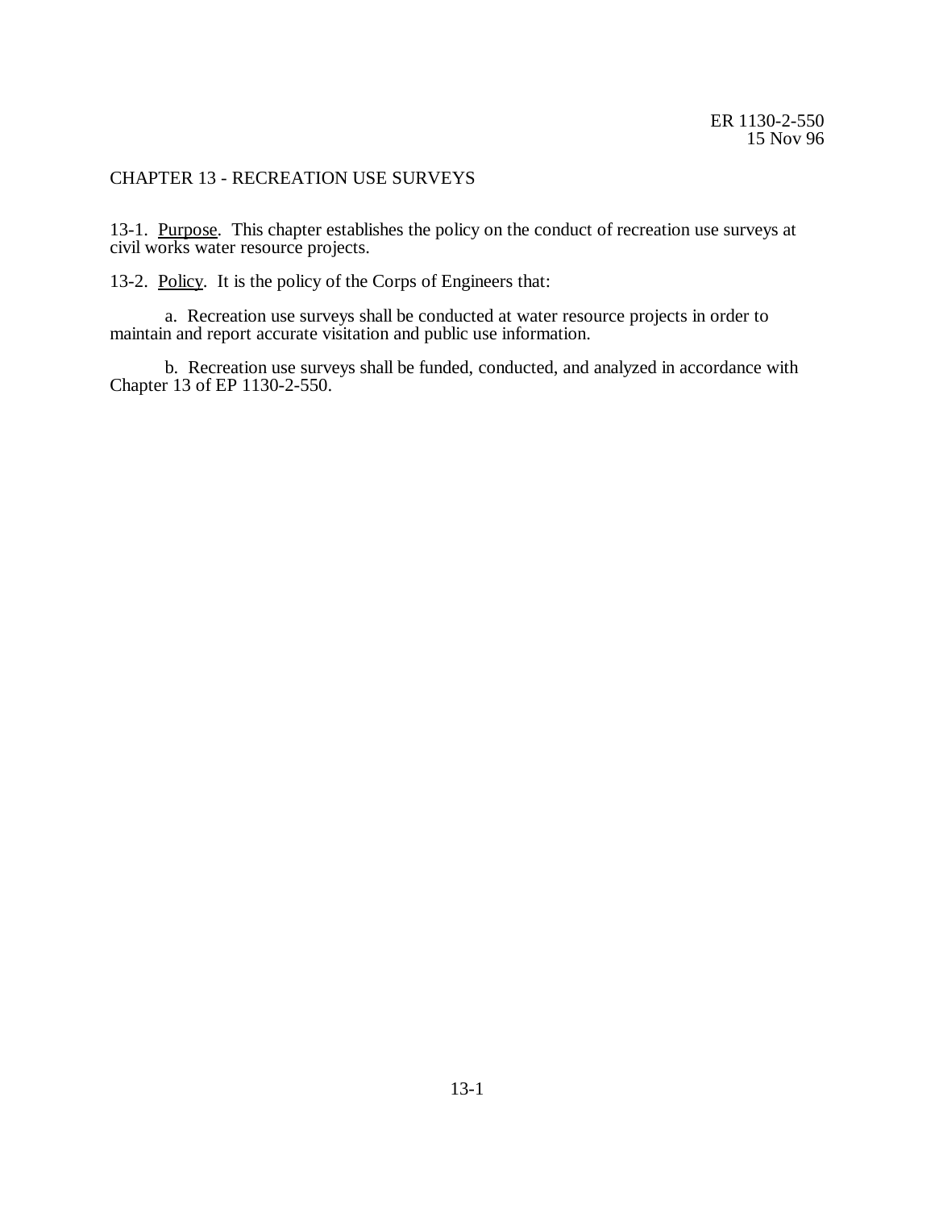## CHAPTER 13 - RECREATION USE SURVEYS

13-1. Purpose. This chapter establishes the policy on the conduct of recreation use surveys at civil works water resource projects.

13-2. Policy. It is the policy of the Corps of Engineers that:

a. Recreation use surveys shall be conducted at water resource projects in order to maintain and report accurate visitation and public use information.

b. Recreation use surveys shall be funded, conducted, and analyzed in accordance with Chapter 13 of EP 1130-2-550.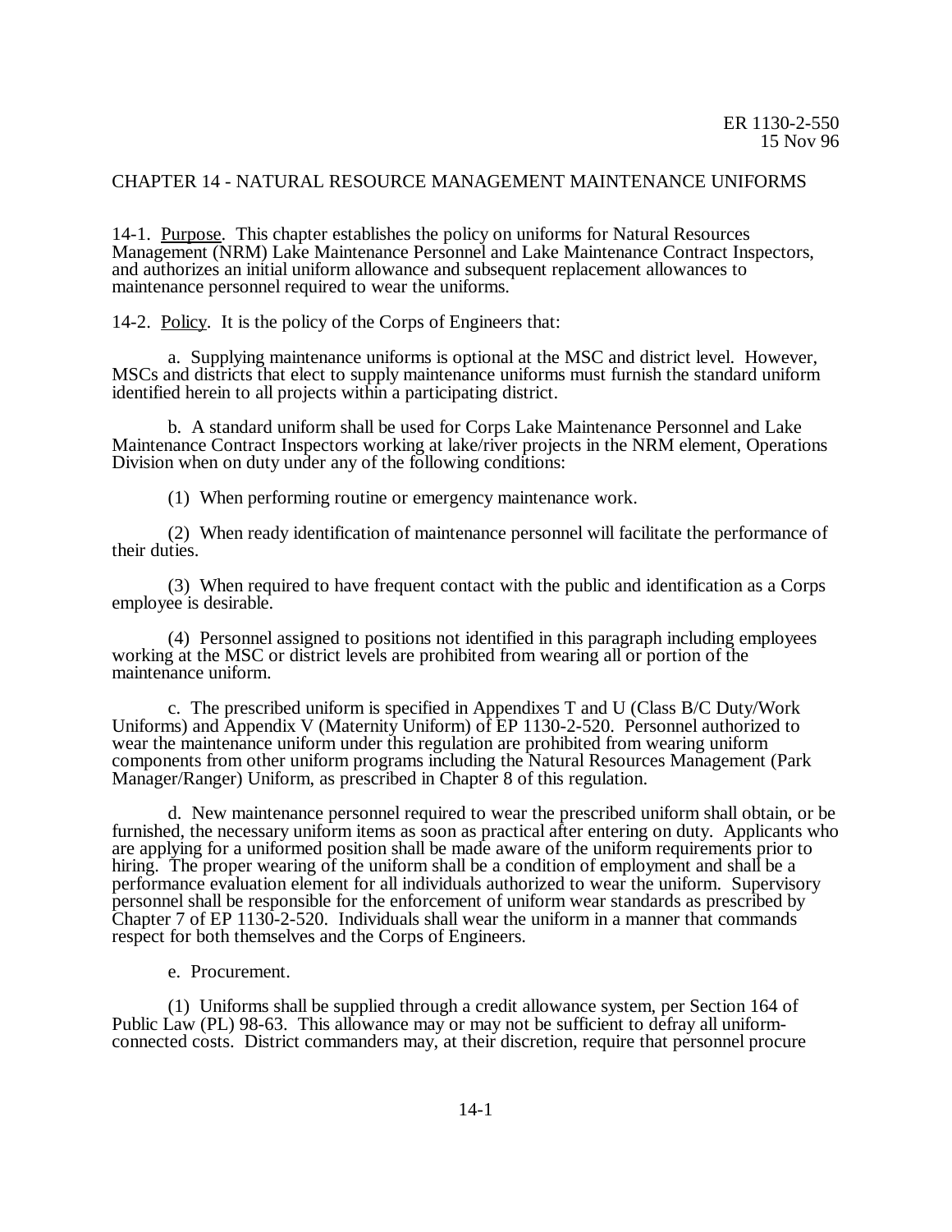# CHAPTER 14 - NATURAL RESOURCE MANAGEMENT MAINTENANCE UNIFORMS

14-1. Purpose. This chapter establishes the policy on uniforms for Natural Resources Management (NRM) Lake Maintenance Personnel and Lake Maintenance Contract Inspectors, and authorizes an initial uniform allowance and subsequent replacement allowances to maintenance personnel required to wear the uniforms.

14-2. Policy. It is the policy of the Corps of Engineers that:

a. Supplying maintenance uniforms is optional at the MSC and district level. However, MSCs and districts that elect to supply maintenance uniforms must furnish the standard uniform identified herein to all projects within a participating district.

b. A standard uniform shall be used for Corps Lake Maintenance Personnel and Lake Maintenance Contract Inspectors working at lake/river projects in the NRM element, Operations Division when on duty under any of the following conditions:

(1) When performing routine or emergency maintenance work.

(2) When ready identification of maintenance personnel will facilitate the performance of their duties.

(3) When required to have frequent contact with the public and identification as a Corps employee is desirable.

(4) Personnel assigned to positions not identified in this paragraph including employees working at the MSC or district levels are prohibited from wearing all or portion of the maintenance uniform.

c. The prescribed uniform is specified in Appendixes T and U (Class B/C Duty/Work Uniforms) and Appendix V (Maternity Uniform) of EP 1130-2-520. Personnel authorized to wear the maintenance uniform under this regulation are prohibited from wearing uniform components from other uniform programs including the Natural Resources Management (Park Manager/Ranger) Uniform, as prescribed in Chapter 8 of this regulation.

d. New maintenance personnel required to wear the prescribed uniform shall obtain, or be furnished, the necessary uniform items as soon as practical after entering on duty. Applicants who are applying for a uniformed position shall be made aware of the uniform requirements prior to hiring. The proper wearing of the uniform shall be a condition of employment and shall be a performance evaluation element for all individuals authorized to wear the uniform. Supervisory personnel shall be responsible for the enforcement of uniform wear standards as prescribed by Chapter 7 of EP 1130-2-520. Individuals shall wear the uniform in a manner that commands respect for both themselves and the Corps of Engineers.

e. Procurement.

(1) Uniforms shall be supplied through a credit allowance system, per Section 164 of Public Law (PL) 98-63. This allowance may or may not be sufficient to defray all uniform-connected costs. District commanders may, at their discretion, require that personnel procure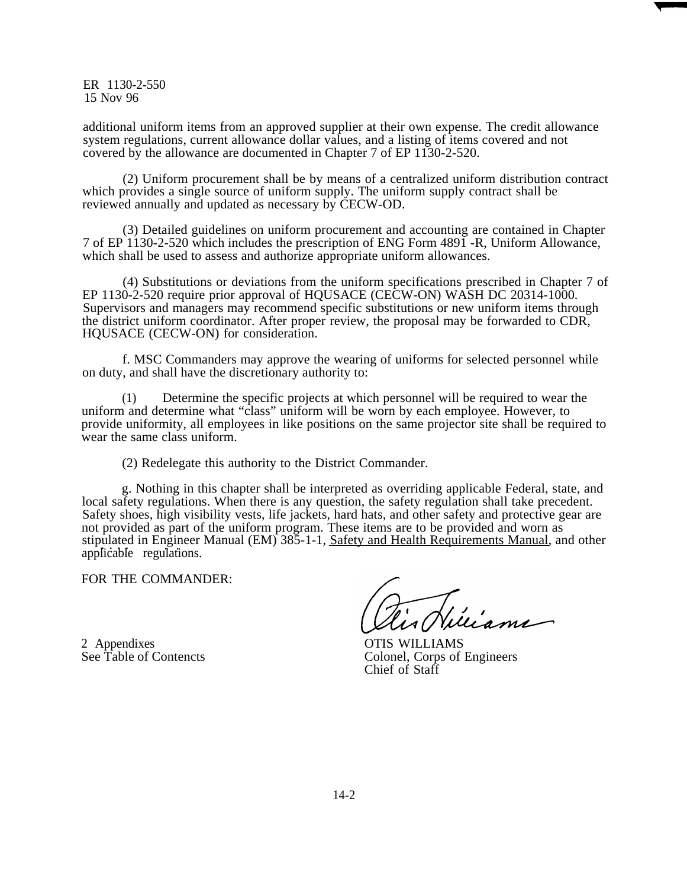additional uniform items from an approved supplier at their own expense. The credit allowance system regulations, current allowance dollar values, and a listing of items covered and not covered by the allowance are documented in Chapter 7 of EP 1130-2-520.

(2) Uniform procurement shall be by means of a centralized uniform distribution contract which provides a single source of uniform supply. The uniform supply contract shall be reviewed annually and updated as necessary by CECW-OD.

(3) Detailed guidelines on uniform procurement and accounting are contained in Chapter 7 of EP 1130-2-520 which includes the prescription of ENG Form 4891 -R, Uniform Allowance, which shall be used to assess and authorize appropriate uniform allowances.

(4) Substitutions or deviations from the uniform specifications prescribed in Chapter 7 of EP 1130-2-520 require prior approval of HQUSACE (CECW-ON) WASH DC 20314-1000. Supervisors and managers may recommend specific substitutions or new uniform items through the district uniform coordinator. After proper review, the proposal may be forwarded to CDR, HQUSACE (CECW-ON) for consideration.

f. MSC Commanders may approve the wearing of uniforms for selected personnel while on duty, and shall have the discretionary authority to:

(1) Determine the specific projects at which personnel will be required to wear the uniform and determine what "class" uniform will be worn by each employee. However, to provide uniformity, all employees in like positions on the same projector site shall be required to wear the same class uniform.

(2) Redelegate this authority to the District Commander.

g. Nothing in this chapter shall be interpreted as overriding applicable Federal, state, and local safety regulations. When there is any question, the safety regulation shall take precedent. Safety shoes, high visibility vests, life jackets, hard hats, and other safety and protective gear are not provided as part of the uniform program. These items are to be provided and worn as stipulated in Engineer Manual (EM) 385-1-1, <u>Safety and Health Requirements Manual</u>, and other applicable regulations.

FOR THE COMMANDER:

2 Appendixes
See Table of Contencts

OTIS WILLIAMS
Colonel, Corps of Engineers
Chief of Staff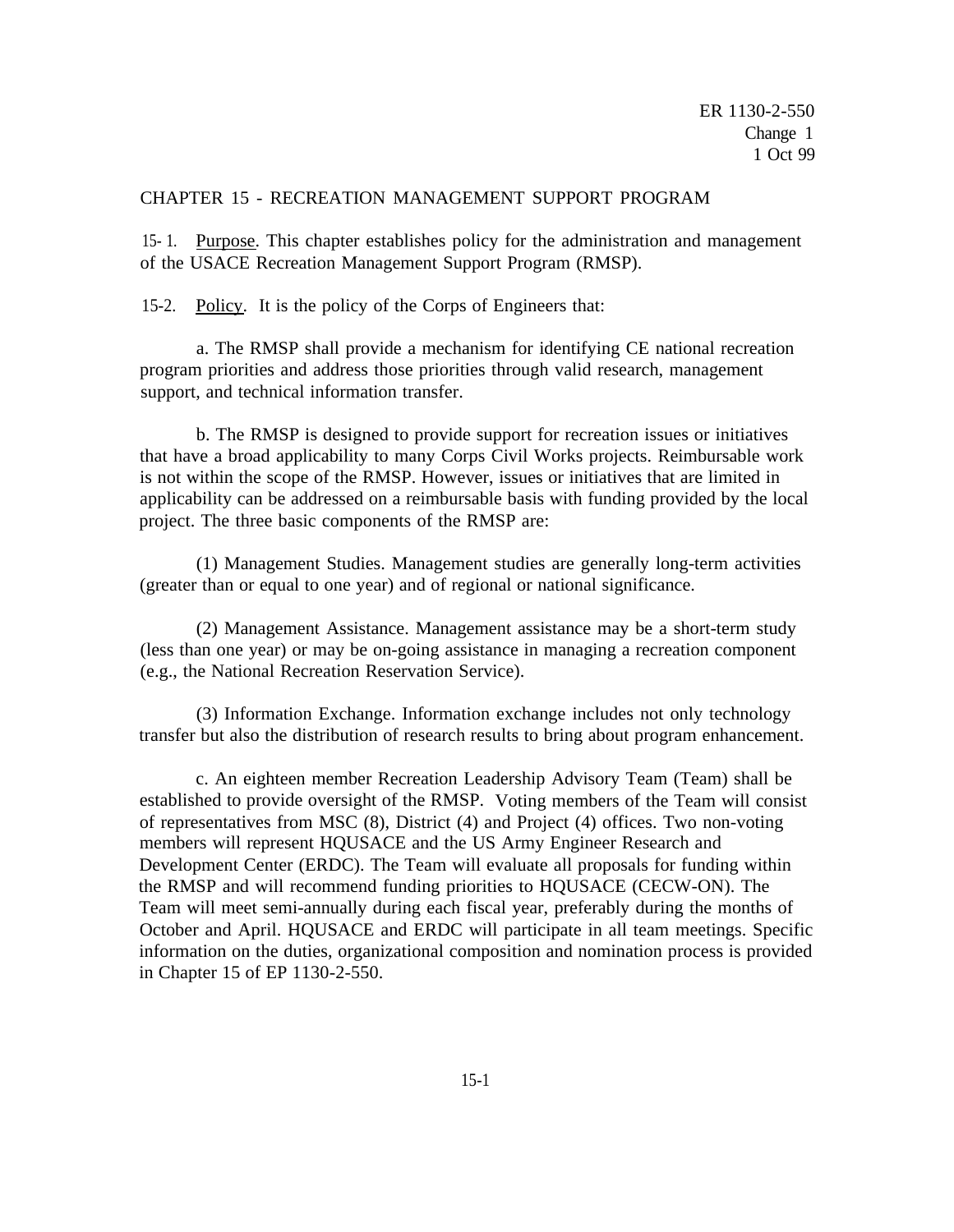## CHAPTER 15 - RECREATION MANAGEMENT SUPPORT PROGRAM

15-1. Purpose. This chapter establishes policy for the administration and management of the USACE Recreation Management Support Program (RMSP).

15-2. Policy. It is the policy of the Corps of Engineers that:

a. The RMSP shall provide a mechanism for identifying CE national recreation program priorities and address those priorities through valid research, management support, and technical information transfer.

b. The RMSP is designed to provide support for recreation issues or initiatives that have a broad applicability to many Corps Civil Works projects. Reimbursable work is not within the scope of the RMSP. However, issues or initiatives that are limited in applicability can be addressed on a reimbursable basis with funding provided by the local project. The three basic components of the RMSP are:

(1) Management Studies. Management studies are generally long-term activities (greater than or equal to one year) and of regional or national significance.

(2) Management Assistance. Management assistance may be a short-term study (less than one year) or may be on-going assistance in managing a recreation component (e.g., the National Recreation Reservation Service).

(3) Information Exchange. Information exchange includes not only technology transfer but also the distribution of research results to bring about program enhancement.

c. An eighteen member Recreation Leadership Advisory Team (Team) shall be established to provide oversight of the RMSP. Voting members of the Team will consist of representatives from MSC (8), District (4) and Project (4) offices. Two non-voting members will represent HQUSACE and the US Army Engineer Research and Development Center (ERDC). The Team will evaluate all proposals for funding within the RMSP and will recommend funding priorities to HQUSACE (CECW-ON). The Team will meet semi-annually during each fiscal year, preferably during the months of October and April. HQUSACE and ERDC will participate in all team meetings. Specific information on the duties, organizational composition and nomination process is provided in Chapter 15 of EP 1130-2-550.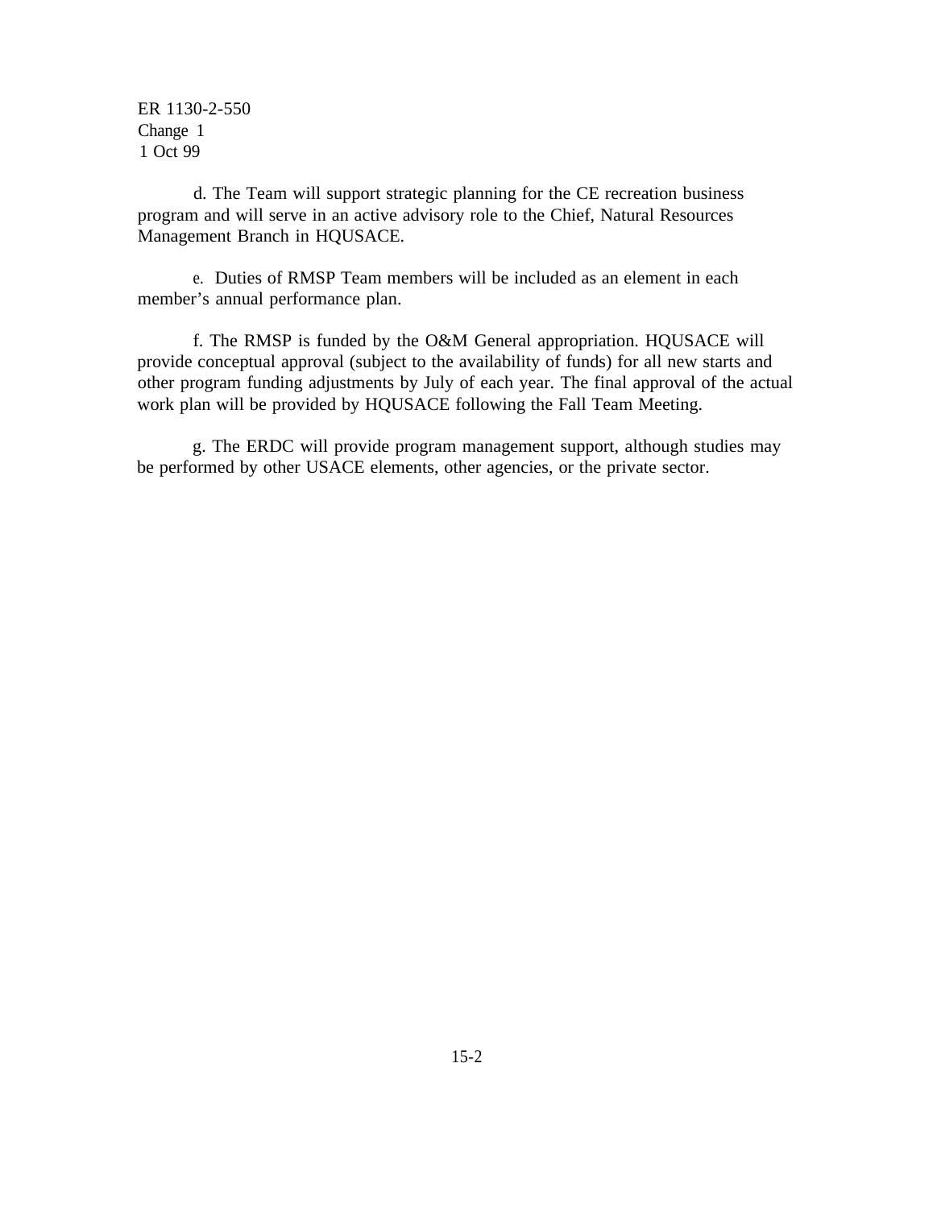d. The Team will support strategic planning for the CE recreation business program and will serve in an active advisory role to the Chief, Natural Resources Management Branch in HQUSACE.

e. Duties of RMSP Team members will be included as an element in each member's annual performance plan.

f. The RMSP is funded by the O&M General appropriation. HQUSACE will provide conceptual approval (subject to the availability of funds) for all new starts and other program funding adjustments by July of each year. The final approval of the actual work plan will be provided by HQUSACE following the Fall Team Meeting.

g. The ERDC will provide program management support, although studies may be performed by other USACE elements, other agencies, or the private sector.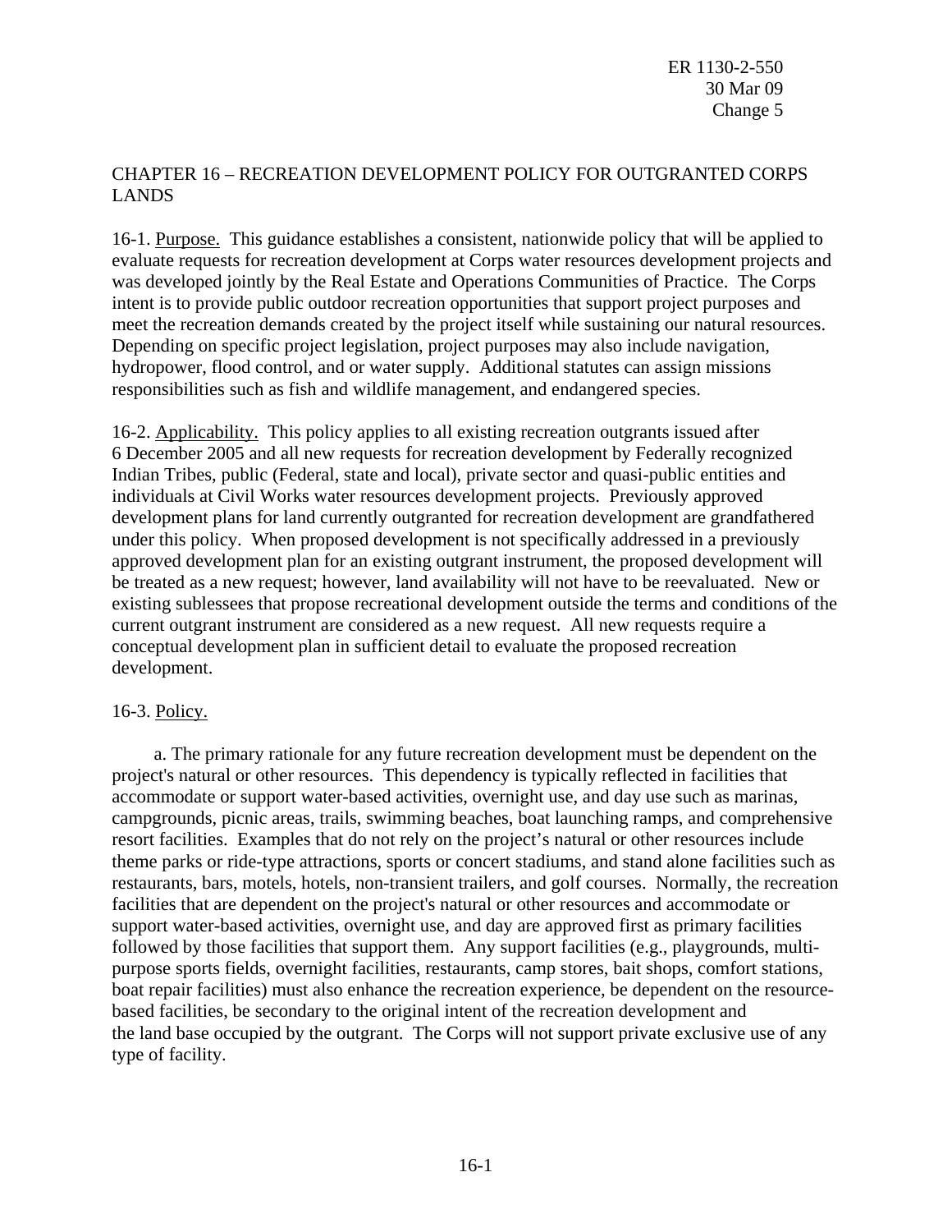# CHAPTER 16 – RECREATION DEVELOPMENT POLICY FOR OUTGRANTED CORPS LANDS

16-1. Purpose. This guidance establishes a consistent, nationwide policy that will be applied to evaluate requests for recreation development at Corps water resources development projects and was developed jointly by the Real Estate and Operations Communities of Practice. The Corps intent is to provide public outdoor recreation opportunities that support project purposes and meet the recreation demands created by the project itself while sustaining our natural resources. Depending on specific project legislation, project purposes may also include navigation, hydropower, flood control, and or water supply. Additional statutes can assign missions responsibilities such as fish and wildlife management, and endangered species.

16-2. Applicability. This policy applies to all existing recreation outgrants issued after 6 December 2005 and all new requests for recreation development by Federally recognized Indian Tribes, public (Federal, state and local), private sector and quasi-public entities and individuals at Civil Works water resources development projects. Previously approved development plans for land currently outgranted for recreation development are grandfathered under this policy. When proposed development is not specifically addressed in a previously approved development plan for an existing outgrant instrument, the proposed development will be treated as a new request; however, land availability will not have to be reevaluated. New or existing sublessees that propose recreational development outside the terms and conditions of the current outgrant instrument are considered as a new request. All new requests require a conceptual development plan in sufficient detail to evaluate the proposed recreation development.

16-3. Policy.

a. The primary rationale for any future recreation development must be dependent on the project's natural or other resources. This dependency is typically reflected in facilities that accommodate or support water-based activities, overnight use, and day use such as marinas, campgrounds, picnic areas, trails, swimming beaches, boat launching ramps, and comprehensive resort facilities. Examples that do not rely on the project's natural or other resources include theme parks or ride-type attractions, sports or concert stadiums, and stand alone facilities such as restaurants, bars, motels, hotels, non-transient trailers, and golf courses. Normally, the recreation facilities that are dependent on the project's natural or other resources and accommodate or support water-based activities, overnight use, and day are approved first as primary facilities followed by those facilities that support them. Any support facilities (e.g., playgrounds, multi-purpose sports fields, overnight facilities, restaurants, camp stores, bait shops, comfort stations, boat repair facilities) must also enhance the recreation experience, be dependent on the resource-based facilities, be secondary to the original intent of the recreation development and the land base occupied by the outgrant. The Corps will not support private exclusive use of any type of facility.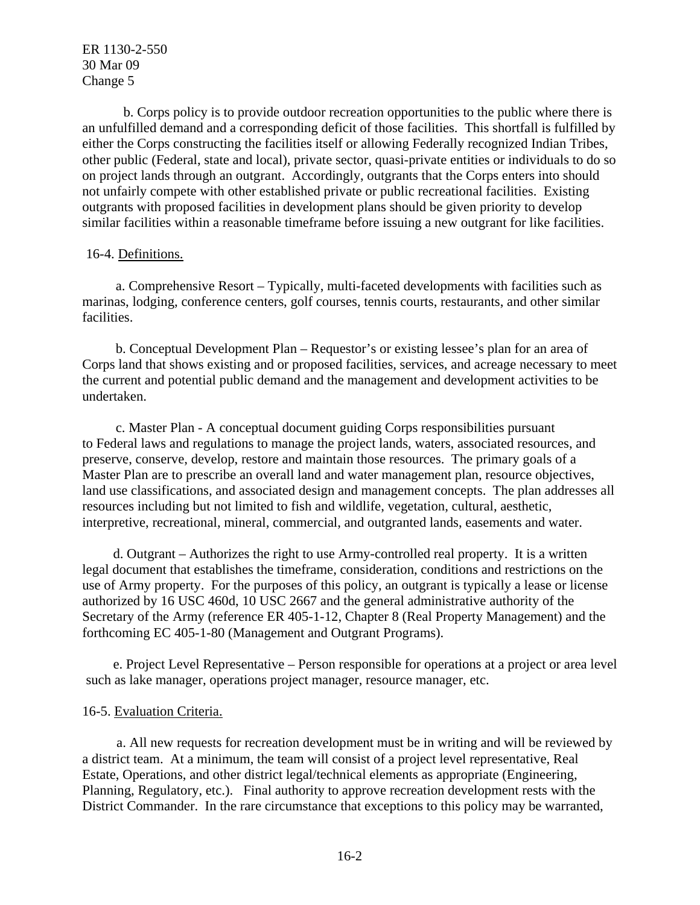b. Corps policy is to provide outdoor recreation opportunities to the public where there is an unfulfilled demand and a corresponding deficit of those facilities. This shortfall is fulfilled by either the Corps constructing the facilities itself or allowing Federally recognized Indian Tribes, other public (Federal, state and local), private sector, quasi-private entities or individuals to do so on project lands through an outgrant. Accordingly, outgrants that the Corps enters into should not unfairly compete with other established private or public recreational facilities. Existing outgrants with proposed facilities in development plans should be given priority to develop similar facilities within a reasonable timeframe before issuing a new outgrant for like facilities.

16-4. Definitions.

a. Comprehensive Resort – Typically, multi-faceted developments with facilities such as marinas, lodging, conference centers, golf courses, tennis courts, restaurants, and other similar facilities.

b. Conceptual Development Plan – Requestor's or existing lessee's plan for an area of Corps land that shows existing and or proposed facilities, services, and acreage necessary to meet the current and potential public demand and the management and development activities to be undertaken.

c. Master Plan - A conceptual document guiding Corps responsibilities pursuant to Federal laws and regulations to manage the project lands, waters, associated resources, and preserve, conserve, develop, restore and maintain those resources. The primary goals of a Master Plan are to prescribe an overall land and water management plan, resource objectives, land use classifications, and associated design and management concepts. The plan addresses all resources including but not limited to fish and wildlife, vegetation, cultural, aesthetic, interpretive, recreational, mineral, commercial, and outgranted lands, easements and water.

d. Outgrant – Authorizes the right to use Army-controlled real property. It is a written legal document that establishes the timeframe, consideration, conditions and restrictions on the use of Army property. For the purposes of this policy, an outgrant is typically a lease or license authorized by 16 USC 460d, 10 USC 2667 and the general administrative authority of the Secretary of the Army (reference ER 405-1-12, Chapter 8 (Real Property Management) and the forthcoming EC 405-1-80 (Management and Outgrant Programs).

e. Project Level Representative – Person responsible for operations at a project or area level such as lake manager, operations project manager, resource manager, etc.

16-5. Evaluation Criteria.

a. All new requests for recreation development must be in writing and will be reviewed by a district team. At a minimum, the team will consist of a project level representative, Real Estate, Operations, and other district legal/technical elements as appropriate (Engineering, Planning, Regulatory, etc.). Final authority to approve recreation development rests with the District Commander. In the rare circumstance that exceptions to this policy may be warranted,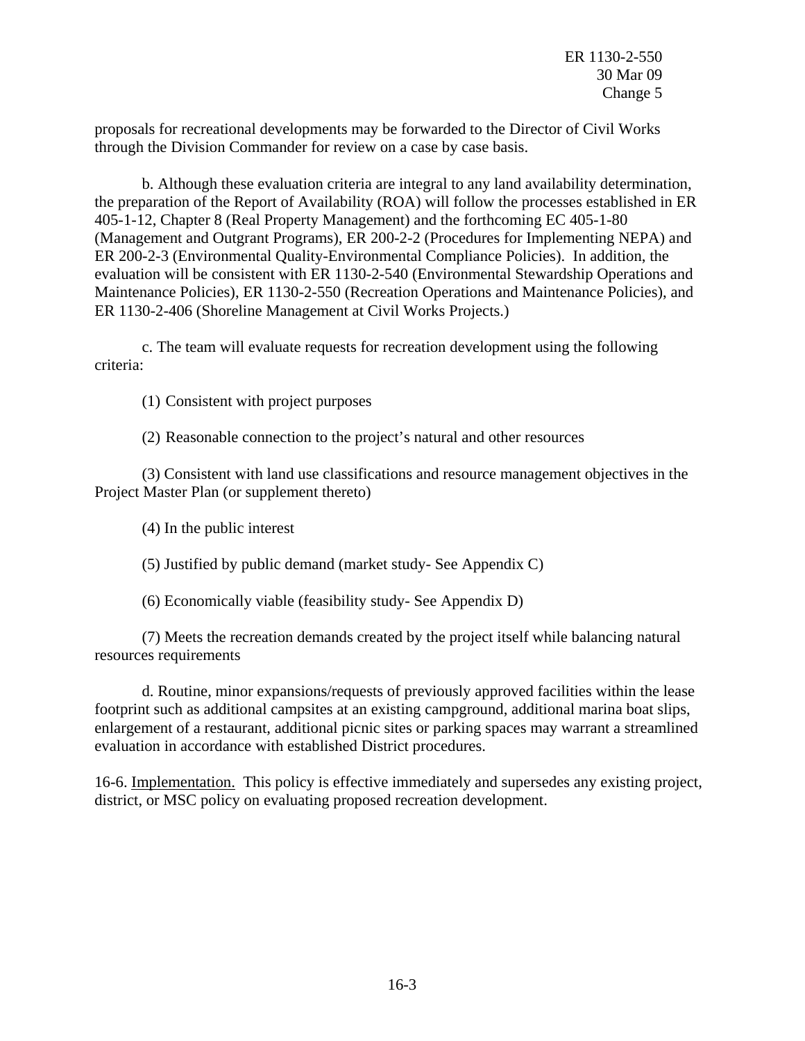proposals for recreational developments may be forwarded to the Director of Civil Works through the Division Commander for review on a case by case basis.

b. Although these evaluation criteria are integral to any land availability determination, the preparation of the Report of Availability (ROA) will follow the processes established in ER 405-1-12, Chapter 8 (Real Property Management) and the forthcoming EC 405-1-80 (Management and Outgrant Programs), ER 200-2-2 (Procedures for Implementing NEPA) and ER 200-2-3 (Environmental Quality-Environmental Compliance Policies). In addition, the evaluation will be consistent with ER 1130-2-540 (Environmental Stewardship Operations and Maintenance Policies), ER 1130-2-550 (Recreation Operations and Maintenance Policies), and ER 1130-2-406 (Shoreline Management at Civil Works Projects.)

c. The team will evaluate requests for recreation development using the following criteria:

(1) Consistent with project purposes

(2) Reasonable connection to the project's natural and other resources

(3) Consistent with land use classifications and resource management objectives in the Project Master Plan (or supplement thereto)

(4) In the public interest

(5) Justified by public demand (market study- See Appendix C)

(6) Economically viable (feasibility study- See Appendix D)

(7) Meets the recreation demands created by the project itself while balancing natural resources requirements

d. Routine, minor expansions/requests of previously approved facilities within the lease footprint such as additional campsites at an existing campground, additional marina boat slips, enlargement of a restaurant, additional picnic sites or parking spaces may warrant a streamlined evaluation in accordance with established District procedures.

16-6. <u>Implementation.</u> This policy is effective immediately and supersedes any existing project, district, or MSC policy on evaluating proposed recreation development.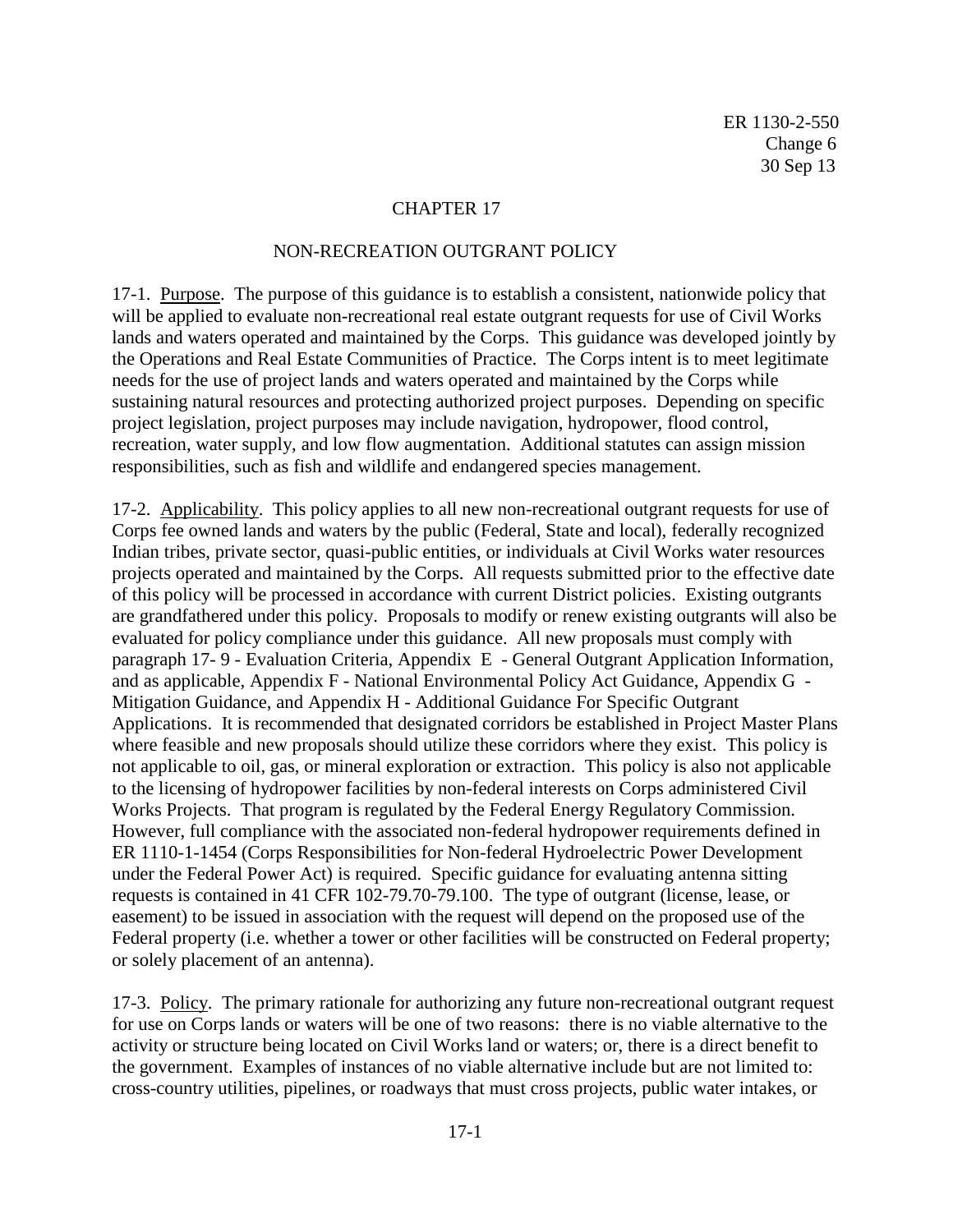# CHAPTER 17

## NON-RECREATION OUTGRANT POLICY

17-1. Purpose. The purpose of this guidance is to establish a consistent, nationwide policy that will be applied to evaluate non-recreational real estate outgrant requests for use of Civil Works lands and waters operated and maintained by the Corps. This guidance was developed jointly by the Operations and Real Estate Communities of Practice. The Corps intent is to meet legitimate needs for the use of project lands and waters operated and maintained by the Corps while sustaining natural resources and protecting authorized project purposes. Depending on specific project legislation, project purposes may include navigation, hydropower, flood control, recreation, water supply, and low flow augmentation. Additional statutes can assign mission responsibilities, such as fish and wildlife and endangered species management.

17-2. Applicability. This policy applies to all new non-recreational outgrant requests for use of Corps fee owned lands and waters by the public (Federal, State and local), federally recognized Indian tribes, private sector, quasi-public entities, or individuals at Civil Works water resources projects operated and maintained by the Corps. All requests submitted prior to the effective date of this policy will be processed in accordance with current District policies. Existing outgrants are grandfathered under this policy. Proposals to modify or renew existing outgrants will also be evaluated for policy compliance under this guidance. All new proposals must comply with paragraph 17- 9 - Evaluation Criteria, Appendix E - General Outgrant Application Information, and as applicable, Appendix F - National Environmental Policy Act Guidance, Appendix G - Mitigation Guidance, and Appendix H - Additional Guidance For Specific Outgrant Applications. It is recommended that designated corridors be established in Project Master Plans where feasible and new proposals should utilize these corridors where they exist. This policy is not applicable to oil, gas, or mineral exploration or extraction. This policy is also not applicable to the licensing of hydropower facilities by non-federal interests on Corps administered Civil Works Projects. That program is regulated by the Federal Energy Regulatory Commission. However, full compliance with the associated non-federal hydropower requirements defined in ER 1110-1-1454 (Corps Responsibilities for Non-federal Hydroelectric Power Development under the Federal Power Act) is required. Specific guidance for evaluating antenna sitting requests is contained in 41 CFR 102-79.70-79.100. The type of outgrant (license, lease, or easement) to be issued in association with the request will depend on the proposed use of the Federal property (i.e. whether a tower or other facilities will be constructed on Federal property; or solely placement of an antenna).

17-3. Policy. The primary rationale for authorizing any future non-recreational outgrant request for use on Corps lands or waters will be one of two reasons: there is no viable alternative to the activity or structure being located on Civil Works land or waters; or, there is a direct benefit to the government. Examples of instances of no viable alternative include but are not limited to: cross-country utilities, pipelines, or roadways that must cross projects, public water intakes, or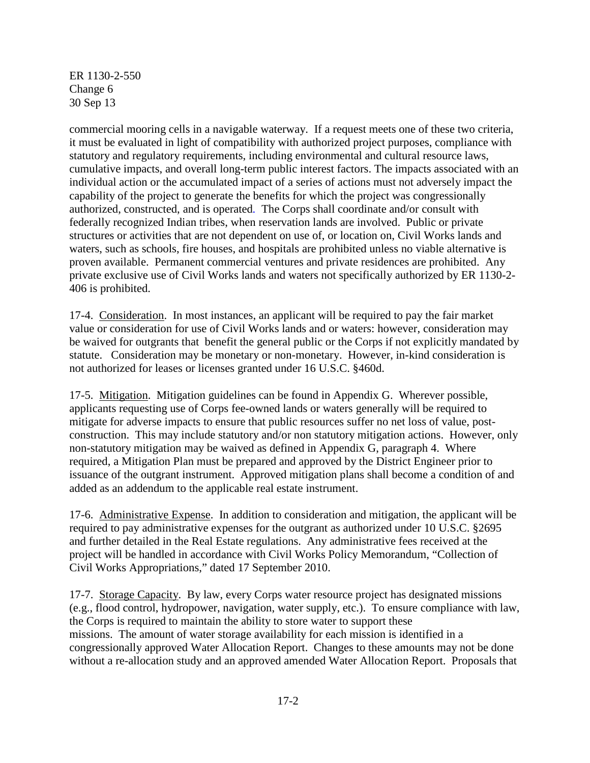commercial mooring cells in a navigable waterway. If a request meets one of these two criteria, it must be evaluated in light of compatibility with authorized project purposes, compliance with statutory and regulatory requirements, including environmental and cultural resource laws, cumulative impacts, and overall long-term public interest factors. The impacts associated with an individual action or the accumulated impact of a series of actions must not adversely impact the capability of the project to generate the benefits for which the project was congressionally authorized, constructed, and is operated. The Corps shall coordinate and/or consult with federally recognized Indian tribes, when reservation lands are involved. Public or private structures or activities that are not dependent on use of, or location on, Civil Works lands and waters, such as schools, fire houses, and hospitals are prohibited unless no viable alternative is proven available. Permanent commercial ventures and private residences are prohibited. Any private exclusive use of Civil Works lands and waters not specifically authorized by ER 1130-2-406 is prohibited.

17-4. Consideration. In most instances, an applicant will be required to pay the fair market value or consideration for use of Civil Works lands and or waters: however, consideration may be waived for outgrants that benefit the general public or the Corps if not explicitly mandated by statute. Consideration may be monetary or non-monetary. However, in-kind consideration is not authorized for leases or licenses granted under 16 U.S.C. §460d.

17-5. Mitigation. Mitigation guidelines can be found in Appendix G. Wherever possible, applicants requesting use of Corps fee-owned lands or waters generally will be required to mitigate for adverse impacts to ensure that public resources suffer no net loss of value, post-construction. This may include statutory and/or non statutory mitigation actions. However, only non-statutory mitigation may be waived as defined in Appendix G, paragraph 4. Where required, a Mitigation Plan must be prepared and approved by the District Engineer prior to issuance of the outgrant instrument. Approved mitigation plans shall become a condition of and added as an addendum to the applicable real estate instrument.

17-6. Administrative Expense. In addition to consideration and mitigation, the applicant will be required to pay administrative expenses for the outgrant as authorized under 10 U.S.C. §2695 and further detailed in the Real Estate regulations. Any administrative fees received at the project will be handled in accordance with Civil Works Policy Memorandum, "Collection of Civil Works Appropriations," dated 17 September 2010.

17-7. Storage Capacity. By law, every Corps water resource project has designated missions (e.g., flood control, hydropower, navigation, water supply, etc.). To ensure compliance with law, the Corps is required to maintain the ability to store water to support these missions. The amount of water storage availability for each mission is identified in a congressionally approved Water Allocation Report. Changes to these amounts may not be done without a re-allocation study and an approved amended Water Allocation Report. Proposals that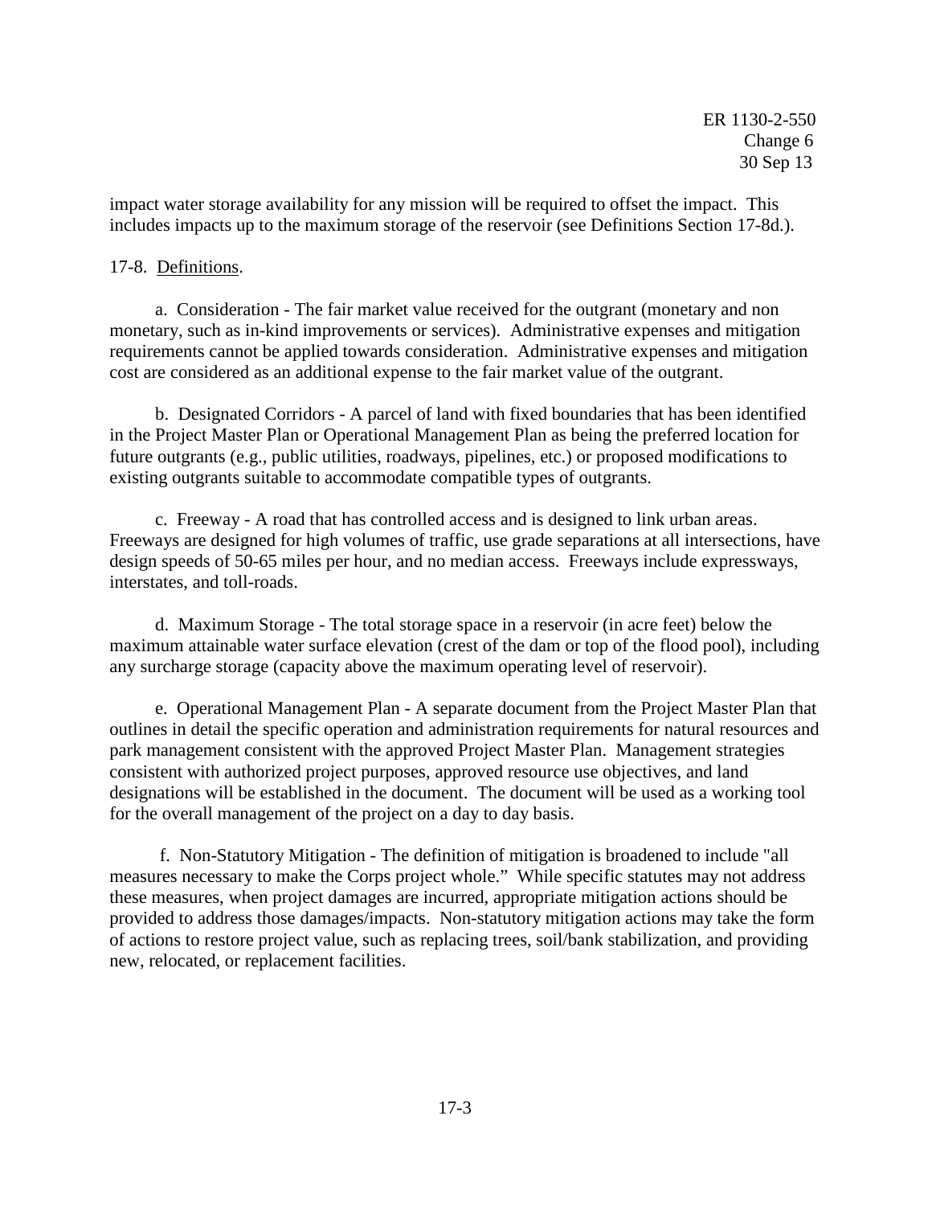impact water storage availability for any mission will be required to offset the impact. This includes impacts up to the maximum storage of the reservoir (see Definitions Section 17-8d.).

17-8. Definitions.

a. Consideration - The fair market value received for the outgrant (monetary and non monetary, such as in-kind improvements or services). Administrative expenses and mitigation requirements cannot be applied towards consideration. Administrative expenses and mitigation cost are considered as an additional expense to the fair market value of the outgrant.

b. Designated Corridors - A parcel of land with fixed boundaries that has been identified in the Project Master Plan or Operational Management Plan as being the preferred location for future outgrants (e.g., public utilities, roadways, pipelines, etc.) or proposed modifications to existing outgrants suitable to accommodate compatible types of outgrants.

c. Freeway - A road that has controlled access and is designed to link urban areas. Freeways are designed for high volumes of traffic, use grade separations at all intersections, have design speeds of 50-65 miles per hour, and no median access. Freeways include expressways, interstates, and toll-roads.

d. Maximum Storage - The total storage space in a reservoir (in acre feet) below the maximum attainable water surface elevation (crest of the dam or top of the flood pool), including any surcharge storage (capacity above the maximum operating level of reservoir).

e. Operational Management Plan - A separate document from the Project Master Plan that outlines in detail the specific operation and administration requirements for natural resources and park management consistent with the approved Project Master Plan. Management strategies consistent with authorized project purposes, approved resource use objectives, and land designations will be established in the document. The document will be used as a working tool for the overall management of the project on a day to day basis.

f. Non-Statutory Mitigation - The definition of mitigation is broadened to include "all measures necessary to make the Corps project whole." While specific statutes may not address these measures, when project damages are incurred, appropriate mitigation actions should be provided to address those damages/impacts. Non-statutory mitigation actions may take the form of actions to restore project value, such as replacing trees, soil/bank stabilization, and providing new, relocated, or replacement facilities.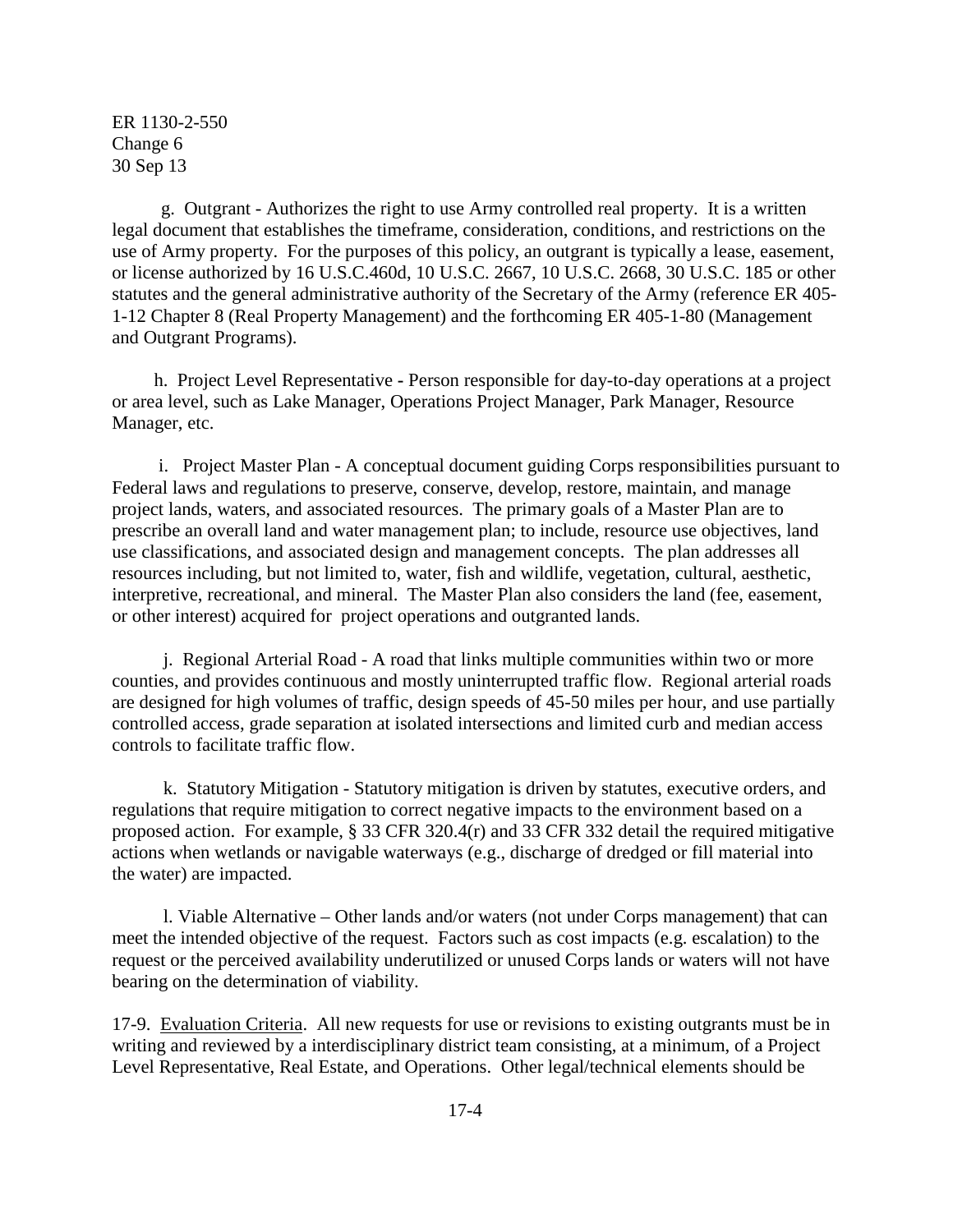g. Outgrant - Authorizes the right to use Army controlled real property. It is a written legal document that establishes the timeframe, consideration, conditions, and restrictions on the use of Army property. For the purposes of this policy, an outgrant is typically a lease, easement, or license authorized by 16 U.S.C.460d, 10 U.S.C. 2667, 10 U.S.C. 2668, 30 U.S.C. 185 or other statutes and the general administrative authority of the Secretary of the Army (reference ER 405-1-12 Chapter 8 (Real Property Management) and the forthcoming ER 405-1-80 (Management and Outgrant Programs).

h. Project Level Representative - Person responsible for day-to-day operations at a project or area level, such as Lake Manager, Operations Project Manager, Park Manager, Resource Manager, etc.

i. Project Master Plan - A conceptual document guiding Corps responsibilities pursuant to Federal laws and regulations to preserve, conserve, develop, restore, maintain, and manage project lands, waters, and associated resources. The primary goals of a Master Plan are to prescribe an overall land and water management plan; to include, resource use objectives, land use classifications, and associated design and management concepts. The plan addresses all resources including, but not limited to, water, fish and wildlife, vegetation, cultural, aesthetic, interpretive, recreational, and mineral. The Master Plan also considers the land (fee, easement, or other interest) acquired for project operations and outgranted lands.

j. Regional Arterial Road - A road that links multiple communities within two or more counties, and provides continuous and mostly uninterrupted traffic flow. Regional arterial roads are designed for high volumes of traffic, design speeds of 45-50 miles per hour, and use partially controlled access, grade separation at isolated intersections and limited curb and median access controls to facilitate traffic flow.

k. Statutory Mitigation - Statutory mitigation is driven by statutes, executive orders, and regulations that require mitigation to correct negative impacts to the environment based on a proposed action. For example, § 33 CFR 320.4(r) and 33 CFR 332 detail the required mitigative actions when wetlands or navigable waterways (e.g., discharge of dredged or fill material into the water) are impacted.

l. Viable Alternative – Other lands and/or waters (not under Corps management) that can meet the intended objective of the request. Factors such as cost impacts (e.g. escalation) to the request or the perceived availability underutilized or unused Corps lands or waters will not have bearing on the determination of viability.

17-9. Evaluation Criteria. All new requests for use or revisions to existing outgrants must be in writing and reviewed by a interdisciplinary district team consisting, at a minimum, of a Project Level Representative, Real Estate, and Operations. Other legal/technical elements should be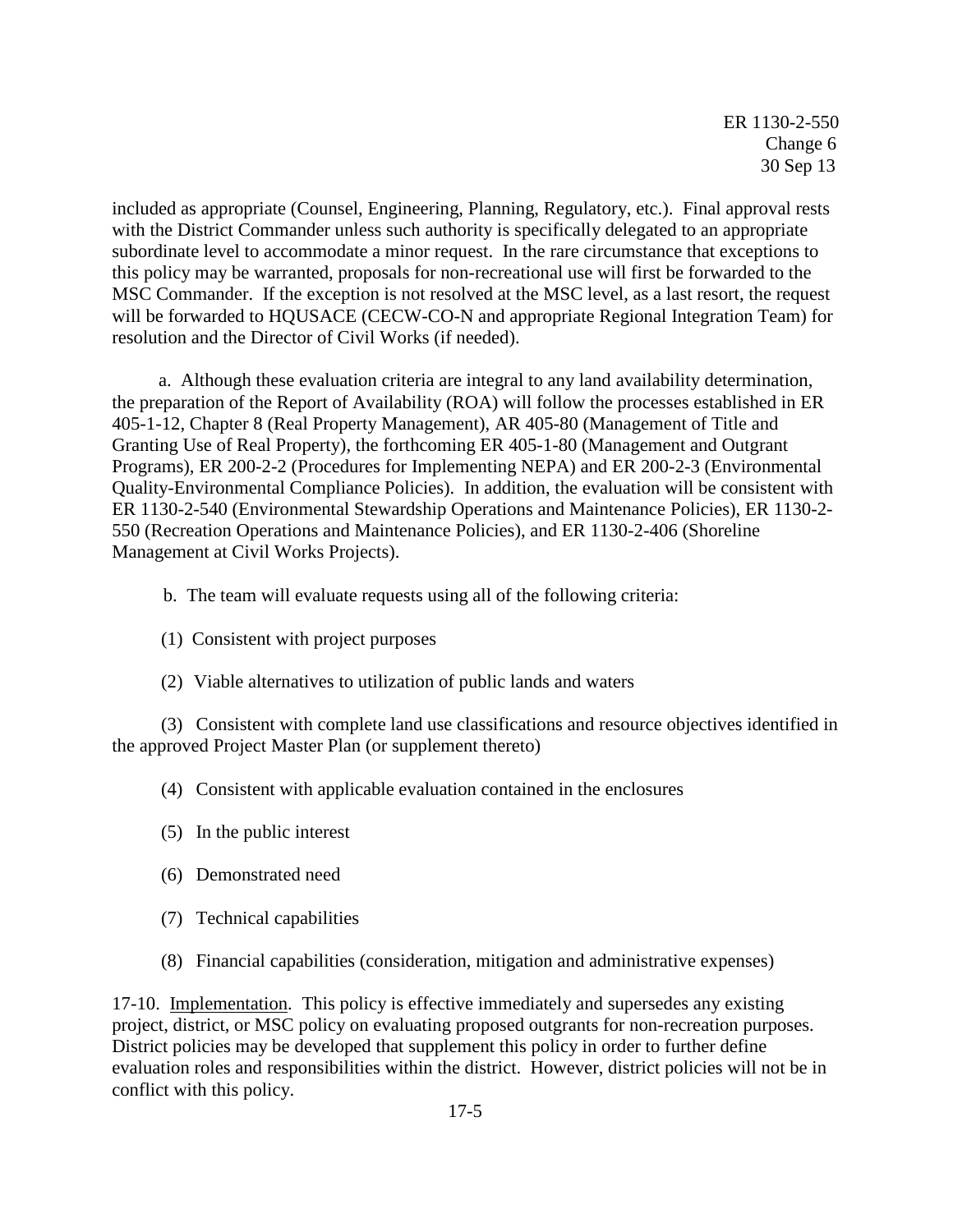included as appropriate (Counsel, Engineering, Planning, Regulatory, etc.). Final approval rests with the District Commander unless such authority is specifically delegated to an appropriate subordinate level to accommodate a minor request. In the rare circumstance that exceptions to this policy may be warranted, proposals for non-recreational use will first be forwarded to the MSC Commander. If the exception is not resolved at the MSC level, as a last resort, the request will be forwarded to HQUSACE (CECW-CO-N and appropriate Regional Integration Team) for resolution and the Director of Civil Works (if needed).

a. Although these evaluation criteria are integral to any land availability determination, the preparation of the Report of Availability (ROA) will follow the processes established in ER 405-1-12, Chapter 8 (Real Property Management), AR 405-80 (Management of Title and Granting Use of Real Property), the forthcoming ER 405-1-80 (Management and Outgrant Programs), ER 200-2-2 (Procedures for Implementing NEPA) and ER 200-2-3 (Environmental Quality-Environmental Compliance Policies). In addition, the evaluation will be consistent with ER 1130-2-540 (Environmental Stewardship Operations and Maintenance Policies), ER 1130-2-550 (Recreation Operations and Maintenance Policies), and ER 1130-2-406 (Shoreline Management at Civil Works Projects).

b. The team will evaluate requests using all of the following criteria:

(1) Consistent with project purposes

(2) Viable alternatives to utilization of public lands and waters

(3) Consistent with complete land use classifications and resource objectives identified in the approved Project Master Plan (or supplement thereto)

(4) Consistent with applicable evaluation contained in the enclosures

(5) In the public interest

(6) Demonstrated need

(7) Technical capabilities

(8) Financial capabilities (consideration, mitigation and administrative expenses)

17-10. Implementation. This policy is effective immediately and supersedes any existing project, district, or MSC policy on evaluating proposed outgrants for non-recreation purposes. District policies may be developed that supplement this policy in order to further define evaluation roles and responsibilities within the district. However, district policies will not be in conflict with this policy.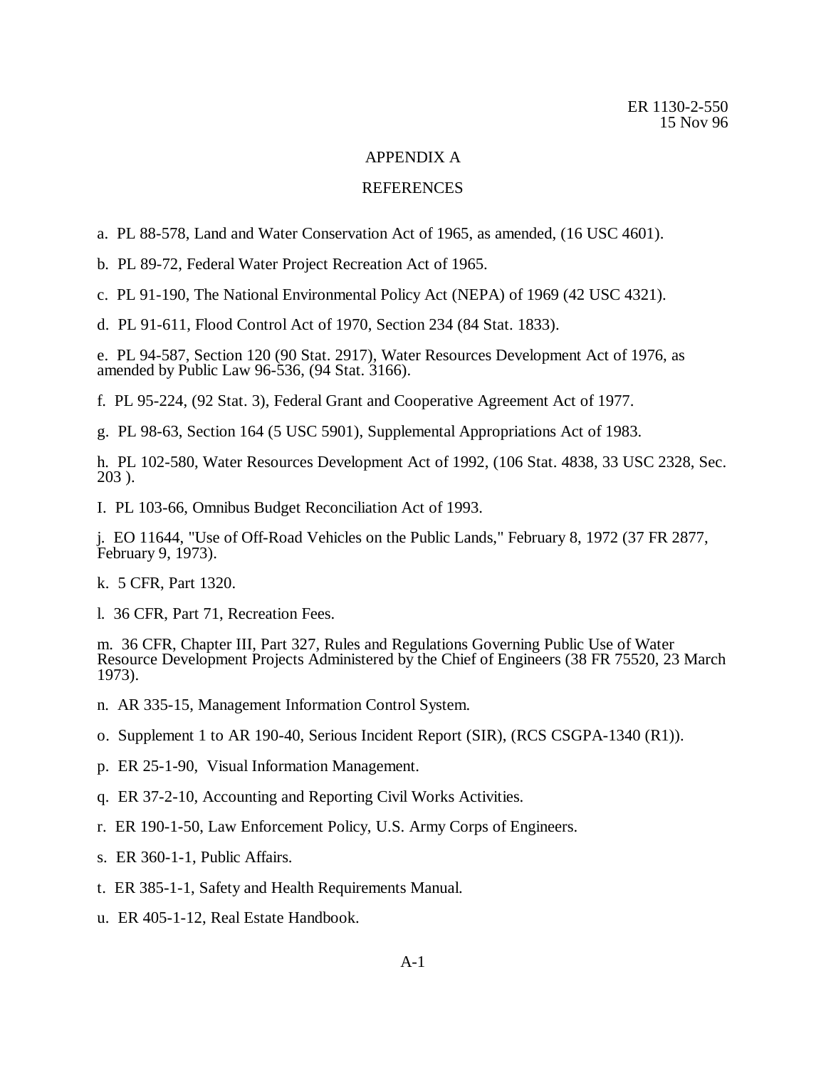# APPENDIX A

## REFERENCES

a. PL 88-578, Land and Water Conservation Act of 1965, as amended, (16 USC 4601).

b. PL 89-72, Federal Water Project Recreation Act of 1965.

c. PL 91-190, The National Environmental Policy Act (NEPA) of 1969 (42 USC 4321).

d. PL 91-611, Flood Control Act of 1970, Section 234 (84 Stat. 1833).

e. PL 94-587, Section 120 (90 Stat. 2917), Water Resources Development Act of 1976, as amended by Public Law 96-536, (94 Stat. 3166).

f. PL 95-224, (92 Stat. 3), Federal Grant and Cooperative Agreement Act of 1977.

g. PL 98-63, Section 164 (5 USC 5901), Supplemental Appropriations Act of 1983.

h. PL 102-580, Water Resources Development Act of 1992, (106 Stat. 4838, 33 USC 2328, Sec. 203 ).

I. PL 103-66, Omnibus Budget Reconciliation Act of 1993.

j. EO 11644, "Use of Off-Road Vehicles on the Public Lands," February 8, 1972 (37 FR 2877, February 9, 1973).

k. 5 CFR, Part 1320.

l. 36 CFR, Part 71, Recreation Fees.

m. 36 CFR, Chapter III, Part 327, Rules and Regulations Governing Public Use of Water Resource Development Projects Administered by the Chief of Engineers (38 FR 75520, 23 March 1973).

n. AR 335-15, Management Information Control System.

o. Supplement 1 to AR 190-40, Serious Incident Report (SIR), (RCS CSGPA-1340 (R1)).

p. ER 25-1-90, Visual Information Management.

q. ER 37-2-10, Accounting and Reporting Civil Works Activities.

r. ER 190-1-50, Law Enforcement Policy, U.S. Army Corps of Engineers.

s. ER 360-1-1, Public Affairs.

t. ER 385-1-1, Safety and Health Requirements Manual.

u. ER 405-1-12, Real Estate Handbook.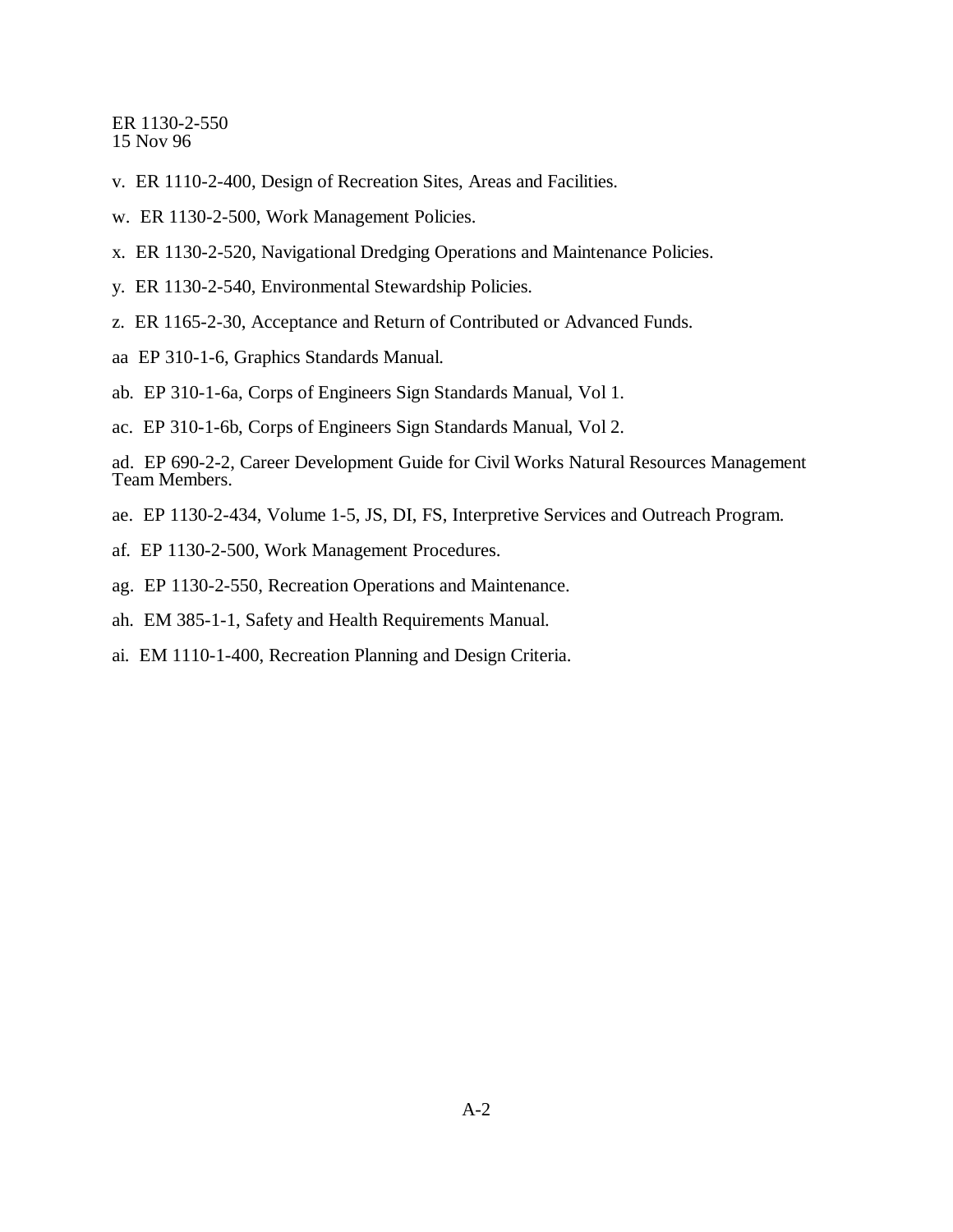v. ER 1110-2-400, Design of Recreation Sites, Areas and Facilities.

w. ER 1130-2-500, Work Management Policies.

x. ER 1130-2-520, Navigational Dredging Operations and Maintenance Policies.

y. ER 1130-2-540, Environmental Stewardship Policies.

z. ER 1165-2-30, Acceptance and Return of Contributed or Advanced Funds.

aa EP 310-1-6, Graphics Standards Manual.

ab. EP 310-1-6a, Corps of Engineers Sign Standards Manual, Vol 1.

ac. EP 310-1-6b, Corps of Engineers Sign Standards Manual, Vol 2.

ad. EP 690-2-2, Career Development Guide for Civil Works Natural Resources Management Team Members.

ae. EP 1130-2-434, Volume 1-5, JS, DI, FS, Interpretive Services and Outreach Program.

af. EP 1130-2-500, Work Management Procedures.

ag. EP 1130-2-550, Recreation Operations and Maintenance.

ah. EM 385-1-1, Safety and Health Requirements Manual.

ai. EM 1110-1-400, Recreation Planning and Design Criteria.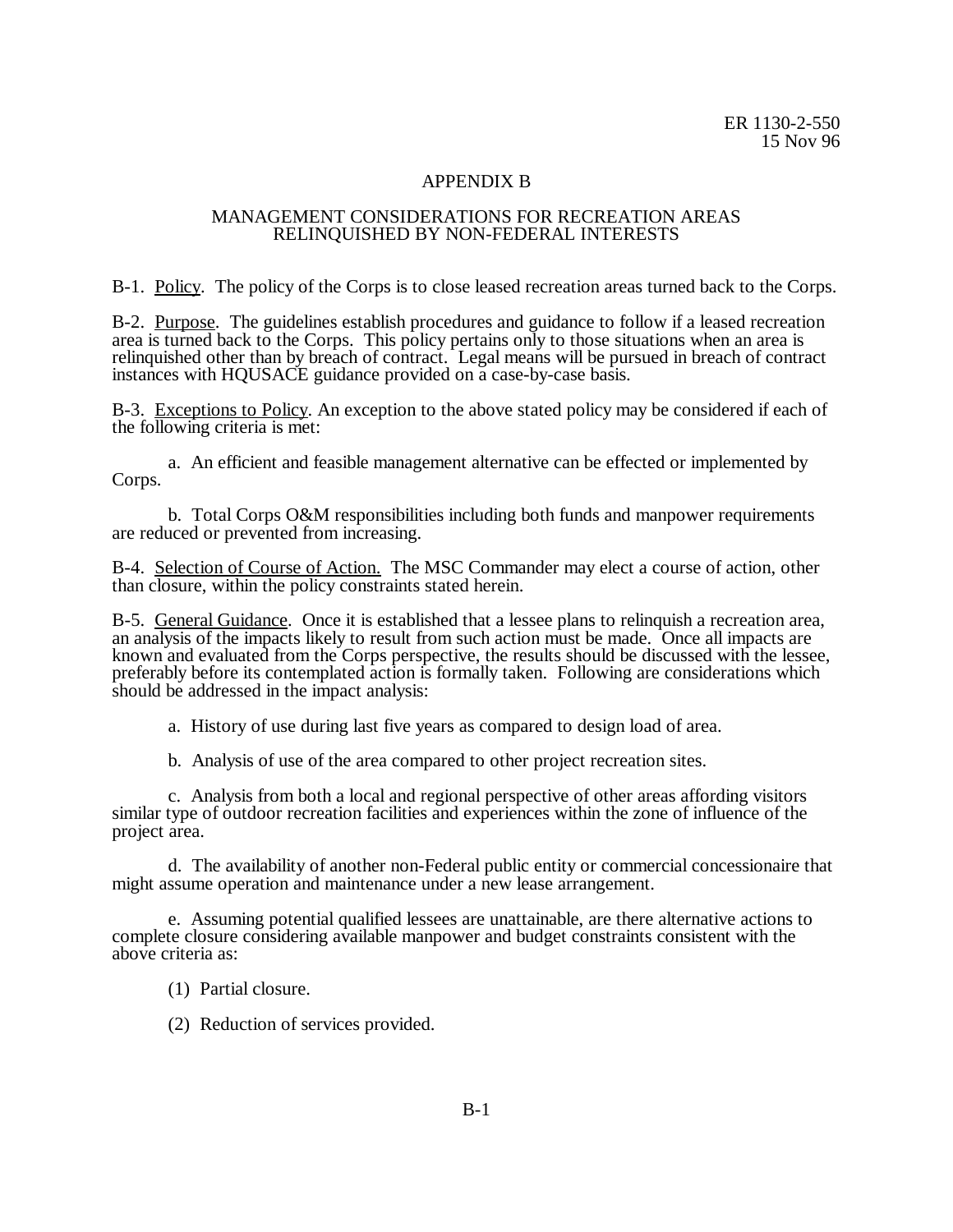# APPENDIX B

## MANAGEMENT CONSIDERATIONS FOR RECREATION AREAS RELINQUISHED BY NON-FEDERAL INTERESTS

B-1. Policy. The policy of the Corps is to close leased recreation areas turned back to the Corps.

B-2. Purpose. The guidelines establish procedures and guidance to follow if a leased recreation area is turned back to the Corps. This policy pertains only to those situations when an area is relinquished other than by breach of contract. Legal means will be pursued in breach of contract instances with HQUSACE guidance provided on a case-by-case basis.

B-3. Exceptions to Policy. An exception to the above stated policy may be considered if each of the following criteria is met:

a. An efficient and feasible management alternative can be effected or implemented by Corps.

b. Total Corps O&M responsibilities including both funds and manpower requirements are reduced or prevented from increasing.

B-4. Selection of Course of Action. The MSC Commander may elect a course of action, other than closure, within the policy constraints stated herein.

B-5. General Guidance. Once it is established that a lessee plans to relinquish a recreation area, an analysis of the impacts likely to result from such action must be made. Once all impacts are known and evaluated from the Corps perspective, the results should be discussed with the lessee, preferably before its contemplated action is formally taken. Following are considerations which should be addressed in the impact analysis:

a. History of use during last five years as compared to design load of area.

b. Analysis of use of the area compared to other project recreation sites.

c. Analysis from both a local and regional perspective of other areas affording visitors similar type of outdoor recreation facilities and experiences within the zone of influence of the project area.

d. The availability of another non-Federal public entity or commercial concessionaire that might assume operation and maintenance under a new lease arrangement.

e. Assuming potential qualified lessees are unattainable, are there alternative actions to complete closure considering available manpower and budget constraints consistent with the above criteria as:

(1) Partial closure.

(2) Reduction of services provided.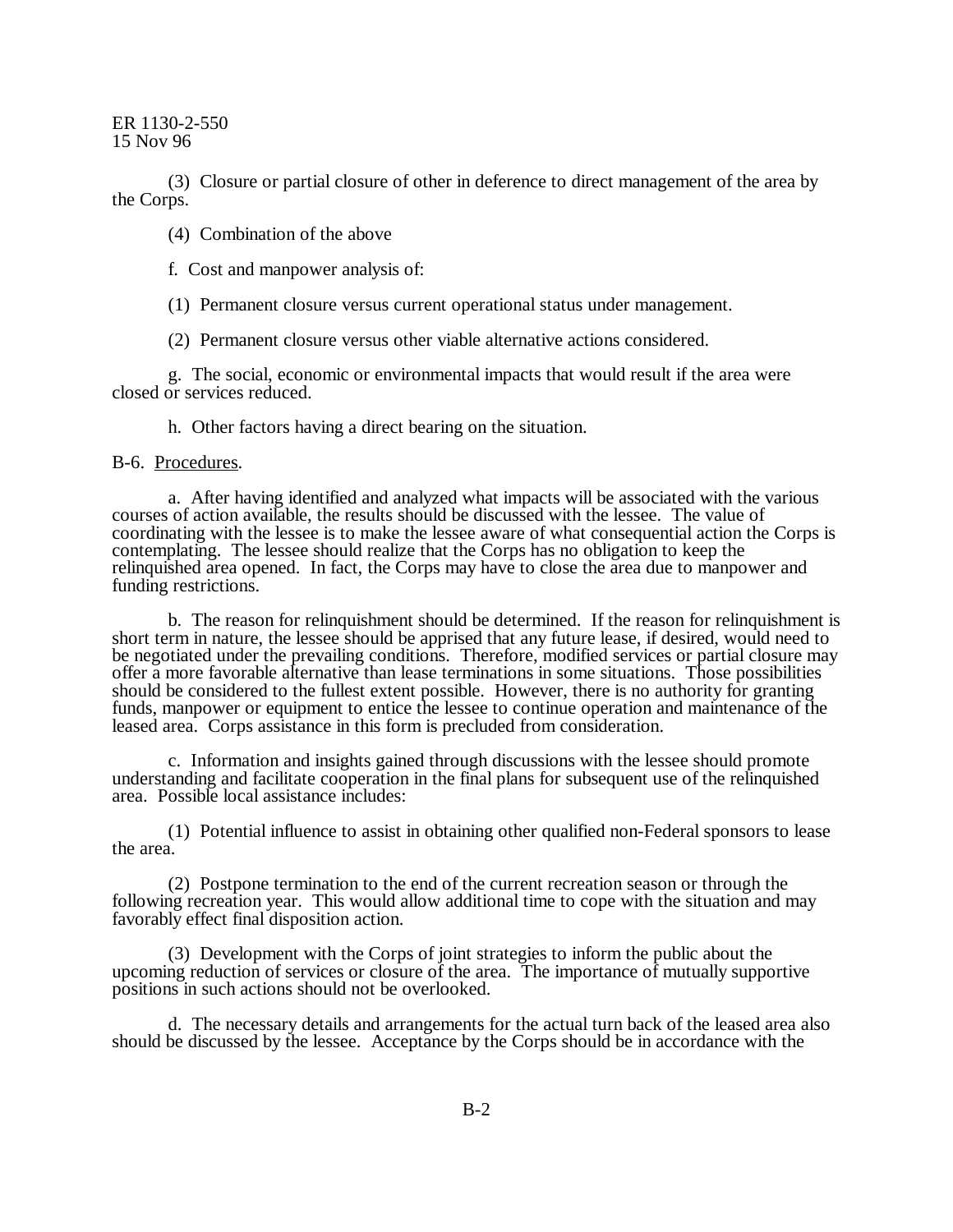(3) Closure or partial closure of other in deference to direct management of the area by the Corps.

(4) Combination of the above

f. Cost and manpower analysis of:

(1) Permanent closure versus current operational status under management.

(2) Permanent closure versus other viable alternative actions considered.

g. The social, economic or environmental impacts that would result if the area were closed or services reduced.

h. Other factors having a direct bearing on the situation.

B-6. Procedures.

a. After having identified and analyzed what impacts will be associated with the various courses of action available, the results should be discussed with the lessee. The value of coordinating with the lessee is to make the lessee aware of what consequential action the Corps is contemplating. The lessee should realize that the Corps has no obligation to keep the relinquished area opened. In fact, the Corps may have to close the area due to manpower and funding restrictions.

b. The reason for relinquishment should be determined. If the reason for relinquishment is short term in nature, the lessee should be apprised that any future lease, if desired, would need to be negotiated under the prevailing conditions. Therefore, modified services or partial closure may offer a more favorable alternative than lease terminations in some situations. Those possibilities should be considered to the fullest extent possible. However, there is no authority for granting funds, manpower or equipment to entice the lessee to continue operation and maintenance of the leased area. Corps assistance in this form is precluded from consideration.

c. Information and insights gained through discussions with the lessee should promote understanding and facilitate cooperation in the final plans for subsequent use of the relinquished area. Possible local assistance includes:

(1) Potential influence to assist in obtaining other qualified non-Federal sponsors to lease the area.

(2) Postpone termination to the end of the current recreation season or through the following recreation year. This would allow additional time to cope with the situation and may favorably effect final disposition action.

(3) Development with the Corps of joint strategies to inform the public about the upcoming reduction of services or closure of the area. The importance of mutually supportive positions in such actions should not be overlooked.

d. The necessary details and arrangements for the actual turn back of the leased area also should be discussed by the lessee. Acceptance by the Corps should be in accordance with the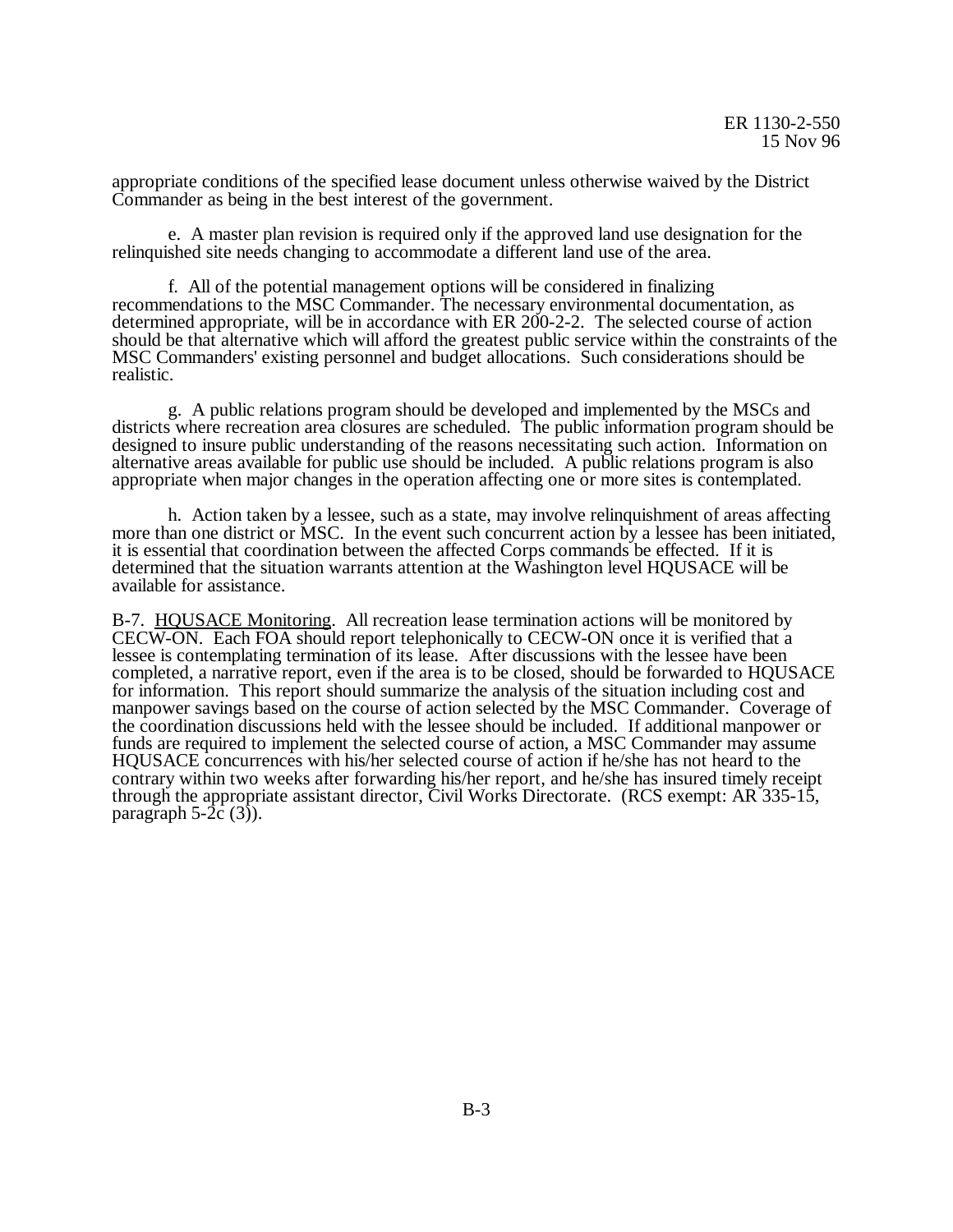appropriate conditions of the specified lease document unless otherwise waived by the District Commander as being in the best interest of the government.

e. A master plan revision is required only if the approved land use designation for the relinquished site needs changing to accommodate a different land use of the area.

f. All of the potential management options will be considered in finalizing recommendations to the MSC Commander. The necessary environmental documentation, as determined appropriate, will be in accordance with ER 200-2-2. The selected course of action should be that alternative which will afford the greatest public service within the constraints of the MSC Commanders' existing personnel and budget allocations. Such considerations should be realistic.

g. A public relations program should be developed and implemented by the MSCs and districts where recreation area closures are scheduled. The public information program should be designed to insure public understanding of the reasons necessitating such action. Information on alternative areas available for public use should be included. A public relations program is also appropriate when major changes in the operation affecting one or more sites is contemplated.

h. Action taken by a lessee, such as a state, may involve relinquishment of areas affecting more than one district or MSC. In the event such concurrent action by a lessee has been initiated, it is essential that coordination between the affected Corps commands be effected. If it is determined that the situation warrants attention at the Washington level HQUSACE will be available for assistance.

B-7. HQUSACE Monitoring. All recreation lease termination actions will be monitored by CECW-ON. Each FOA should report telephonically to CECW-ON once it is verified that a lessee is contemplating termination of its lease. After discussions with the lessee have been completed, a narrative report, even if the area is to be closed, should be forwarded to HQUSACE for information. This report should summarize the analysis of the situation including cost and manpower savings based on the course of action selected by the MSC Commander. Coverage of the coordination discussions held with the lessee should be included. If additional manpower or funds are required to implement the selected course of action, a MSC Commander may assume HQUSACE concurrences with his/her selected course of action if he/she has not heard to the contrary within two weeks after forwarding his/her report, and he/she has insured timely receipt through the appropriate assistant director, Civil Works Directorate. (RCS exempt: AR 335-15, paragraph 5-2c (3)).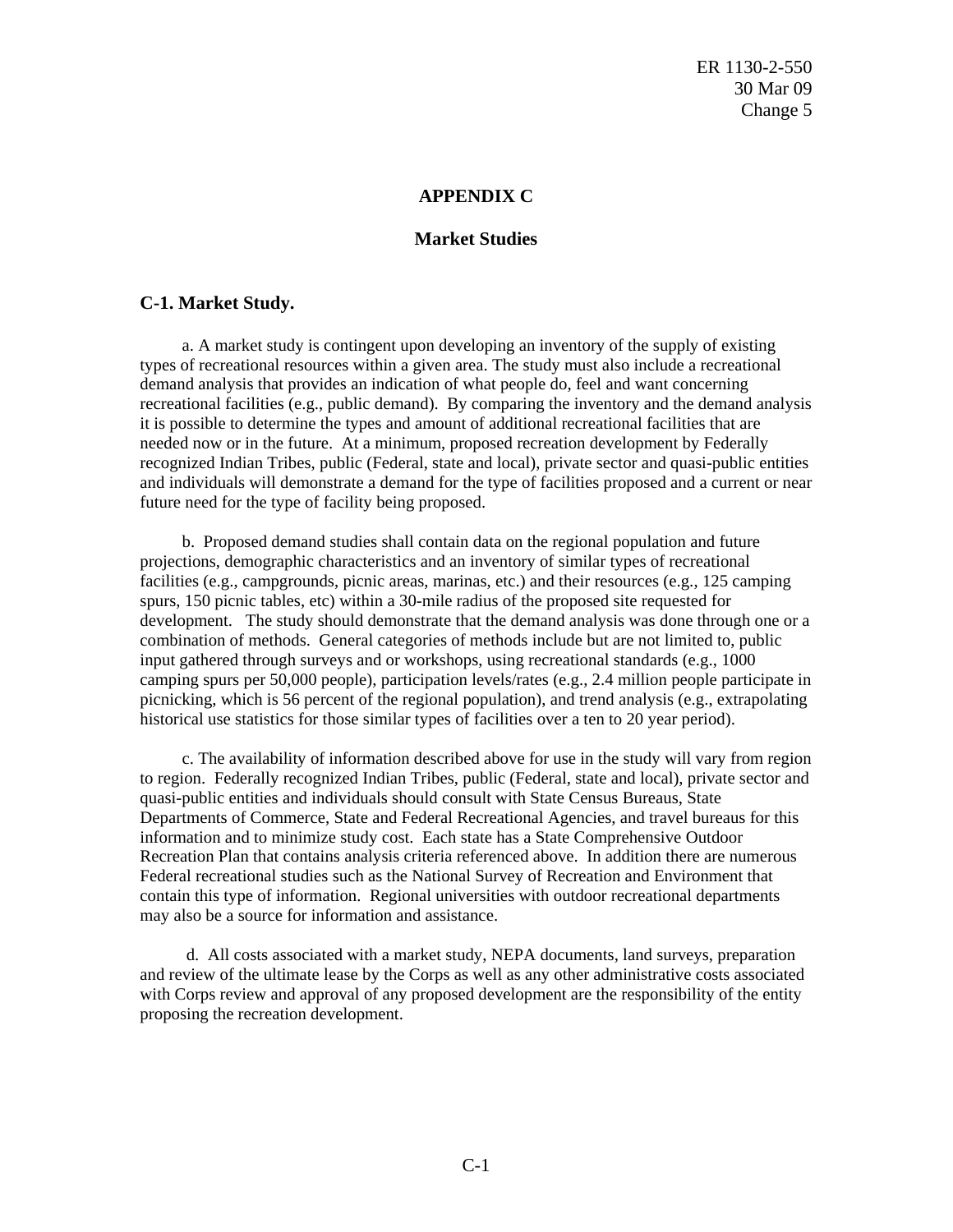# APPENDIX C

## Market Studies

### C-1. Market Study.

a. A market study is contingent upon developing an inventory of the supply of existing types of recreational resources within a given area. The study must also include a recreational demand analysis that provides an indication of what people do, feel and want concerning recreational facilities (e.g., public demand). By comparing the inventory and the demand analysis it is possible to determine the types and amount of additional recreational facilities that are needed now or in the future. At a minimum, proposed recreation development by Federally recognized Indian Tribes, public (Federal, state and local), private sector and quasi-public entities and individuals will demonstrate a demand for the type of facilities proposed and a current or near future need for the type of facility being proposed.

b. Proposed demand studies shall contain data on the regional population and future projections, demographic characteristics and an inventory of similar types of recreational facilities (e.g., campgrounds, picnic areas, marinas, etc.) and their resources (e.g., 125 camping spurs, 150 picnic tables, etc) within a 30-mile radius of the proposed site requested for development. The study should demonstrate that the demand analysis was done through one or a combination of methods. General categories of methods include but are not limited to, public input gathered through surveys and or workshops, using recreational standards (e.g., 1000 camping spurs per 50,000 people), participation levels/rates (e.g., 2.4 million people participate in picnicking, which is 56 percent of the regional population), and trend analysis (e.g., extrapolating historical use statistics for those similar types of facilities over a ten to 20 year period).

c. The availability of information described above for use in the study will vary from region to region. Federally recognized Indian Tribes, public (Federal, state and local), private sector and quasi-public entities and individuals should consult with State Census Bureaus, State Departments of Commerce, State and Federal Recreational Agencies, and travel bureaus for this information and to minimize study cost. Each state has a State Comprehensive Outdoor Recreation Plan that contains analysis criteria referenced above. In addition there are numerous Federal recreational studies such as the National Survey of Recreation and Environment that contain this type of information. Regional universities with outdoor recreational departments may also be a source for information and assistance.

d. All costs associated with a market study, NEPA documents, land surveys, preparation and review of the ultimate lease by the Corps as well as any other administrative costs associated with Corps review and approval of any proposed development are the responsibility of the entity proposing the recreation development.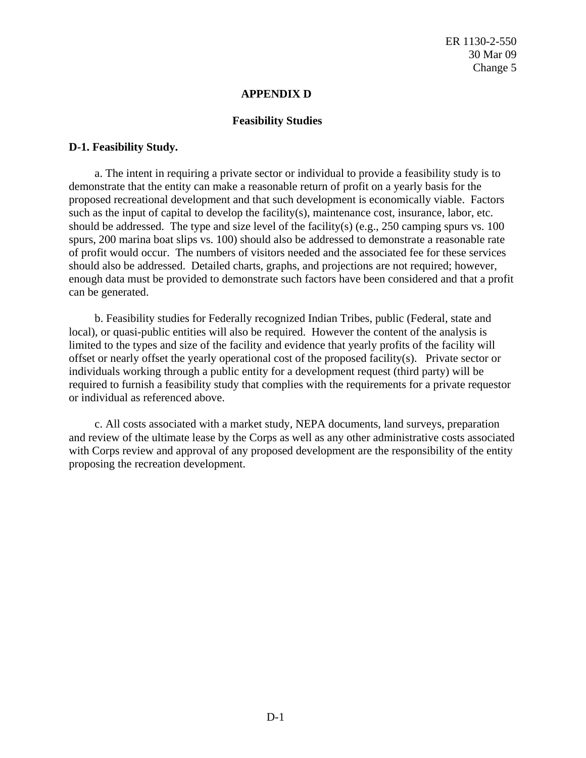# APPENDIX D

## Feasibility Studies

**D-1. Feasibility Study.**

a. The intent in requiring a private sector or individual to provide a feasibility study is to demonstrate that the entity can make a reasonable return of profit on a yearly basis for the proposed recreational development and that such development is economically viable. Factors such as the input of capital to develop the facility(s), maintenance cost, insurance, labor, etc. should be addressed. The type and size level of the facility(s) (e.g., 250 camping spurs vs. 100 spurs, 200 marina boat slips vs. 100) should also be addressed to demonstrate a reasonable rate of profit would occur. The numbers of visitors needed and the associated fee for these services should also be addressed. Detailed charts, graphs, and projections are not required; however, enough data must be provided to demonstrate such factors have been considered and that a profit can be generated.

b. Feasibility studies for Federally recognized Indian Tribes, public (Federal, state and local), or quasi-public entities will also be required. However the content of the analysis is limited to the types and size of the facility and evidence that yearly profits of the facility will offset or nearly offset the yearly operational cost of the proposed facility(s). Private sector or individuals working through a public entity for a development request (third party) will be required to furnish a feasibility study that complies with the requirements for a private requestor or individual as referenced above.

c. All costs associated with a market study, NEPA documents, land surveys, preparation and review of the ultimate lease by the Corps as well as any other administrative costs associated with Corps review and approval of any proposed development are the responsibility of the entity proposing the recreation development.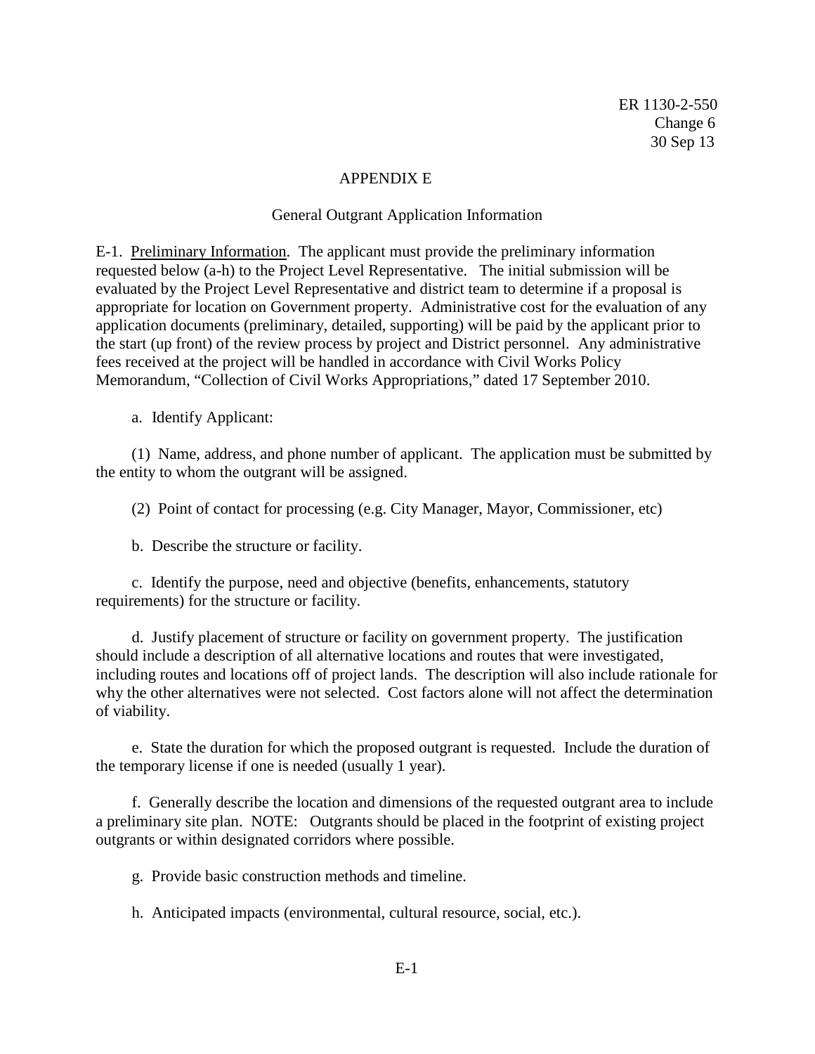# APPENDIX E

## General Outgrant Application Information

E-1. Preliminary Information. The applicant must provide the preliminary information requested below (a-h) to the Project Level Representative. The initial submission will be evaluated by the Project Level Representative and district team to determine if a proposal is appropriate for location on Government property. Administrative cost for the evaluation of any application documents (preliminary, detailed, supporting) will be paid by the applicant prior to the start (up front) of the review process by project and District personnel. Any administrative fees received at the project will be handled in accordance with Civil Works Policy Memorandum, "Collection of Civil Works Appropriations," dated 17 September 2010.

a. Identify Applicant:

(1) Name, address, and phone number of applicant. The application must be submitted by the entity to whom the outgrant will be assigned.

(2) Point of contact for processing (e.g. City Manager, Mayor, Commissioner, etc)

b. Describe the structure or facility.

c. Identify the purpose, need and objective (benefits, enhancements, statutory requirements) for the structure or facility.

d. Justify placement of structure or facility on government property. The justification should include a description of all alternative locations and routes that were investigated, including routes and locations off of project lands. The description will also include rationale for why the other alternatives were not selected. Cost factors alone will not affect the determination of viability.

e. State the duration for which the proposed outgrant is requested. Include the duration of the temporary license if one is needed (usually 1 year).

f. Generally describe the location and dimensions of the requested outgrant area to include a preliminary site plan. NOTE: Outgrants should be placed in the footprint of existing project outgrants or within designated corridors where possible.

g. Provide basic construction methods and timeline.

h. Anticipated impacts (environmental, cultural resource, social, etc.).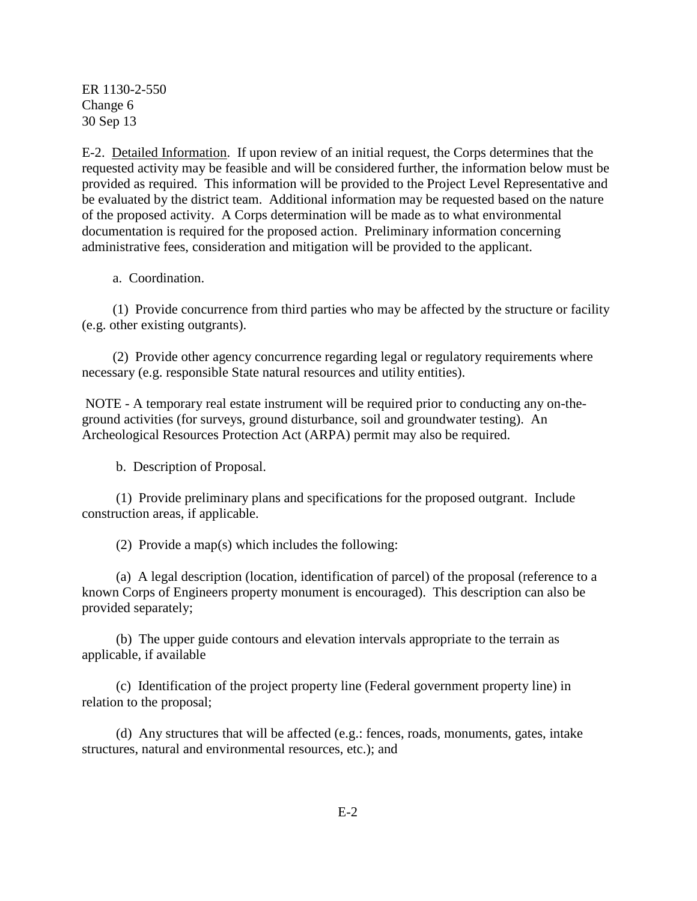E-2. <u>Detailed Information</u>. If upon review of an initial request, the Corps determines that the requested activity may be feasible and will be considered further, the information below must be provided as required. This information will be provided to the Project Level Representative and be evaluated by the district team. Additional information may be requested based on the nature of the proposed activity. A Corps determination will be made as to what environmental documentation is required for the proposed action. Preliminary information concerning administrative fees, consideration and mitigation will be provided to the applicant.

a. Coordination.

(1) Provide concurrence from third parties who may be affected by the structure or facility (e.g. other existing outgrants).

(2) Provide other agency concurrence regarding legal or regulatory requirements where necessary (e.g. responsible State natural resources and utility entities).

NOTE - A temporary real estate instrument will be required prior to conducting any on-the-ground activities (for surveys, ground disturbance, soil and groundwater testing). An Archeological Resources Protection Act (ARPA) permit may also be required.

b. Description of Proposal.

(1) Provide preliminary plans and specifications for the proposed outgrant. Include construction areas, if applicable.

(2) Provide a map(s) which includes the following:

(a) A legal description (location, identification of parcel) of the proposal (reference to a known Corps of Engineers property monument is encouraged). This description can also be provided separately;

(b) The upper guide contours and elevation intervals appropriate to the terrain as applicable, if available

(c) Identification of the project property line (Federal government property line) in relation to the proposal;

(d) Any structures that will be affected (e.g.: fences, roads, monuments, gates, intake structures, natural and environmental resources, etc.); and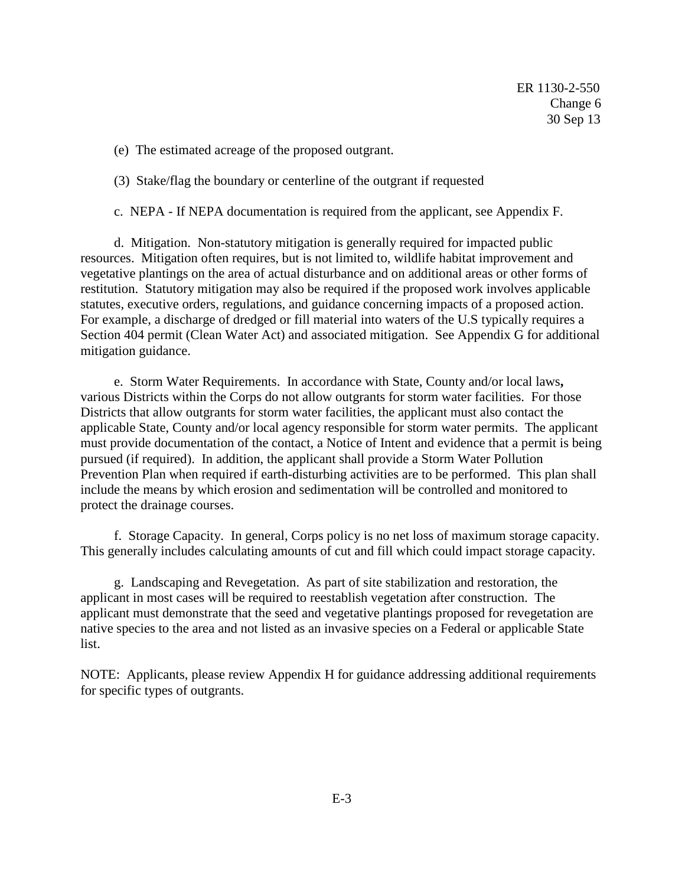(e) The estimated acreage of the proposed outgrant.

(3) Stake/flag the boundary or centerline of the outgrant if requested

c. NEPA - If NEPA documentation is required from the applicant, see Appendix F.

d. Mitigation. Non-statutory mitigation is generally required for impacted public resources. Mitigation often requires, but is not limited to, wildlife habitat improvement and vegetative plantings on the area of actual disturbance and on additional areas or other forms of restitution. Statutory mitigation may also be required if the proposed work involves applicable statutes, executive orders, regulations, and guidance concerning impacts of a proposed action. For example, a discharge of dredged or fill material into waters of the U.S typically requires a Section 404 permit (Clean Water Act) and associated mitigation. See Appendix G for additional mitigation guidance.

e. Storm Water Requirements. In accordance with State, County and/or local laws**,** various Districts within the Corps do not allow outgrants for storm water facilities. For those Districts that allow outgrants for storm water facilities, the applicant must also contact the applicable State, County and/or local agency responsible for storm water permits. The applicant must provide documentation of the contact, a Notice of Intent and evidence that a permit is being pursued (if required). In addition, the applicant shall provide a Storm Water Pollution Prevention Plan when required if earth-disturbing activities are to be performed. This plan shall include the means by which erosion and sedimentation will be controlled and monitored to protect the drainage courses.

f. Storage Capacity. In general, Corps policy is no net loss of maximum storage capacity. This generally includes calculating amounts of cut and fill which could impact storage capacity.

g. Landscaping and Revegetation. As part of site stabilization and restoration, the applicant in most cases will be required to reestablish vegetation after construction. The applicant must demonstrate that the seed and vegetative plantings proposed for revegetation are native species to the area and not listed as an invasive species on a Federal or applicable State list.

NOTE: Applicants, please review Appendix H for guidance addressing additional requirements for specific types of outgrants.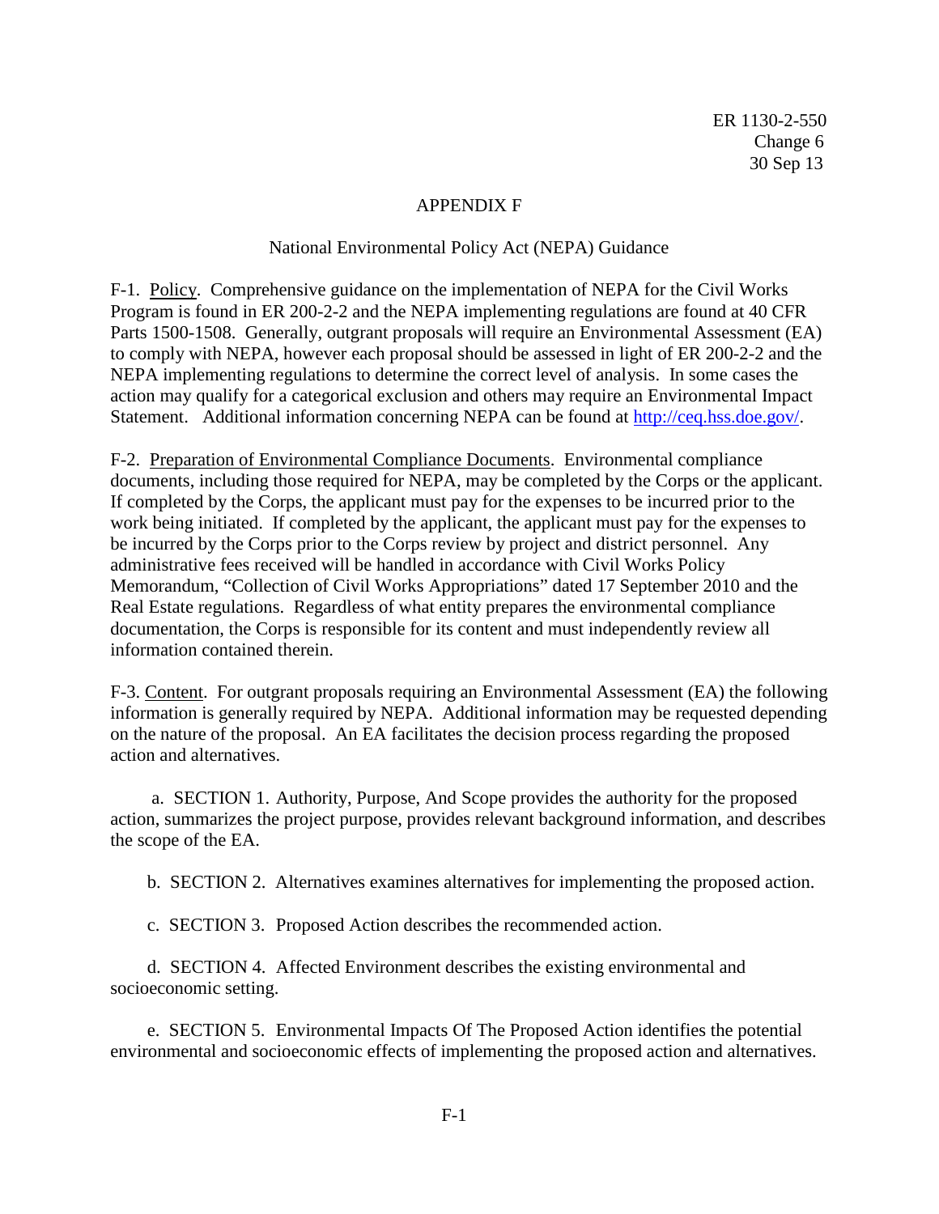# APPENDIX F

## National Environmental Policy Act (NEPA) Guidance

F-1. Policy. Comprehensive guidance on the implementation of NEPA for the Civil Works Program is found in ER 200-2-2 and the NEPA implementing regulations are found at 40 CFR Parts 1500-1508. Generally, outgrant proposals will require an Environmental Assessment (EA) to comply with NEPA, however each proposal should be assessed in light of ER 200-2-2 and the NEPA implementing regulations to determine the correct level of analysis. In some cases the action may qualify for a categorical exclusion and others may require an Environmental Impact Statement. Additional information concerning NEPA can be found at http://ceq.hss.doe.gov/.

F-2. Preparation of Environmental Compliance Documents. Environmental compliance documents, including those required for NEPA, may be completed by the Corps or the applicant. If completed by the Corps, the applicant must pay for the expenses to be incurred prior to the work being initiated. If completed by the applicant, the applicant must pay for the expenses to be incurred by the Corps prior to the Corps review by project and district personnel. Any administrative fees received will be handled in accordance with Civil Works Policy Memorandum, "Collection of Civil Works Appropriations" dated 17 September 2010 and the Real Estate regulations. Regardless of what entity prepares the environmental compliance documentation, the Corps is responsible for its content and must independently review all information contained therein.

F-3. Content. For outgrant proposals requiring an Environmental Assessment (EA) the following information is generally required by NEPA. Additional information may be requested depending on the nature of the proposal. An EA facilitates the decision process regarding the proposed action and alternatives.

a. SECTION 1. Authority, Purpose, And Scope provides the authority for the proposed action, summarizes the project purpose, provides relevant background information, and describes the scope of the EA.

b. SECTION 2. Alternatives examines alternatives for implementing the proposed action.

c. SECTION 3. Proposed Action describes the recommended action.

d. SECTION 4. Affected Environment describes the existing environmental and socioeconomic setting.

e. SECTION 5. Environmental Impacts Of The Proposed Action identifies the potential environmental and socioeconomic effects of implementing the proposed action and alternatives.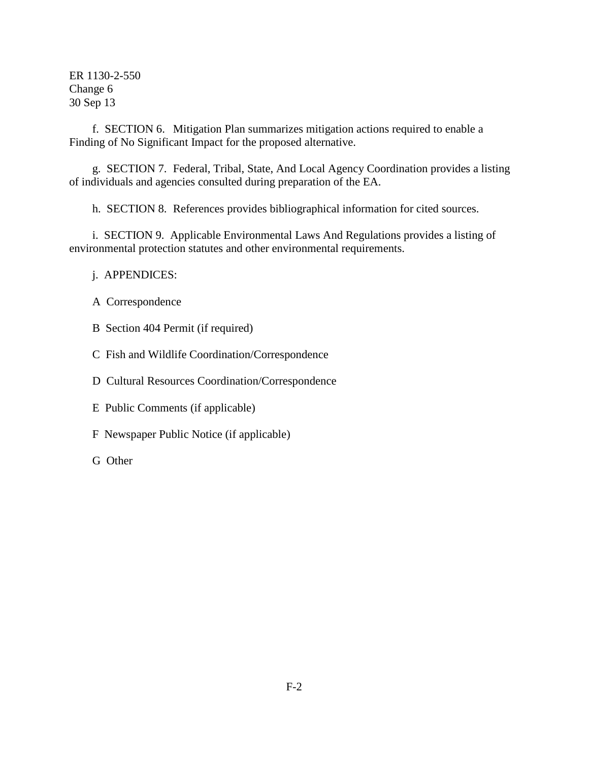f. SECTION 6. Mitigation Plan summarizes mitigation actions required to enable a Finding of No Significant Impact for the proposed alternative.

g. SECTION 7. Federal, Tribal, State, And Local Agency Coordination provides a listing of individuals and agencies consulted during preparation of the EA.

h. SECTION 8. References provides bibliographical information for cited sources.

i. SECTION 9. Applicable Environmental Laws And Regulations provides a listing of environmental protection statutes and other environmental requirements.

j. APPENDICES:

A Correspondence

B Section 404 Permit (if required)

C Fish and Wildlife Coordination/Correspondence

D Cultural Resources Coordination/Correspondence

E Public Comments (if applicable)

F Newspaper Public Notice (if applicable)

G Other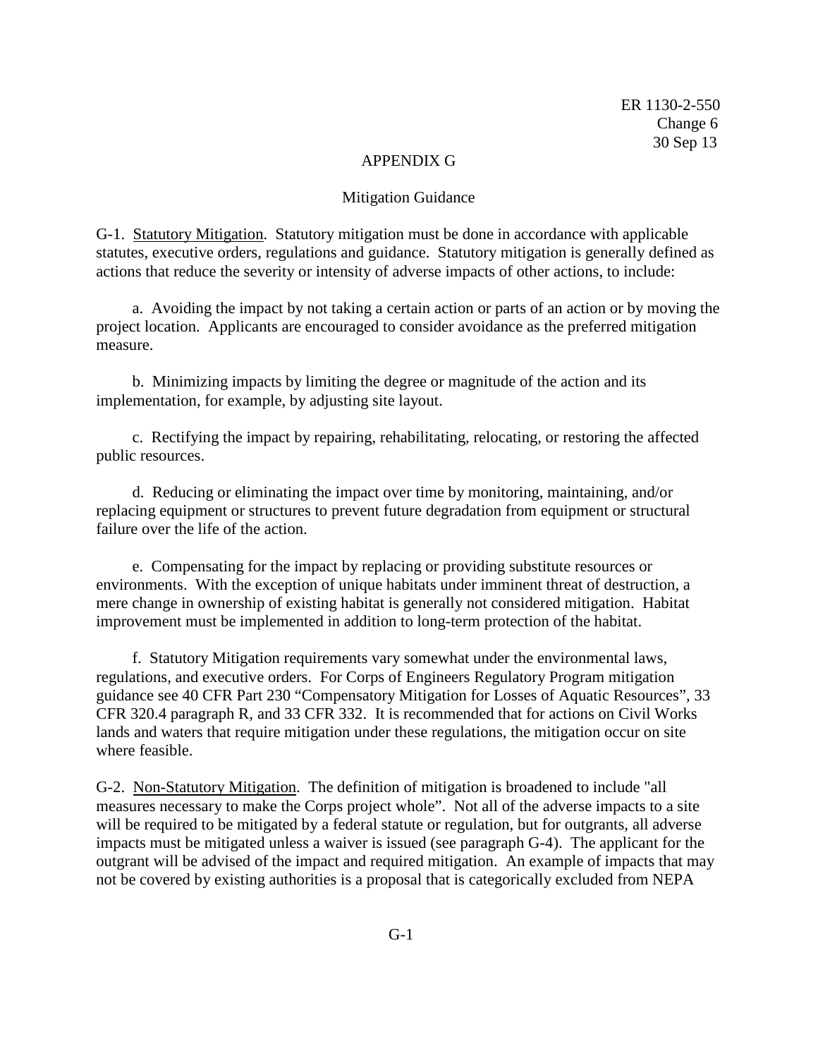# APPENDIX G

## Mitigation Guidance

G-1. <u>Statutory Mitigation</u>. Statutory mitigation must be done in accordance with applicable statutes, executive orders, regulations and guidance. Statutory mitigation is generally defined as actions that reduce the severity or intensity of adverse impacts of other actions, to include:

a. Avoiding the impact by not taking a certain action or parts of an action or by moving the project location. Applicants are encouraged to consider avoidance as the preferred mitigation measure.

b. Minimizing impacts by limiting the degree or magnitude of the action and its implementation, for example, by adjusting site layout.

c. Rectifying the impact by repairing, rehabilitating, relocating, or restoring the affected public resources.

d. Reducing or eliminating the impact over time by monitoring, maintaining, and/or replacing equipment or structures to prevent future degradation from equipment or structural failure over the life of the action.

e. Compensating for the impact by replacing or providing substitute resources or environments. With the exception of unique habitats under imminent threat of destruction, a mere change in ownership of existing habitat is generally not considered mitigation. Habitat improvement must be implemented in addition to long-term protection of the habitat.

f. Statutory Mitigation requirements vary somewhat under the environmental laws, regulations, and executive orders. For Corps of Engineers Regulatory Program mitigation guidance see 40 CFR Part 230 "Compensatory Mitigation for Losses of Aquatic Resources", 33 CFR 320.4 paragraph R, and 33 CFR 332. It is recommended that for actions on Civil Works lands and waters that require mitigation under these regulations, the mitigation occur on site where feasible.

G-2. <u>Non-Statutory Mitigation</u>. The definition of mitigation is broadened to include "all measures necessary to make the Corps project whole". Not all of the adverse impacts to a site will be required to be mitigated by a federal statute or regulation, but for outgrants, all adverse impacts must be mitigated unless a waiver is issued (see paragraph G-4). The applicant for the outgrant will be advised of the impact and required mitigation. An example of impacts that may not be covered by existing authorities is a proposal that is categorically excluded from NEPA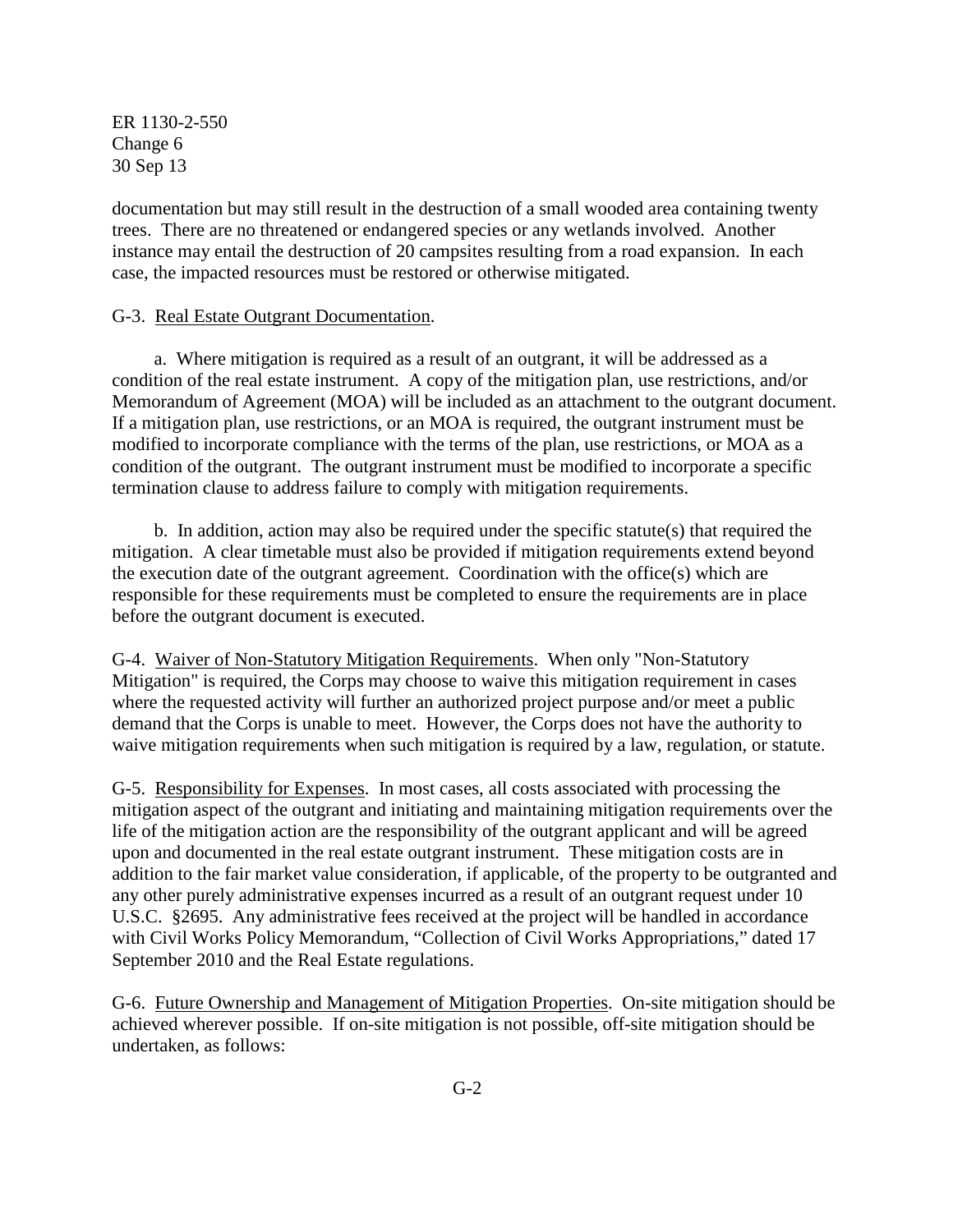documentation but may still result in the destruction of a small wooded area containing twenty trees. There are no threatened or endangered species or any wetlands involved. Another instance may entail the destruction of 20 campsites resulting from a road expansion. In each case, the impacted resources must be restored or otherwise mitigated.

G-3. Real Estate Outgrant Documentation.

a. Where mitigation is required as a result of an outgrant, it will be addressed as a condition of the real estate instrument. A copy of the mitigation plan, use restrictions, and/or Memorandum of Agreement (MOA) will be included as an attachment to the outgrant document. If a mitigation plan, use restrictions, or an MOA is required, the outgrant instrument must be modified to incorporate compliance with the terms of the plan, use restrictions, or MOA as a condition of the outgrant. The outgrant instrument must be modified to incorporate a specific termination clause to address failure to comply with mitigation requirements.

b. In addition, action may also be required under the specific statute(s) that required the mitigation. A clear timetable must also be provided if mitigation requirements extend beyond the execution date of the outgrant agreement. Coordination with the office(s) which are responsible for these requirements must be completed to ensure the requirements are in place before the outgrant document is executed.

G-4. Waiver of Non-Statutory Mitigation Requirements. When only "Non-Statutory Mitigation" is required, the Corps may choose to waive this mitigation requirement in cases where the requested activity will further an authorized project purpose and/or meet a public demand that the Corps is unable to meet. However, the Corps does not have the authority to waive mitigation requirements when such mitigation is required by a law, regulation, or statute.

G-5. Responsibility for Expenses. In most cases, all costs associated with processing the mitigation aspect of the outgrant and initiating and maintaining mitigation requirements over the life of the mitigation action are the responsibility of the outgrant applicant and will be agreed upon and documented in the real estate outgrant instrument. These mitigation costs are in addition to the fair market value consideration, if applicable, of the property to be outgranted and any other purely administrative expenses incurred as a result of an outgrant request under 10 U.S.C. §2695. Any administrative fees received at the project will be handled in accordance with Civil Works Policy Memorandum, "Collection of Civil Works Appropriations," dated 17 September 2010 and the Real Estate regulations.

G-6. Future Ownership and Management of Mitigation Properties. On-site mitigation should be achieved wherever possible. If on-site mitigation is not possible, off-site mitigation should be undertaken, as follows: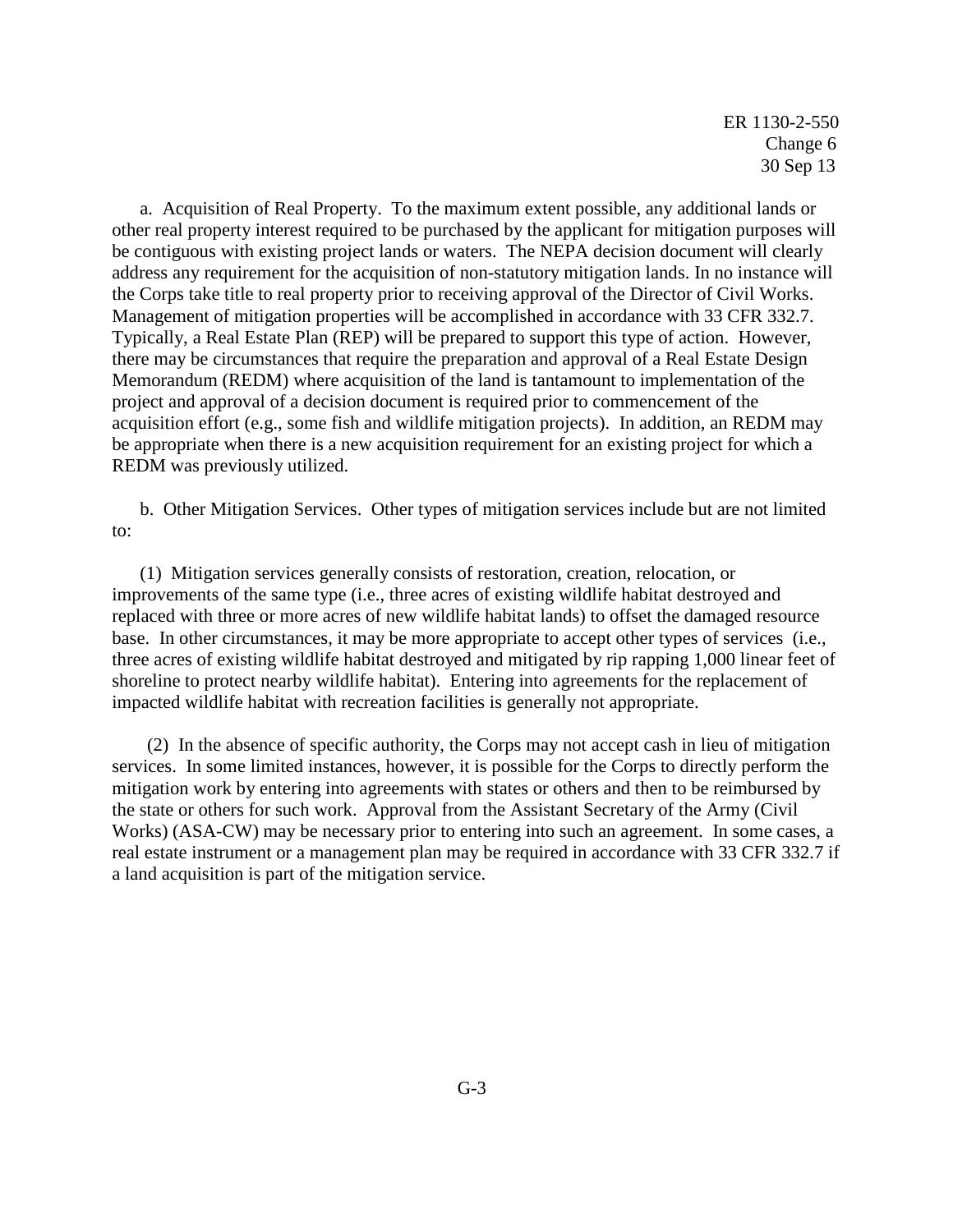a. Acquisition of Real Property. To the maximum extent possible, any additional lands or other real property interest required to be purchased by the applicant for mitigation purposes will be contiguous with existing project lands or waters. The NEPA decision document will clearly address any requirement for the acquisition of non-statutory mitigation lands. In no instance will the Corps take title to real property prior to receiving approval of the Director of Civil Works. Management of mitigation properties will be accomplished in accordance with 33 CFR 332.7. Typically, a Real Estate Plan (REP) will be prepared to support this type of action. However, there may be circumstances that require the preparation and approval of a Real Estate Design Memorandum (REDM) where acquisition of the land is tantamount to implementation of the project and approval of a decision document is required prior to commencement of the acquisition effort (e.g., some fish and wildlife mitigation projects). In addition, an REDM may be appropriate when there is a new acquisition requirement for an existing project for which a REDM was previously utilized.

b. Other Mitigation Services. Other types of mitigation services include but are not limited to:

(1) Mitigation services generally consists of restoration, creation, relocation, or improvements of the same type (i.e., three acres of existing wildlife habitat destroyed and replaced with three or more acres of new wildlife habitat lands) to offset the damaged resource base. In other circumstances, it may be more appropriate to accept other types of services (i.e., three acres of existing wildlife habitat destroyed and mitigated by rip rapping 1,000 linear feet of shoreline to protect nearby wildlife habitat). Entering into agreements for the replacement of impacted wildlife habitat with recreation facilities is generally not appropriate.

(2) In the absence of specific authority, the Corps may not accept cash in lieu of mitigation services. In some limited instances, however, it is possible for the Corps to directly perform the mitigation work by entering into agreements with states or others and then to be reimbursed by the state or others for such work. Approval from the Assistant Secretary of the Army (Civil Works) (ASA-CW) may be necessary prior to entering into such an agreement. In some cases, a real estate instrument or a management plan may be required in accordance with 33 CFR 332.7 if a land acquisition is part of the mitigation service.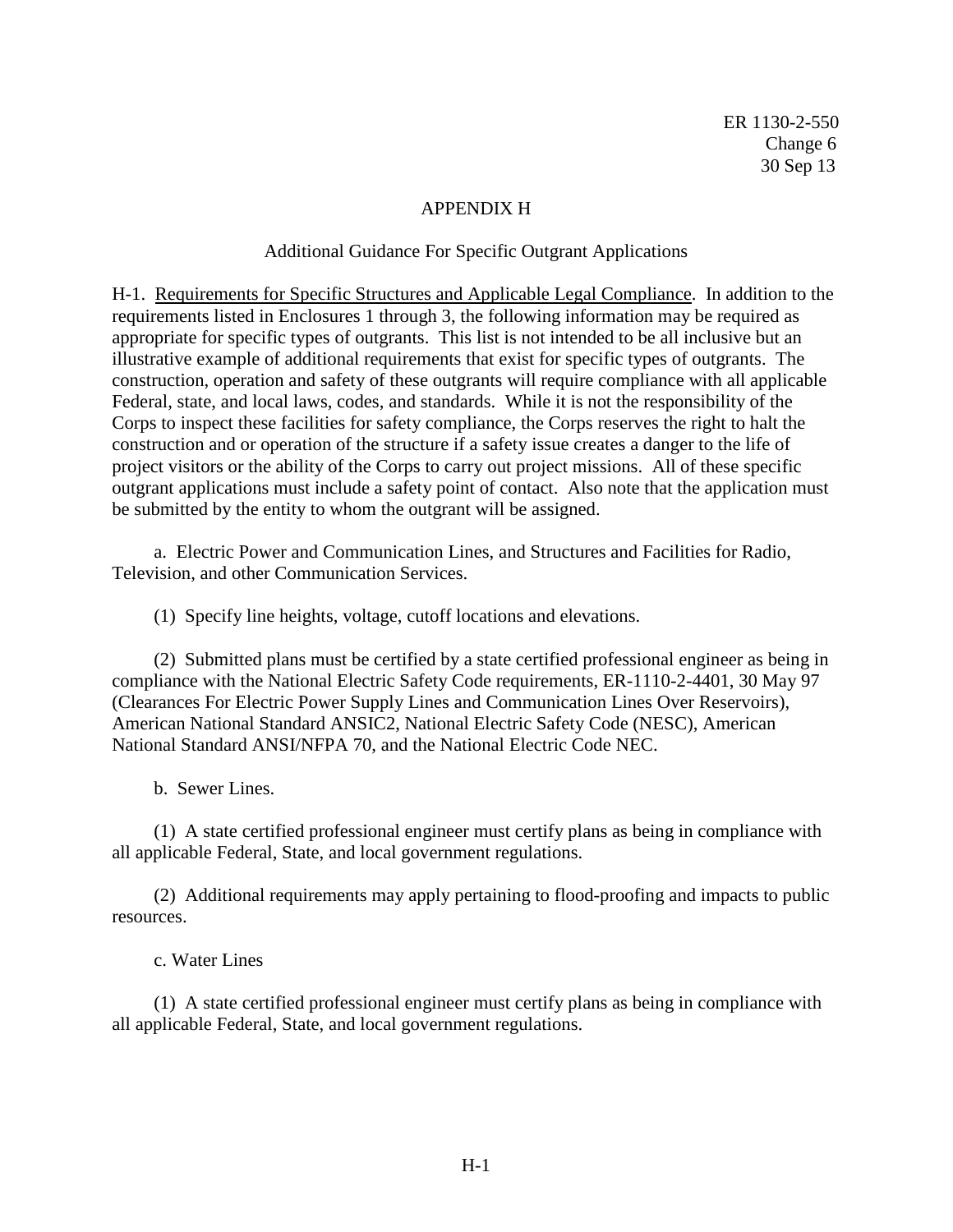## APPENDIX H

### Additional Guidance For Specific Outgrant Applications

H-1. Requirements for Specific Structures and Applicable Legal Compliance. In addition to the requirements listed in Enclosures 1 through 3, the following information may be required as appropriate for specific types of outgrants. This list is not intended to be all inclusive but an illustrative example of additional requirements that exist for specific types of outgrants. The construction, operation and safety of these outgrants will require compliance with all applicable Federal, state, and local laws, codes, and standards. While it is not the responsibility of the Corps to inspect these facilities for safety compliance, the Corps reserves the right to halt the construction and or operation of the structure if a safety issue creates a danger to the life of project visitors or the ability of the Corps to carry out project missions. All of these specific outgrant applications must include a safety point of contact. Also note that the application must be submitted by the entity to whom the outgrant will be assigned.

a. Electric Power and Communication Lines, and Structures and Facilities for Radio, Television, and other Communication Services.

(1) Specify line heights, voltage, cutoff locations and elevations.

(2) Submitted plans must be certified by a state certified professional engineer as being in compliance with the National Electric Safety Code requirements, ER-1110-2-4401, 30 May 97 (Clearances For Electric Power Supply Lines and Communication Lines Over Reservoirs), American National Standard ANSIC2, National Electric Safety Code (NESC), American National Standard ANSI/NFPA 70, and the National Electric Code NEC.

b. Sewer Lines.

(1) A state certified professional engineer must certify plans as being in compliance with all applicable Federal, State, and local government regulations.

(2) Additional requirements may apply pertaining to flood-proofing and impacts to public resources.

c. Water Lines

(1) A state certified professional engineer must certify plans as being in compliance with all applicable Federal, State, and local government regulations.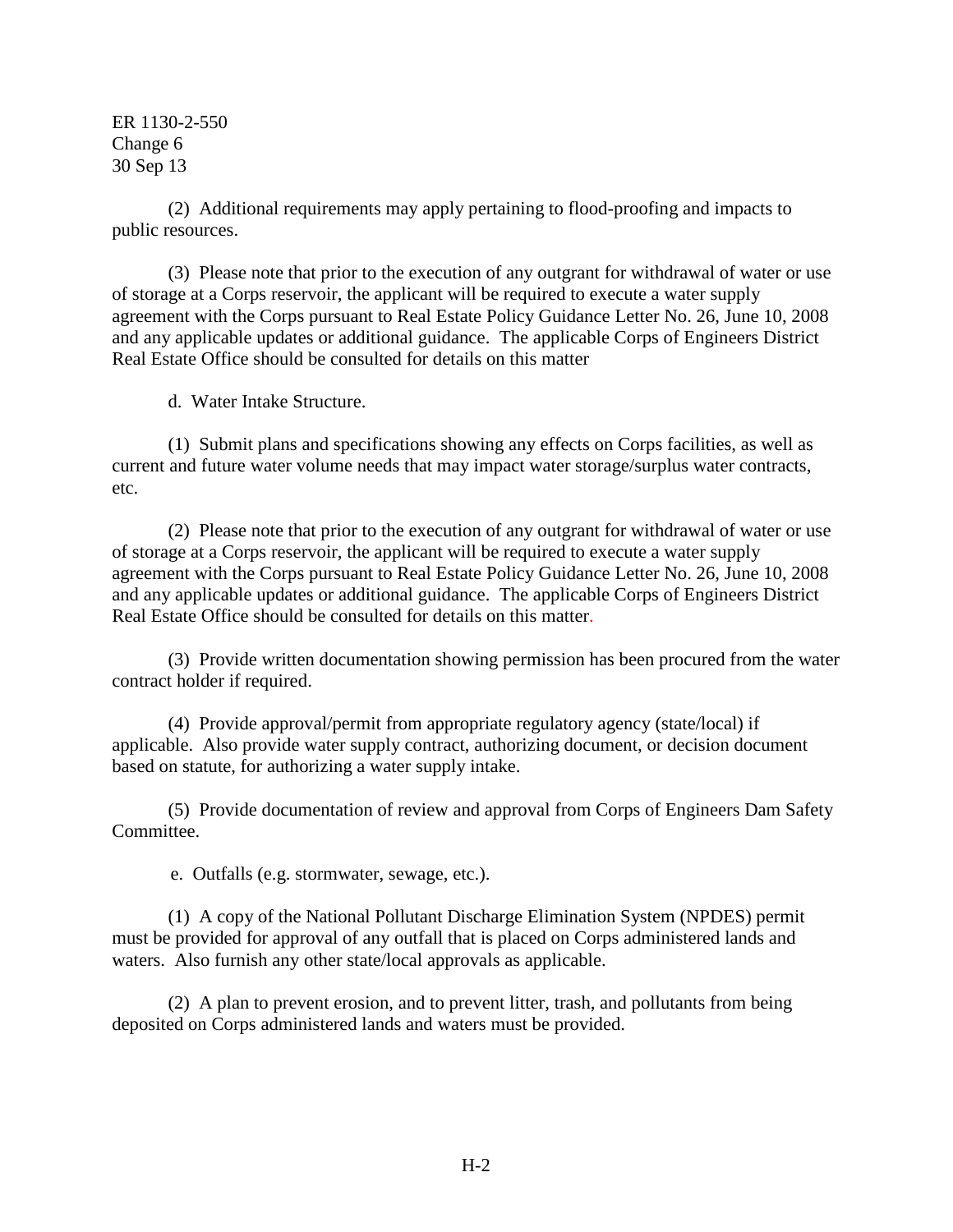(2) Additional requirements may apply pertaining to flood-proofing and impacts to public resources.

(3) Please note that prior to the execution of any outgrant for withdrawal of water or use of storage at a Corps reservoir, the applicant will be required to execute a water supply agreement with the Corps pursuant to Real Estate Policy Guidance Letter No. 26, June 10, 2008 and any applicable updates or additional guidance. The applicable Corps of Engineers District Real Estate Office should be consulted for details on this matter

d. Water Intake Structure.

(1) Submit plans and specifications showing any effects on Corps facilities, as well as current and future water volume needs that may impact water storage/surplus water contracts, etc.

(2) Please note that prior to the execution of any outgrant for withdrawal of water or use of storage at a Corps reservoir, the applicant will be required to execute a water supply agreement with the Corps pursuant to Real Estate Policy Guidance Letter No. 26, June 10, 2008 and any applicable updates or additional guidance. The applicable Corps of Engineers District Real Estate Office should be consulted for details on this matter.

(3) Provide written documentation showing permission has been procured from the water contract holder if required.

(4) Provide approval/permit from appropriate regulatory agency (state/local) if applicable. Also provide water supply contract, authorizing document, or decision document based on statute, for authorizing a water supply intake.

(5) Provide documentation of review and approval from Corps of Engineers Dam Safety Committee.

e. Outfalls (e.g. stormwater, sewage, etc.).

(1) A copy of the National Pollutant Discharge Elimination System (NPDES) permit must be provided for approval of any outfall that is placed on Corps administered lands and waters. Also furnish any other state/local approvals as applicable.

(2) A plan to prevent erosion, and to prevent litter, trash, and pollutants from being deposited on Corps administered lands and waters must be provided.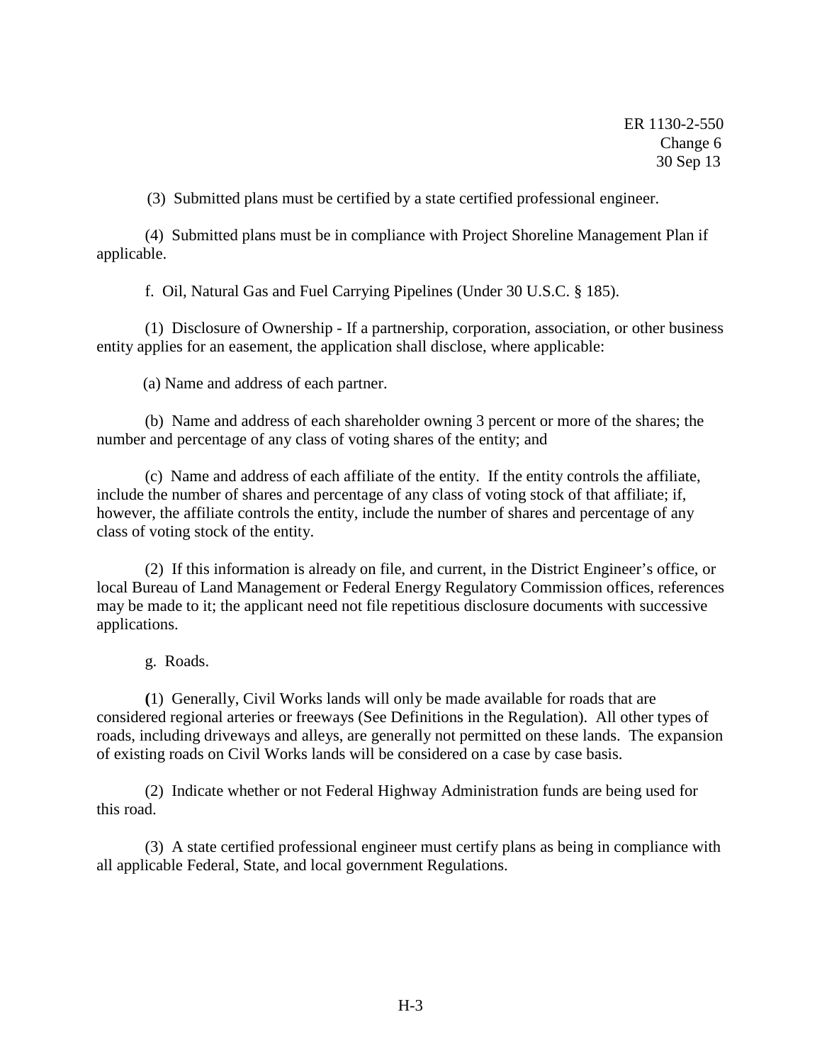(3) Submitted plans must be certified by a state certified professional engineer.

(4) Submitted plans must be in compliance with Project Shoreline Management Plan if applicable.

f. Oil, Natural Gas and Fuel Carrying Pipelines (Under 30 U.S.C. § 185).

(1) Disclosure of Ownership - If a partnership, corporation, association, or other business entity applies for an easement, the application shall disclose, where applicable:

(a) Name and address of each partner.

(b) Name and address of each shareholder owning 3 percent or more of the shares; the number and percentage of any class of voting shares of the entity; and

(c) Name and address of each affiliate of the entity. If the entity controls the affiliate, include the number of shares and percentage of any class of voting stock of that affiliate; if, however, the affiliate controls the entity, include the number of shares and percentage of any class of voting stock of the entity.

(2) If this information is already on file, and current, in the District Engineer's office, or local Bureau of Land Management or Federal Energy Regulatory Commission offices, references may be made to it; the applicant need not file repetitious disclosure documents with successive applications.

g. Roads.

(1) Generally, Civil Works lands will only be made available for roads that are considered regional arteries or freeways (See Definitions in the Regulation). All other types of roads, including driveways and alleys, are generally not permitted on these lands. The expansion of existing roads on Civil Works lands will be considered on a case by case basis.

(2) Indicate whether or not Federal Highway Administration funds are being used for this road.

(3) A state certified professional engineer must certify plans as being in compliance with all applicable Federal, State, and local government Regulations.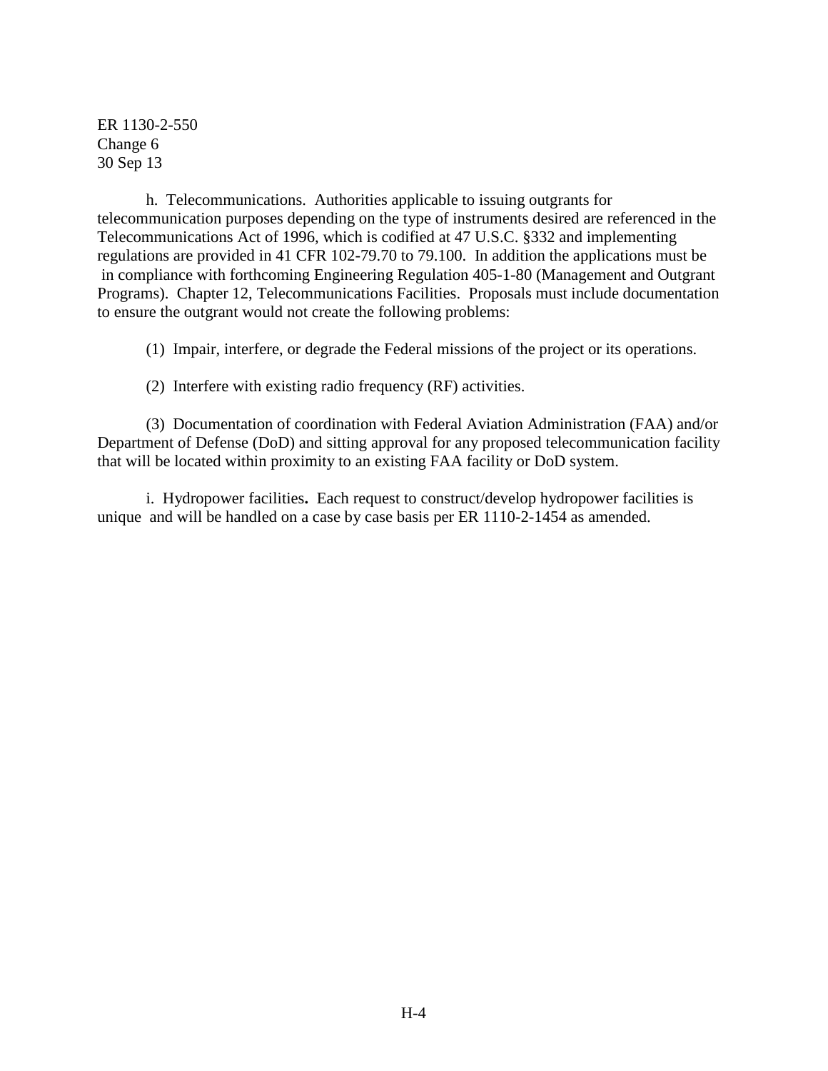h. Telecommunications. Authorities applicable to issuing outgrants for telecommunication purposes depending on the type of instruments desired are referenced in the Telecommunications Act of 1996, which is codified at 47 U.S.C. §332 and implementing regulations are provided in 41 CFR 102-79.70 to 79.100. In addition the applications must be in compliance with forthcoming Engineering Regulation 405-1-80 (Management and Outgrant Programs). Chapter 12, Telecommunications Facilities. Proposals must include documentation to ensure the outgrant would not create the following problems:

(1) Impair, interfere, or degrade the Federal missions of the project or its operations.

(2) Interfere with existing radio frequency (RF) activities.

(3) Documentation of coordination with Federal Aviation Administration (FAA) and/or Department of Defense (DoD) and sitting approval for any proposed telecommunication facility that will be located within proximity to an existing FAA facility or DoD system.

i. Hydropower facilities**.** Each request to construct/develop hydropower facilities is unique and will be handled on a case by case basis per ER 1110-2-1454 as amended.